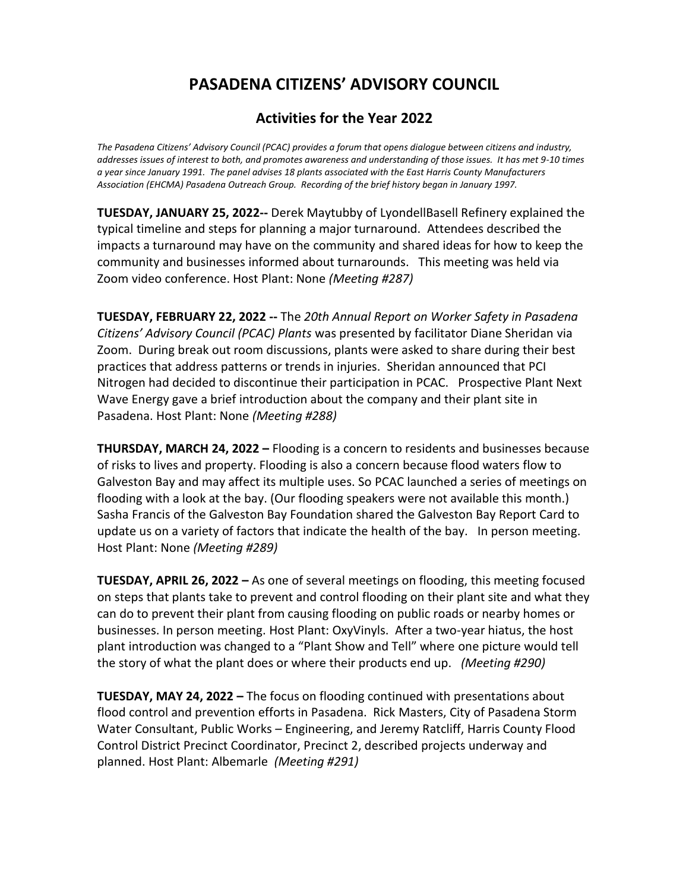# PASADENA CITIZENS' ADVISORY COUNCIL

## Activities for the Year 2022

*The Pasadena Citizens' Advisory Council (PCAC) provides a forum that opens dialogue between citizens and industry, addresses issues of interest to both, and promotes awareness and understanding of those issues. It has met 9-10 times a year since January 1991. The panel advises 18 plants associated with the East Harris County Manufacturers Association (EHCMA) Pasadena Outreach Group. Recording of the brief history began in January 1997.*

**TUESDAY, JANUARY 25, 2022--** Derek Maytubby of LyondellBasell Refinery explained the typical timeline and steps for planning a major turnaround. Attendees described the impacts a turnaround may have on the community and shared ideas for how to keep the community and businesses informed about turnarounds. This meeting was held via Zoom video conference. Host Plant: None *(Meeting #287)*

**TUESDAY, FEBRUARY 22, 2022 --** The *20th Annual Report on Worker Safety in Pasadena Citizens' Advisory Council (PCAC) Plants* was presented by facilitator Diane Sheridan via Zoom. During break out room discussions, plants were asked to share during their best practices that address patterns or trends in injuries. Sheridan announced that PCI Nitrogen had decided to discontinue their participation in PCAC. Prospective Plant Next Wave Energy gave a brief introduction about the company and their plant site in Pasadena. Host Plant: None *(Meeting #288)*

**THURSDAY, MARCH 24, 2022 –** Flooding is a concern to residents and businesses because of risks to lives and property. Flooding is also a concern because flood waters flow to Galveston Bay and may affect its multiple uses. So PCAC launched a series of meetings on flooding with a look at the bay. (Our flooding speakers were not available this month.) Sasha Francis of the Galveston Bay Foundation shared the Galveston Bay Report Card to update us on a variety of factors that indicate the health of the bay. In person meeting. Host Plant: None *(Meeting #289)*

**TUESDAY, APRIL 26, 2022 –** As one of several meetings on flooding, this meeting focused on steps that plants take to prevent and control flooding on their plant site and what they can do to prevent their plant from causing flooding on public roads or nearby homes or businesses. In person meeting. Host Plant: OxyVinyls. After a two-year hiatus, the host plant introduction was changed to a "Plant Show and Tell" where one picture would tell the story of what the plant does or where their products end up. *(Meeting #290)*

**TUESDAY, MAY 24, 2022 –** The focus on flooding continued with presentations about flood control and prevention efforts in Pasadena. Rick Masters, City of Pasadena Storm Water Consultant, Public Works – Engineering, and Jeremy Ratcliff, Harris County Flood Control District Precinct Coordinator, Precinct 2, described projects underway and planned. Host Plant: Albemarle *(Meeting #291)*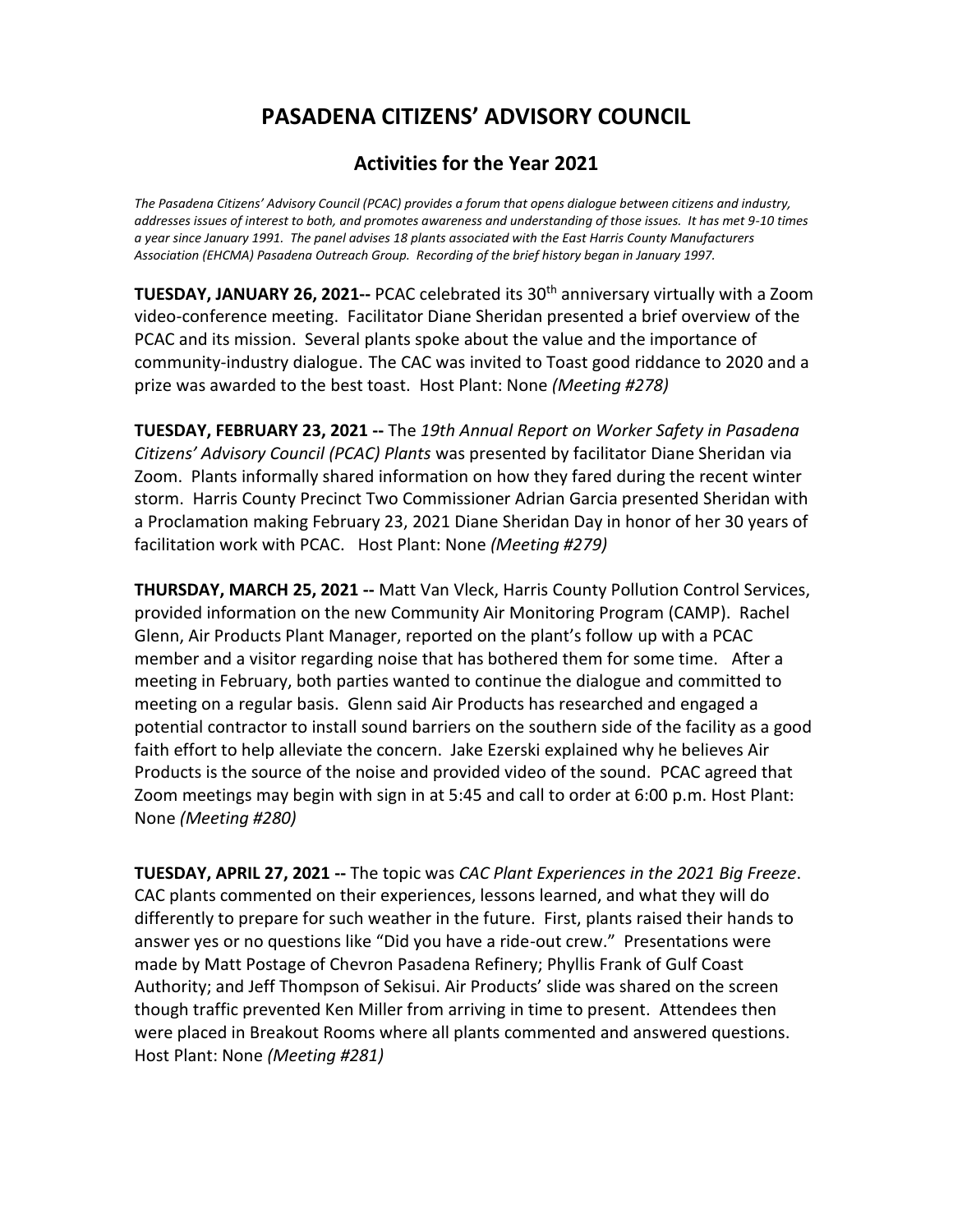# PASADENA CITIZENS' ADVISORY COUNCIL

## Activities for the Year 2021

*The Pasadena Citizens' Advisory Council (PCAC) provides a forum that opens dialogue between citizens and industry, addresses issues of interest to both, and promotes awareness and understanding of those issues. It has met 9-10 times a year since January 1991. The panel advises 18 plants associated with the East Harris County Manufacturers Association (EHCMA) Pasadena Outreach Group. Recording of the brief history began in January 1997.*

**TUESDAY, JANUARY 26, 2021--** PCAC celebrated its 30th anniversary virtually with a Zoom video-conference meeting. Facilitator Diane Sheridan presented a brief overview of the PCAC and its mission. Several plants spoke about the value and the importance of community-industry dialogue. The CAC was invited to Toast good riddance to 2020 and a prize was awarded to the best toast. Host Plant: None *(Meeting #278)*

**TUESDAY, FEBRUARY 23, 2021 --** The *19th Annual Report on Worker Safety in Pasadena Citizens' Advisory Council (PCAC) Plants* was presented by facilitator Diane Sheridan via Zoom. Plants informally shared information on how they fared during the recent winter storm. Harris County Precinct Two Commissioner Adrian Garcia presented Sheridan with a Proclamation making February 23, 2021 Diane Sheridan Day in honor of her 30 years of facilitation work with PCAC. Host Plant: None *(Meeting #279)*

**THURSDAY, MARCH 25, 2021 --** Matt Van Vleck, Harris County Pollution Control Services, provided information on the new Community Air Monitoring Program (CAMP). Rachel Glenn, Air Products Plant Manager, reported on the plant's follow up with a PCAC member and a visitor regarding noise that has bothered them for some time. After a meeting in February, both parties wanted to continue the dialogue and committed to meeting on a regular basis. Glenn said Air Products has researched and engaged a potential contractor to install sound barriers on the southern side of the facility as a good faith effort to help alleviate the concern. Jake Ezerski explained why he believes Air Products is the source of the noise and provided video of the sound. PCAC agreed that Zoom meetings may begin with sign in at 5:45 and call to order at 6:00 p.m. Host Plant: None *(Meeting #280)*

**TUESDAY, APRIL 27, 2021 --** The topic was *CAC Plant Experiences in the 2021 Big Freeze*. CAC plants commented on their experiences, lessons learned, and what they will do differently to prepare for such weather in the future. First, plants raised their hands to answer yes or no questions like "Did you have a ride-out crew." Presentations were made by Matt Postage of Chevron Pasadena Refinery; Phyllis Frank of Gulf Coast Authority; and Jeff Thompson of Sekisui. Air Products' slide was shared on the screen though traffic prevented Ken Miller from arriving in time to present. Attendees then were placed in Breakout Rooms where all plants commented and answered questions. Host Plant: None *(Meeting #281)*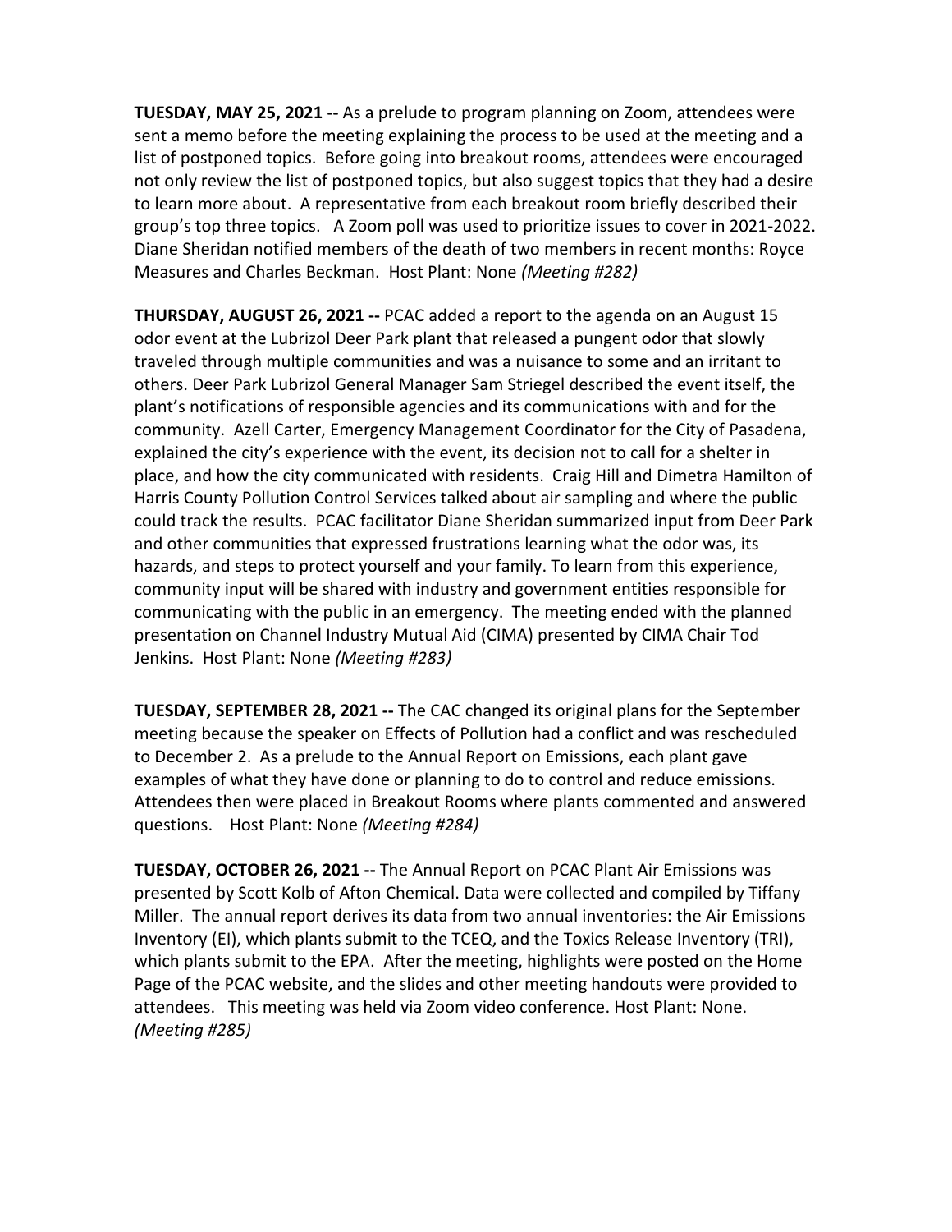**TUESDAY, MAY 25, 2021 --** As a prelude to program planning on Zoom, attendees were sent a memo before the meeting explaining the process to be used at the meeting and a list of postponed topics. Before going into breakout rooms, attendees were encouraged not only review the list of postponed topics, but also suggest topics that they had a desire to learn more about. A representative from each breakout room briefly described their group's top three topics. A Zoom poll was used to prioritize issues to cover in 2021-2022. Diane Sheridan notified members of the death of two members in recent months: Royce Measures and Charles Beckman. Host Plant: None *(Meeting #282)*

**THURSDAY, AUGUST 26, 2021 --** PCAC added a report to the agenda on an August 15 odor event at the Lubrizol Deer Park plant that released a pungent odor that slowly traveled through multiple communities and was a nuisance to some and an irritant to others. Deer Park Lubrizol General Manager Sam Striegel described the event itself, the plant's notifications of responsible agencies and its communications with and for the community. Azell Carter, Emergency Management Coordinator for the City of Pasadena, explained the city's experience with the event, its decision not to call for a shelter in place, and how the city communicated with residents. Craig Hill and Dimetra Hamilton of Harris County Pollution Control Services talked about air sampling and where the public could track the results. PCAC facilitator Diane Sheridan summarized input from Deer Park and other communities that expressed frustrations learning what the odor was, its hazards, and steps to protect yourself and your family. To learn from this experience, community input will be shared with industry and government entities responsible for communicating with the public in an emergency. The meeting ended with the planned presentation on Channel Industry Mutual Aid (CIMA) presented by CIMA Chair Tod Jenkins. Host Plant: None *(Meeting #283)*

**TUESDAY, SEPTEMBER 28, 2021 --** The CAC changed its original plans for the September meeting because the speaker on Effects of Pollution had a conflict and was rescheduled to December 2. As a prelude to the Annual Report on Emissions, each plant gave examples of what they have done or planning to do to control and reduce emissions. Attendees then were placed in Breakout Rooms where plants commented and answered questions. Host Plant: None *(Meeting #284)*

**TUESDAY, OCTOBER 26, 2021 --** The Annual Report on PCAC Plant Air Emissions was presented by Scott Kolb of Afton Chemical. Data were collected and compiled by Tiffany Miller. The annual report derives its data from two annual inventories: the Air Emissions Inventory (EI), which plants submit to the TCEQ, and the Toxics Release Inventory (TRI), which plants submit to the EPA. After the meeting, highlights were posted on the Home Page of the PCAC website, and the slides and other meeting handouts were provided to attendees. This meeting was held via Zoom video conference. Host Plant: None. *(Meeting #285)*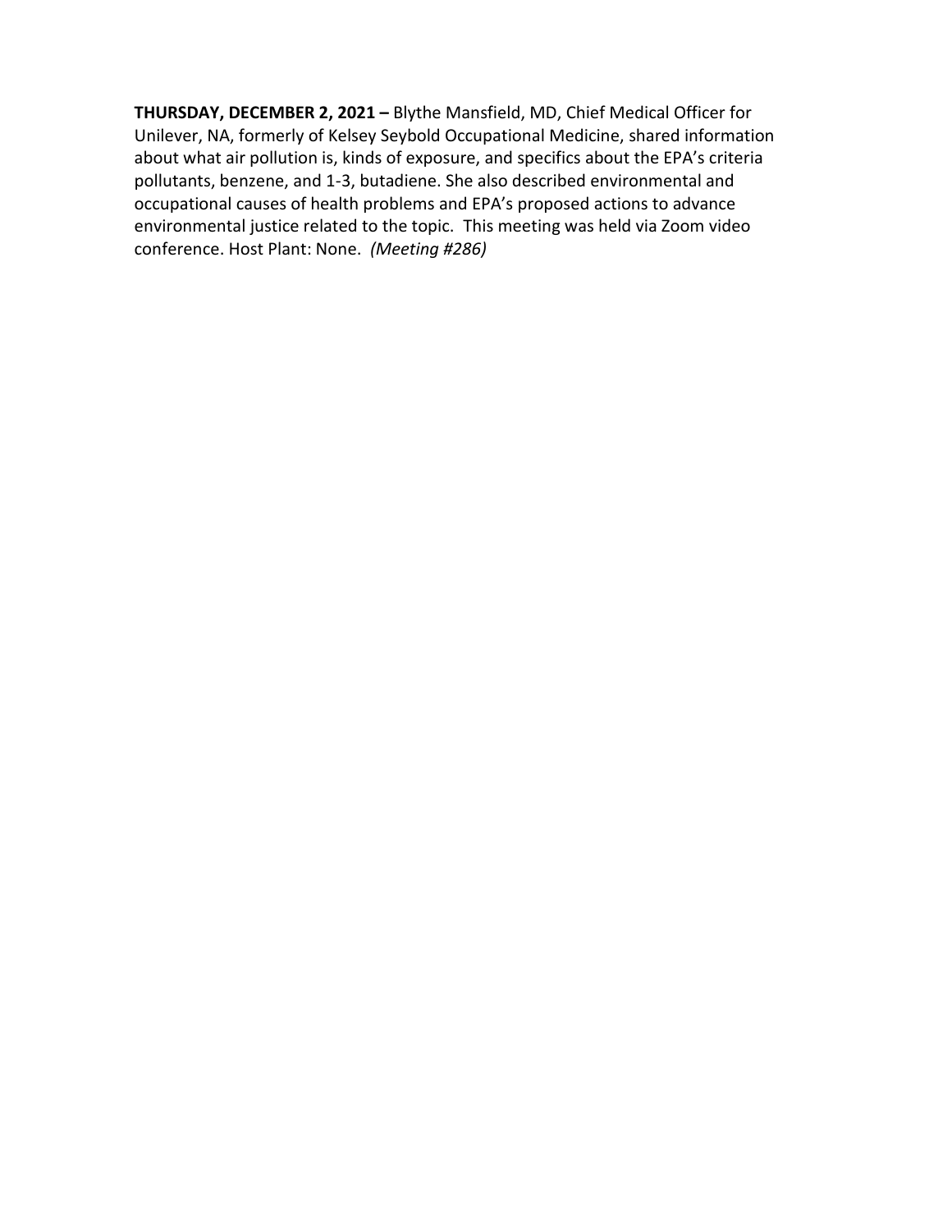**THURSDAY, DECEMBER 2, 2021 –** Blythe Mansfield, MD, Chief Medical Officer for Unilever, NA, formerly of Kelsey Seybold Occupational Medicine, shared information about what air pollution is, kinds of exposure, and specifics about the EPA's criteria pollutants, benzene, and 1-3, butadiene. She also described environmental and occupational causes of health problems and EPA's proposed actions to advance environmental justice related to the topic. This meeting was held via Zoom video conference. Host Plant: None. *(Meeting #286)*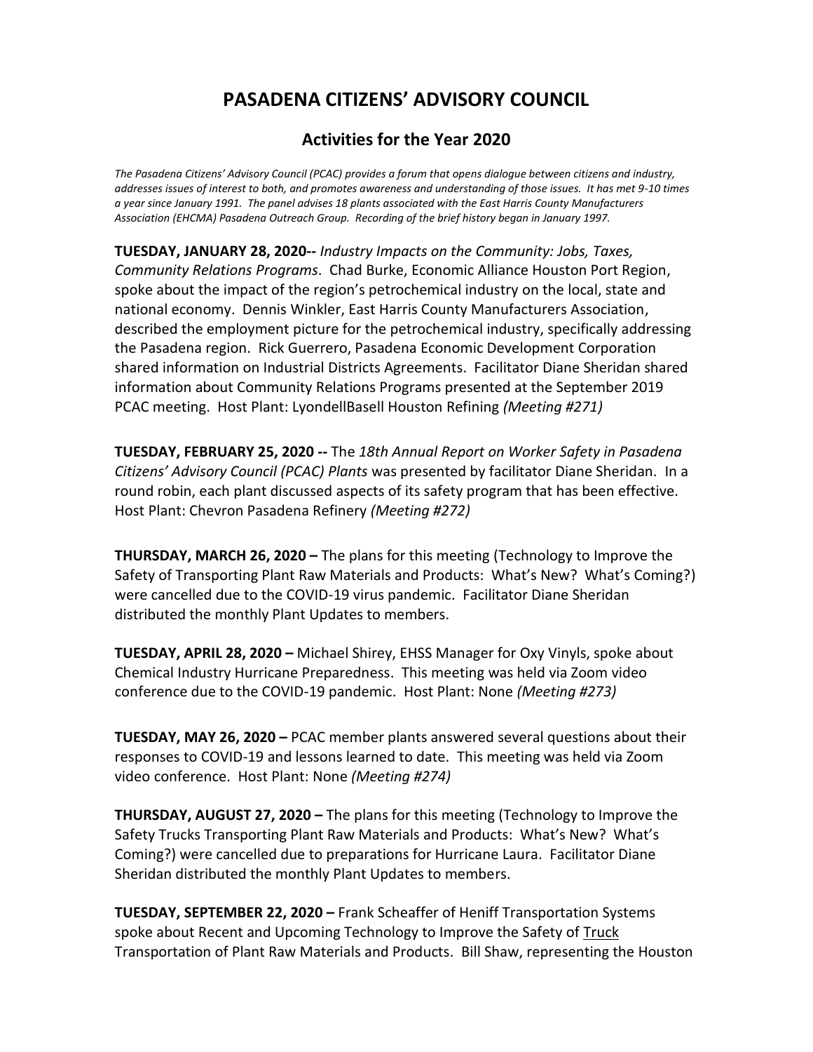# PASADENA CITIZENS' ADVISORY COUNCIL

## Activities for the Year 2020

*The Pasadena Citizens' Advisory Council (PCAC) provides a forum that opens dialogue between citizens and industry, addresses issues of interest to both, and promotes awareness and understanding of those issues. It has met 9-10 times a year since January 1991. The panel advises 18 plants associated with the East Harris County Manufacturers Association (EHCMA) Pasadena Outreach Group. Recording of the brief history began in January 1997.*

**TUESDAY, JANUARY 28, 2020--** *Industry Impacts on the Community: Jobs, Taxes, Community Relations Programs*. Chad Burke, Economic Alliance Houston Port Region, spoke about the impact of the region's petrochemical industry on the local, state and national economy. Dennis Winkler, East Harris County Manufacturers Association, described the employment picture for the petrochemical industry, specifically addressing the Pasadena region. Rick Guerrero, Pasadena Economic Development Corporation shared information on Industrial Districts Agreements. Facilitator Diane Sheridan shared information about Community Relations Programs presented at the September 2019 PCAC meeting. Host Plant: LyondellBasell Houston Refining *(Meeting #271)*

**TUESDAY, FEBRUARY 25, 2020 --** The *18th Annual Report on Worker Safety in Pasadena Citizens' Advisory Council (PCAC) Plants* was presented by facilitator Diane Sheridan. In a round robin, each plant discussed aspects of its safety program that has been effective. Host Plant: Chevron Pasadena Refinery *(Meeting #272)*

**THURSDAY, MARCH 26, 2020 –** The plans for this meeting (Technology to Improve the Safety of Transporting Plant Raw Materials and Products: What's New? What's Coming?) were cancelled due to the COVID-19 virus pandemic. Facilitator Diane Sheridan distributed the monthly Plant Updates to members.

**TUESDAY, APRIL 28, 2020 –** Michael Shirey, EHSS Manager for Oxy Vinyls, spoke about Chemical Industry Hurricane Preparedness. This meeting was held via Zoom video conference due to the COVID-19 pandemic. Host Plant: None *(Meeting #273)*

**TUESDAY, MAY 26, 2020 –** PCAC member plants answered several questions about their responses to COVID-19 and lessons learned to date. This meeting was held via Zoom video conference. Host Plant: None *(Meeting #274)*

**THURSDAY, AUGUST 27, 2020 –** The plans for this meeting (Technology to Improve the Safety Trucks Transporting Plant Raw Materials and Products: What's New? What's Coming?) were cancelled due to preparations for Hurricane Laura. Facilitator Diane Sheridan distributed the monthly Plant Updates to members.

**TUESDAY, SEPTEMBER 22, 2020 –** Frank Scheaffer of Heniff Transportation Systems spoke about Recent and Upcoming Technology to Improve the Safety of <u>Truck</u> Transportation of Plant Raw Materials and Products. Bill Shaw, representing the Houston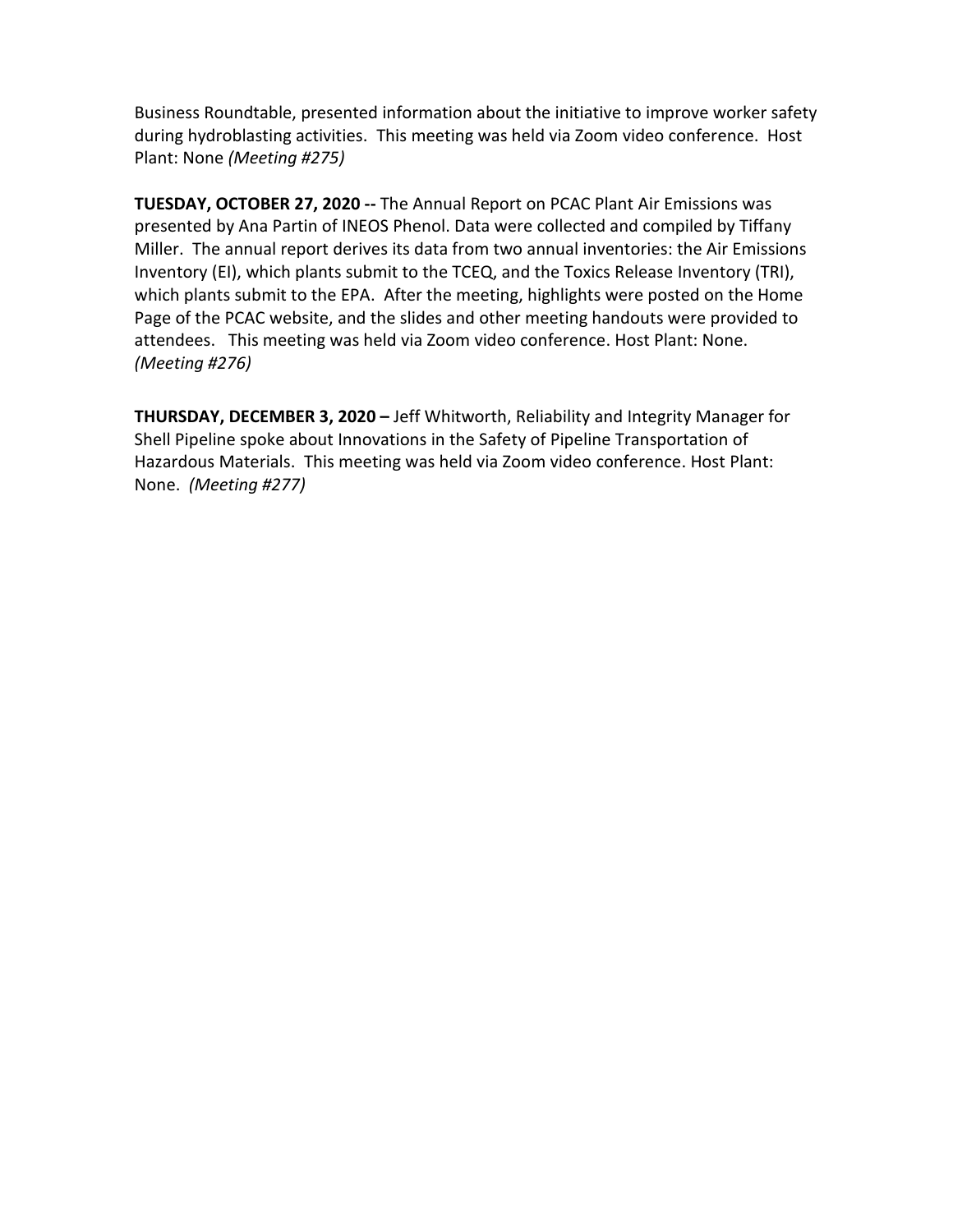Business Roundtable, presented information about the initiative to improve worker safety during hydroblasting activities. This meeting was held via Zoom video conference. Host Plant: None *(Meeting #275)*

**TUESDAY, OCTOBER 27, 2020 --** The Annual Report on PCAC Plant Air Emissions was presented by Ana Partin of INEOS Phenol. Data were collected and compiled by Tiffany Miller. The annual report derives its data from two annual inventories: the Air Emissions Inventory (EI), which plants submit to the TCEQ, and the Toxics Release Inventory (TRI), which plants submit to the EPA. After the meeting, highlights were posted on the Home Page of the PCAC website, and the slides and other meeting handouts were provided to attendees. This meeting was held via Zoom video conference. Host Plant: None. *(Meeting #276)*

**THURSDAY, DECEMBER 3, 2020 –** Jeff Whitworth, Reliability and Integrity Manager for Shell Pipeline spoke about Innovations in the Safety of Pipeline Transportation of Hazardous Materials. This meeting was held via Zoom video conference. Host Plant: None. *(Meeting #277)*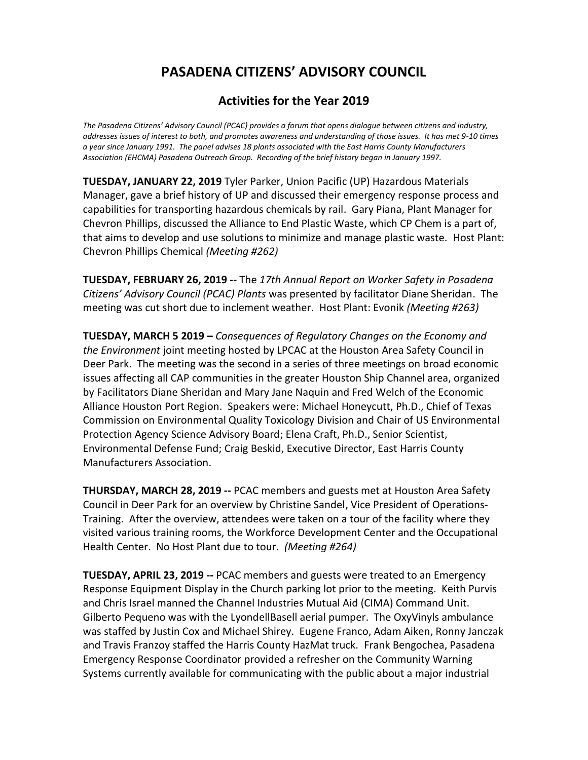# PASADENA CITIZENS' ADVISORY COUNCIL

## Activities for the Year 2019

*The Pasadena Citizens' Advisory Council (PCAC) provides a forum that opens dialogue between citizens and industry, addresses issues of interest to both, and promotes awareness and understanding of those issues. It has met 9-10 times a year since January 1991. The panel advises 18 plants associated with the East Harris County Manufacturers Association (EHCMA) Pasadena Outreach Group. Recording of the brief history began in January 1997.*

**TUESDAY, JANUARY 22, 2019** Tyler Parker, Union Pacific (UP) Hazardous Materials Manager, gave a brief history of UP and discussed their emergency response process and capabilities for transporting hazardous chemicals by rail. Gary Piana, Plant Manager for Chevron Phillips, discussed the Alliance to End Plastic Waste, which CP Chem is a part of, that aims to develop and use solutions to minimize and manage plastic waste. Host Plant: Chevron Phillips Chemical *(Meeting #262)*

**TUESDAY, FEBRUARY 26, 2019 --** The *17th Annual Report on Worker Safety in Pasadena Citizens' Advisory Council (PCAC) Plants* was presented by facilitator Diane Sheridan. The meeting was cut short due to inclement weather. Host Plant: Evonik *(Meeting #263)*

**TUESDAY, MARCH 5 2019 –** *Consequences of Regulatory Changes on the Economy and the Environment* joint meeting hosted by LPCAC at the Houston Area Safety Council in Deer Park. The meeting was the second in a series of three meetings on broad economic issues affecting all CAP communities in the greater Houston Ship Channel area, organized by Facilitators Diane Sheridan and Mary Jane Naquin and Fred Welch of the Economic Alliance Houston Port Region. Speakers were: Michael Honeycutt, Ph.D., Chief of Texas Commission on Environmental Quality Toxicology Division and Chair of US Environmental Protection Agency Science Advisory Board; Elena Craft, Ph.D., Senior Scientist, Environmental Defense Fund; Craig Beskid, Executive Director, East Harris County Manufacturers Association.

**THURSDAY, MARCH 28, 2019 --** PCAC members and guests met at Houston Area Safety Council in Deer Park for an overview by Christine Sandel, Vice President of Operations-Training. After the overview, attendees were taken on a tour of the facility where they visited various training rooms, the Workforce Development Center and the Occupational Health Center. No Host Plant due to tour. *(Meeting #264)*

**TUESDAY, APRIL 23, 2019 --** PCAC members and guests were treated to an Emergency Response Equipment Display in the Church parking lot prior to the meeting. Keith Purvis and Chris Israel manned the Channel Industries Mutual Aid (CIMA) Command Unit. Gilberto Pequeno was with the LyondellBasell aerial pumper. The OxyVinyls ambulance was staffed by Justin Cox and Michael Shirey. Eugene Franco, Adam Aiken, Ronny Janczak and Travis Franzoy staffed the Harris County HazMat truck. Frank Bengochea, Pasadena Emergency Response Coordinator provided a refresher on the Community Warning Systems currently available for communicating with the public about a major industrial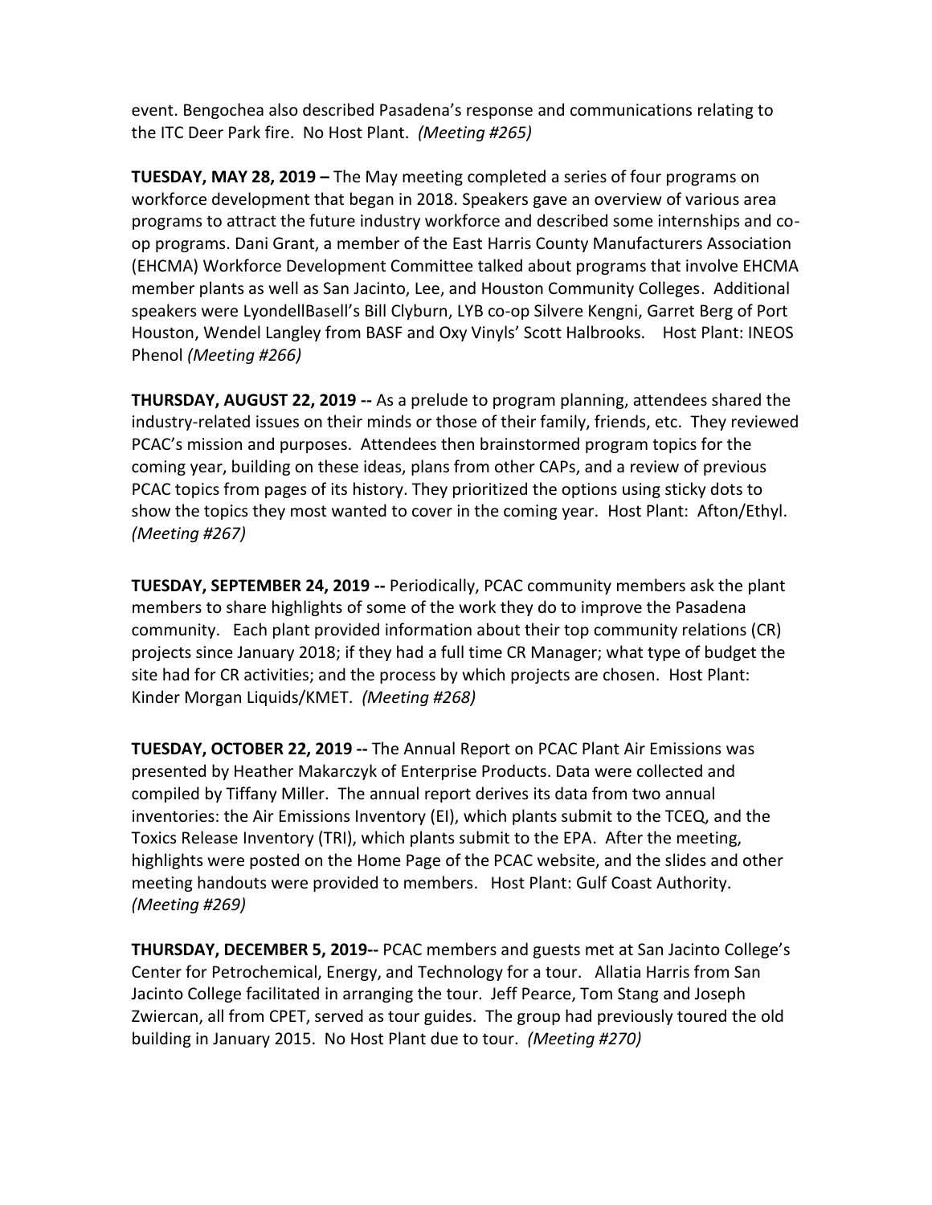event. Bengochea also described Pasadena's response and communications relating to the ITC Deer Park fire. No Host Plant. *(Meeting #265)*

**TUESDAY, MAY 28, 2019 –** The May meeting completed a series of four programs on workforce development that began in 2018. Speakers gave an overview of various area programs to attract the future industry workforce and described some internships and co-op programs. Dani Grant, a member of the East Harris County Manufacturers Association (EHCMA) Workforce Development Committee talked about programs that involve EHCMA member plants as well as San Jacinto, Lee, and Houston Community Colleges. Additional speakers were LyondellBasell's Bill Clyburn, LYB co-op Silvere Kengni, Garret Berg of Port Houston, Wendel Langley from BASF and Oxy Vinyls' Scott Halbrooks. Host Plant: INEOS Phenol *(Meeting #266)*

**THURSDAY, AUGUST 22, 2019 --** As a prelude to program planning, attendees shared the industry-related issues on their minds or those of their family, friends, etc. They reviewed PCAC's mission and purposes. Attendees then brainstormed program topics for the coming year, building on these ideas, plans from other CAPs, and a review of previous PCAC topics from pages of its history. They prioritized the options using sticky dots to show the topics they most wanted to cover in the coming year. Host Plant: Afton/Ethyl. *(Meeting #267)*

**TUESDAY, SEPTEMBER 24, 2019 --** Periodically, PCAC community members ask the plant members to share highlights of some of the work they do to improve the Pasadena community. Each plant provided information about their top community relations (CR) projects since January 2018; if they had a full time CR Manager; what type of budget the site had for CR activities; and the process by which projects are chosen. Host Plant: Kinder Morgan Liquids/KMET. *(Meeting #268)*

**TUESDAY, OCTOBER 22, 2019 --** The Annual Report on PCAC Plant Air Emissions was presented by Heather Makarczyk of Enterprise Products. Data were collected and compiled by Tiffany Miller. The annual report derives its data from two annual inventories: the Air Emissions Inventory (EI), which plants submit to the TCEQ, and the Toxics Release Inventory (TRI), which plants submit to the EPA. After the meeting, highlights were posted on the Home Page of the PCAC website, and the slides and other meeting handouts were provided to members. Host Plant: Gulf Coast Authority. *(Meeting #269)*

**THURSDAY, DECEMBER 5, 2019--** PCAC members and guests met at San Jacinto College's Center for Petrochemical, Energy, and Technology for a tour. Allatia Harris from San Jacinto College facilitated in arranging the tour. Jeff Pearce, Tom Stang and Joseph Zwiercan, all from CPET, served as tour guides. The group had previously toured the old building in January 2015. No Host Plant due to tour. *(Meeting #270)*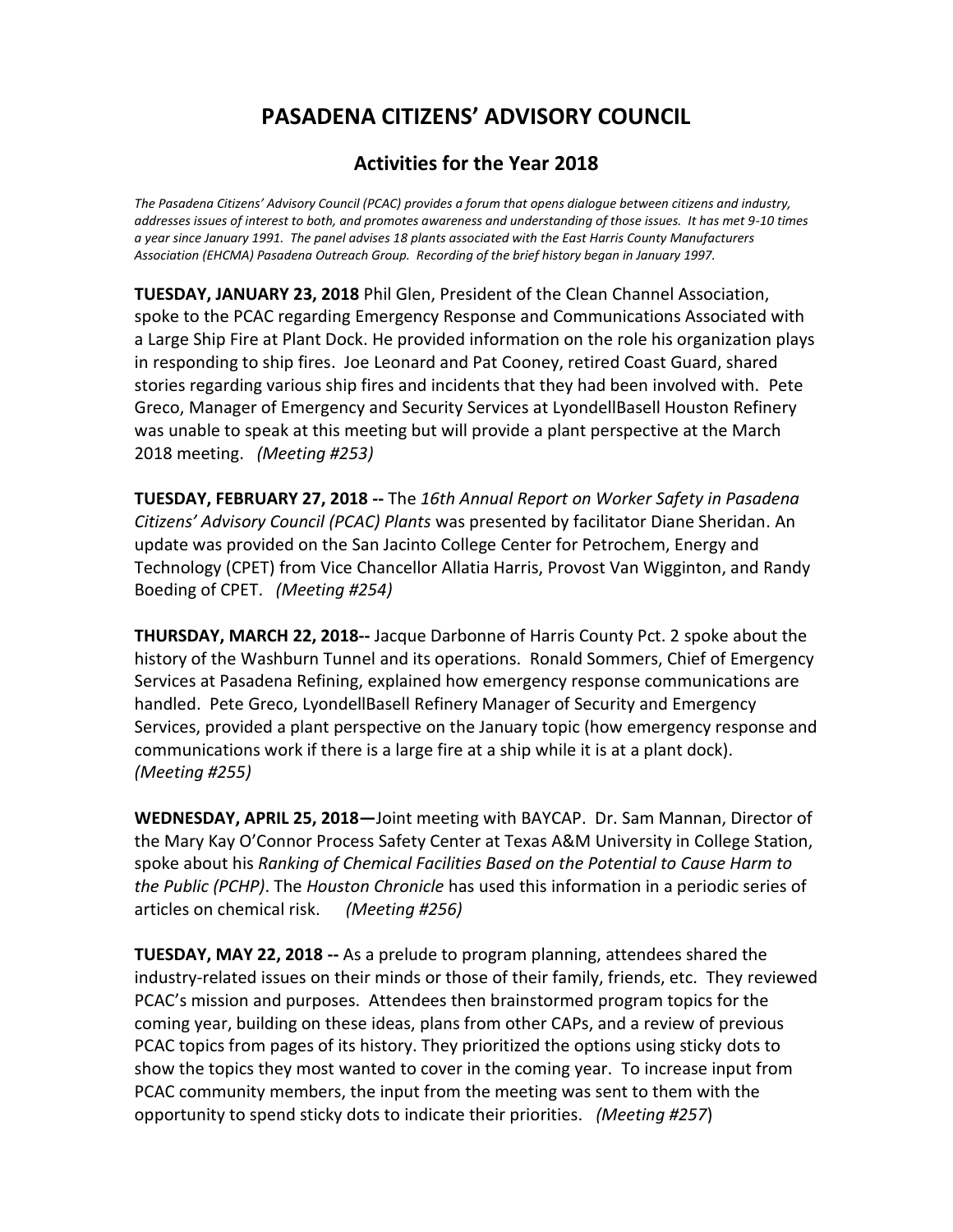# PASADENA CITIZENS' ADVISORY COUNCIL

## Activities for the Year 2018

*The Pasadena Citizens' Advisory Council (PCAC) provides a forum that opens dialogue between citizens and industry, addresses issues of interest to both, and promotes awareness and understanding of those issues. It has met 9-10 times a year since January 1991. The panel advises 18 plants associated with the East Harris County Manufacturers Association (EHCMA) Pasadena Outreach Group. Recording of the brief history began in January 1997.*

**TUESDAY, JANUARY 23, 2018** Phil Glen, President of the Clean Channel Association, spoke to the PCAC regarding Emergency Response and Communications Associated with a Large Ship Fire at Plant Dock. He provided information on the role his organization plays in responding to ship fires. Joe Leonard and Pat Cooney, retired Coast Guard, shared stories regarding various ship fires and incidents that they had been involved with. Pete Greco, Manager of Emergency and Security Services at LyondellBasell Houston Refinery was unable to speak at this meeting but will provide a plant perspective at the March 2018 meeting. *(Meeting #253)*

**TUESDAY, FEBRUARY 27, 2018 --** The *16th Annual Report on Worker Safety in Pasadena Citizens' Advisory Council (PCAC) Plants* was presented by facilitator Diane Sheridan. An update was provided on the San Jacinto College Center for Petrochem, Energy and Technology (CPET) from Vice Chancellor Allatia Harris, Provost Van Wigginton, and Randy Boeding of CPET. *(Meeting #254)*

**THURSDAY, MARCH 22, 2018--** Jacque Darbonne of Harris County Pct. 2 spoke about the history of the Washburn Tunnel and its operations. Ronald Sommers, Chief of Emergency Services at Pasadena Refining, explained how emergency response communications are handled. Pete Greco, LyondellBasell Refinery Manager of Security and Emergency Services, provided a plant perspective on the January topic (how emergency response and communications work if there is a large fire at a ship while it is at a plant dock). *(Meeting #255)*

**WEDNESDAY, APRIL 25, 2018—**Joint meeting with BAYCAP. Dr. Sam Mannan, Director of the Mary Kay O'Connor Process Safety Center at Texas A&M University in College Station, spoke about his *Ranking of Chemical Facilities Based on the Potential to Cause Harm to the Public (PCHP)*. The *Houston Chronicle* has used this information in a periodic series of articles on chemical risk. *(Meeting #256)*

**TUESDAY, MAY 22, 2018 --** As a prelude to program planning, attendees shared the industry-related issues on their minds or those of their family, friends, etc. They reviewed PCAC's mission and purposes. Attendees then brainstormed program topics for the coming year, building on these ideas, plans from other CAPs, and a review of previous PCAC topics from pages of its history. They prioritized the options using sticky dots to show the topics they most wanted to cover in the coming year. To increase input from PCAC community members, the input from the meeting was sent to them with the opportunity to spend sticky dots to indicate their priorities. *(Meeting #257*)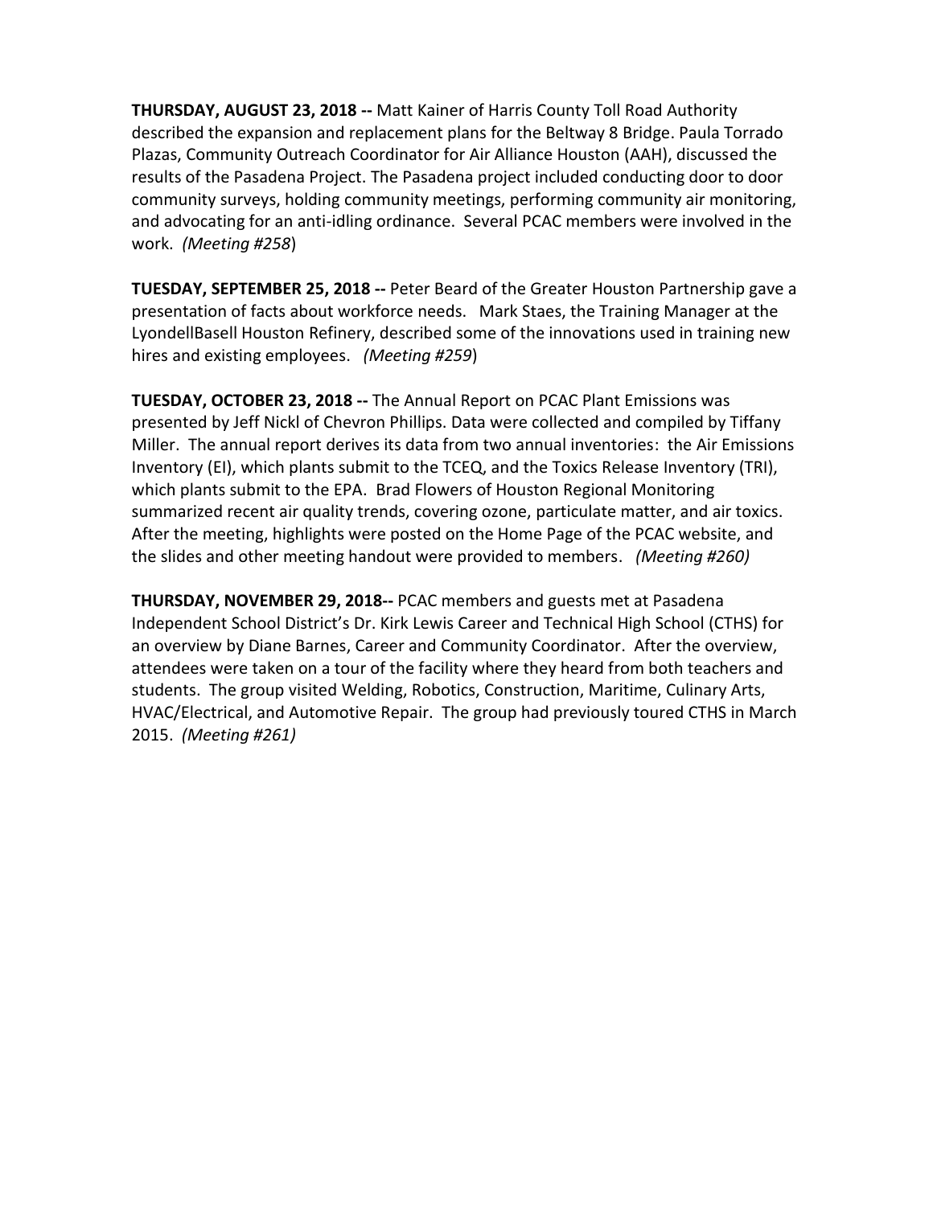**THURSDAY, AUGUST 23, 2018 --** Matt Kainer of Harris County Toll Road Authority described the expansion and replacement plans for the Beltway 8 Bridge. Paula Torrado Plazas, Community Outreach Coordinator for Air Alliance Houston (AAH), discussed the results of the Pasadena Project. The Pasadena project included conducting door to door community surveys, holding community meetings, performing community air monitoring, and advocating for an anti-idling ordinance. Several PCAC members were involved in the work. *(Meeting #258*)

**TUESDAY, SEPTEMBER 25, 2018 --** Peter Beard of the Greater Houston Partnership gave a presentation of facts about workforce needs. Mark Staes, the Training Manager at the LyondellBasell Houston Refinery, described some of the innovations used in training new hires and existing employees. *(Meeting #259*)

**TUESDAY, OCTOBER 23, 2018 --** The Annual Report on PCAC Plant Emissions was presented by Jeff Nickl of Chevron Phillips. Data were collected and compiled by Tiffany Miller. The annual report derives its data from two annual inventories: the Air Emissions Inventory (EI), which plants submit to the TCEQ, and the Toxics Release Inventory (TRI), which plants submit to the EPA. Brad Flowers of Houston Regional Monitoring summarized recent air quality trends, covering ozone, particulate matter, and air toxics. After the meeting, highlights were posted on the Home Page of the PCAC website, and the slides and other meeting handout were provided to members. *(Meeting #260)*

**THURSDAY, NOVEMBER 29, 2018--** PCAC members and guests met at Pasadena Independent School District's Dr. Kirk Lewis Career and Technical High School (CTHS) for an overview by Diane Barnes, Career and Community Coordinator. After the overview, attendees were taken on a tour of the facility where they heard from both teachers and students. The group visited Welding, Robotics, Construction, Maritime, Culinary Arts, HVAC/Electrical, and Automotive Repair. The group had previously toured CTHS in March 2015. *(Meeting #261)*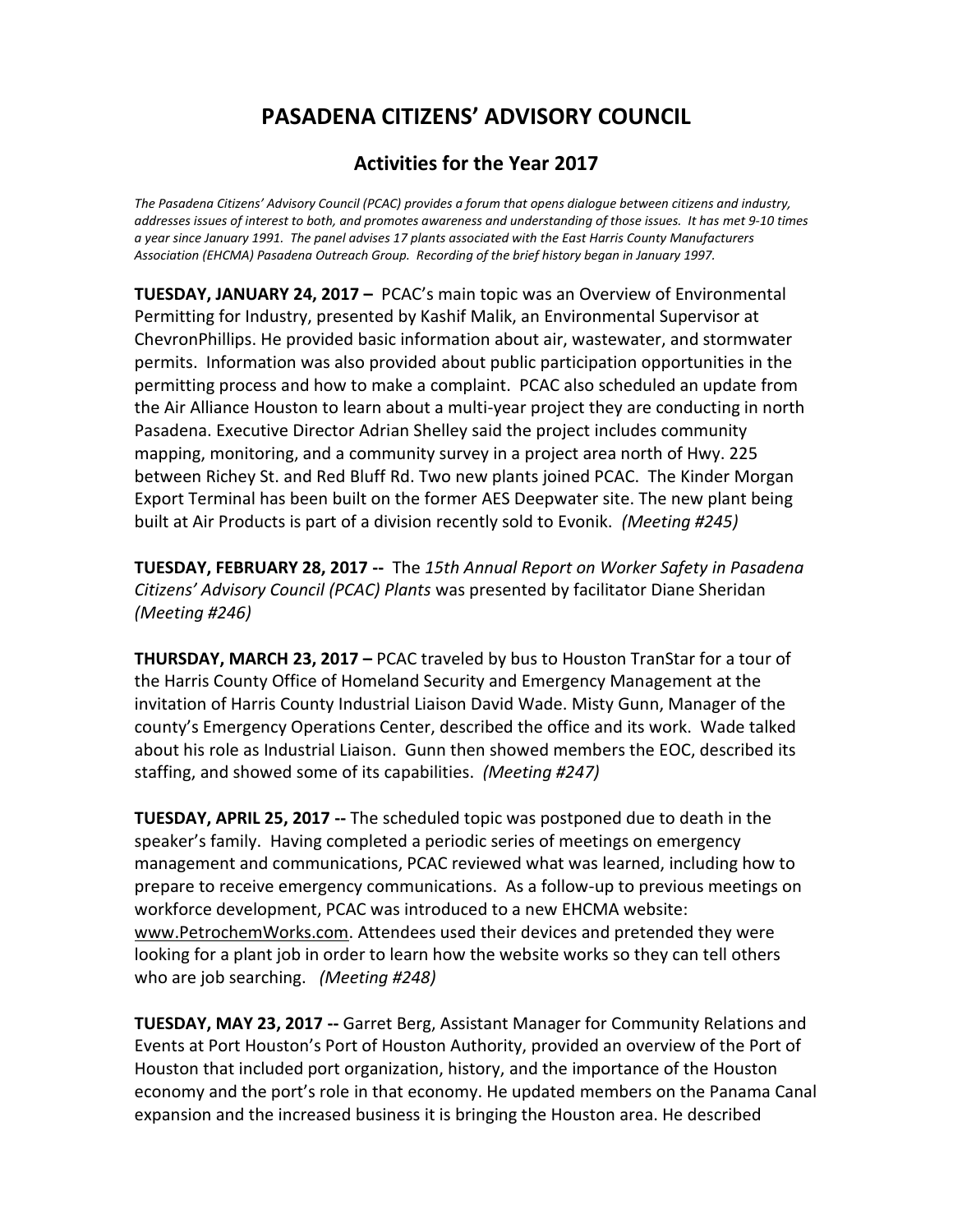# PASADENA CITIZENS' ADVISORY COUNCIL

## Activities for the Year 2017

*The Pasadena Citizens' Advisory Council (PCAC) provides a forum that opens dialogue between citizens and industry, addresses issues of interest to both, and promotes awareness and understanding of those issues. It has met 9-10 times a year since January 1991. The panel advises 17 plants associated with the East Harris County Manufacturers Association (EHCMA) Pasadena Outreach Group. Recording of the brief history began in January 1997.*

**TUESDAY, JANUARY 24, 2017 –** PCAC's main topic was an Overview of Environmental Permitting for Industry, presented by Kashif Malik, an Environmental Supervisor at ChevronPhillips. He provided basic information about air, wastewater, and stormwater permits. Information was also provided about public participation opportunities in the permitting process and how to make a complaint. PCAC also scheduled an update from the Air Alliance Houston to learn about a multi-year project they are conducting in north Pasadena. Executive Director Adrian Shelley said the project includes community mapping, monitoring, and a community survey in a project area north of Hwy. 225 between Richey St. and Red Bluff Rd. Two new plants joined PCAC. The Kinder Morgan Export Terminal has been built on the former AES Deepwater site. The new plant being built at Air Products is part of a division recently sold to Evonik. *(Meeting #245)*

**TUESDAY, FEBRUARY 28, 2017 --** The *15th Annual Report on Worker Safety in Pasadena Citizens' Advisory Council (PCAC) Plants* was presented by facilitator Diane Sheridan *(Meeting #246)*

**THURSDAY, MARCH 23, 2017 –** PCAC traveled by bus to Houston TranStar for a tour of the Harris County Office of Homeland Security and Emergency Management at the invitation of Harris County Industrial Liaison David Wade. Misty Gunn, Manager of the county's Emergency Operations Center, described the office and its work. Wade talked about his role as Industrial Liaison. Gunn then showed members the EOC, described its staffing, and showed some of its capabilities. *(Meeting #247)*

**TUESDAY, APRIL 25, 2017 --** The scheduled topic was postponed due to death in the speaker's family. Having completed a periodic series of meetings on emergency management and communications, PCAC reviewed what was learned, including how to prepare to receive emergency communications. As a follow-up to previous meetings on workforce development, PCAC was introduced to a new EHCMA website: www.PetrochemWorks.com. Attendees used their devices and pretended they were looking for a plant job in order to learn how the website works so they can tell others who are job searching. *(Meeting #248)*

**TUESDAY, MAY 23, 2017 --** Garret Berg, Assistant Manager for Community Relations and Events at Port Houston's Port of Houston Authority, provided an overview of the Port of Houston that included port organization, history, and the importance of the Houston economy and the port's role in that economy. He updated members on the Panama Canal expansion and the increased business it is bringing the Houston area. He described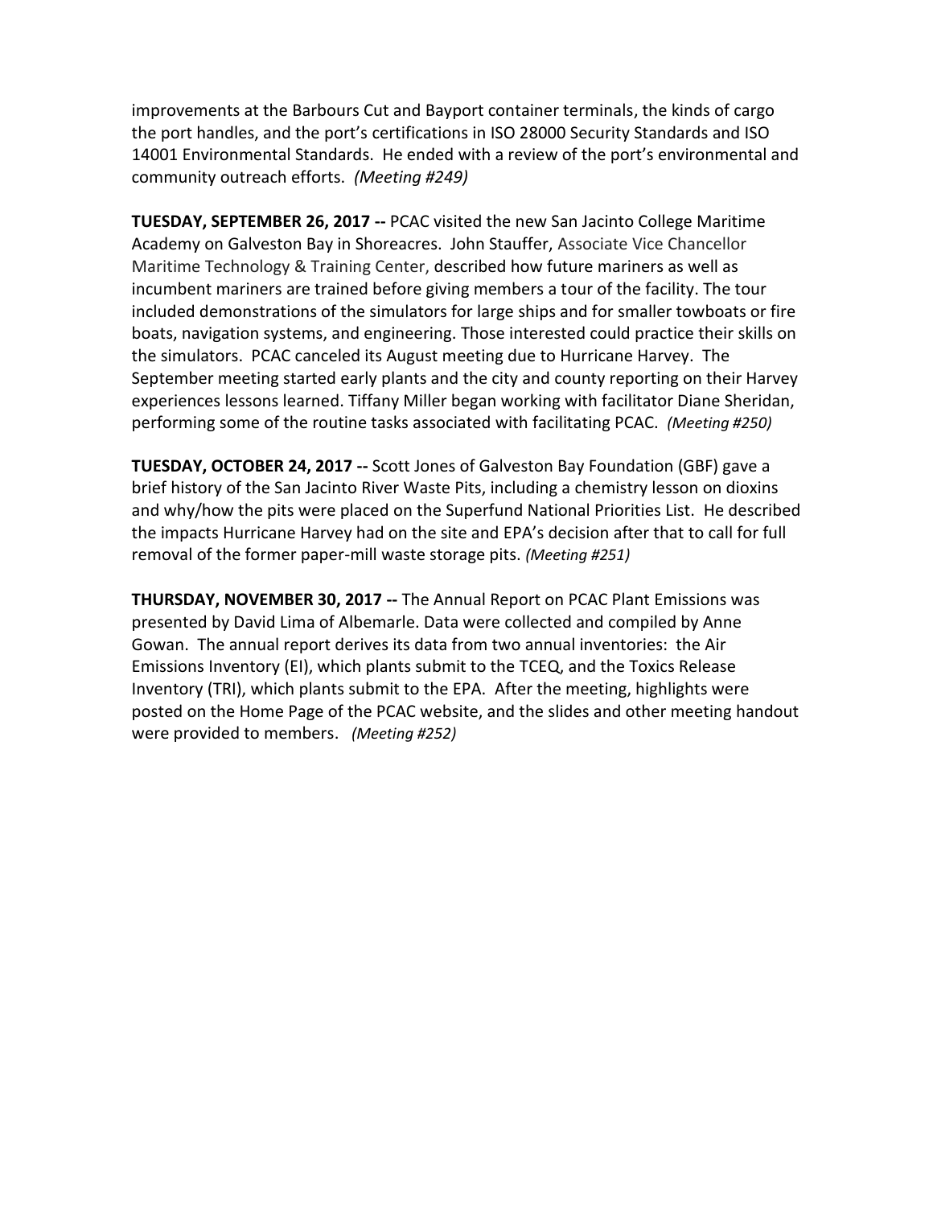improvements at the Barbours Cut and Bayport container terminals, the kinds of cargo the port handles, and the port's certifications in ISO 28000 Security Standards and ISO 14001 Environmental Standards. He ended with a review of the port's environmental and community outreach efforts. *(Meeting #249)*

**TUESDAY, SEPTEMBER 26, 2017 --** PCAC visited the new San Jacinto College Maritime Academy on Galveston Bay in Shoreacres. John Stauffer, Associate Vice Chancellor Maritime Technology & Training Center, described how future mariners as well as incumbent mariners are trained before giving members a tour of the facility. The tour included demonstrations of the simulators for large ships and for smaller towboats or fire boats, navigation systems, and engineering. Those interested could practice their skills on the simulators. PCAC canceled its August meeting due to Hurricane Harvey. The September meeting started early plants and the city and county reporting on their Harvey experiences lessons learned. Tiffany Miller began working with facilitator Diane Sheridan, performing some of the routine tasks associated with facilitating PCAC. *(Meeting #250)*

**TUESDAY, OCTOBER 24, 2017 --** Scott Jones of Galveston Bay Foundation (GBF) gave a brief history of the San Jacinto River Waste Pits, including a chemistry lesson on dioxins and why/how the pits were placed on the Superfund National Priorities List. He described the impacts Hurricane Harvey had on the site and EPA's decision after that to call for full removal of the former paper-mill waste storage pits. *(Meeting #251)*

**THURSDAY, NOVEMBER 30, 2017 --** The Annual Report on PCAC Plant Emissions was presented by David Lima of Albemarle. Data were collected and compiled by Anne Gowan. The annual report derives its data from two annual inventories: the Air Emissions Inventory (EI), which plants submit to the TCEQ, and the Toxics Release Inventory (TRI), which plants submit to the EPA. After the meeting, highlights were posted on the Home Page of the PCAC website, and the slides and other meeting handout were provided to members. *(Meeting #252)*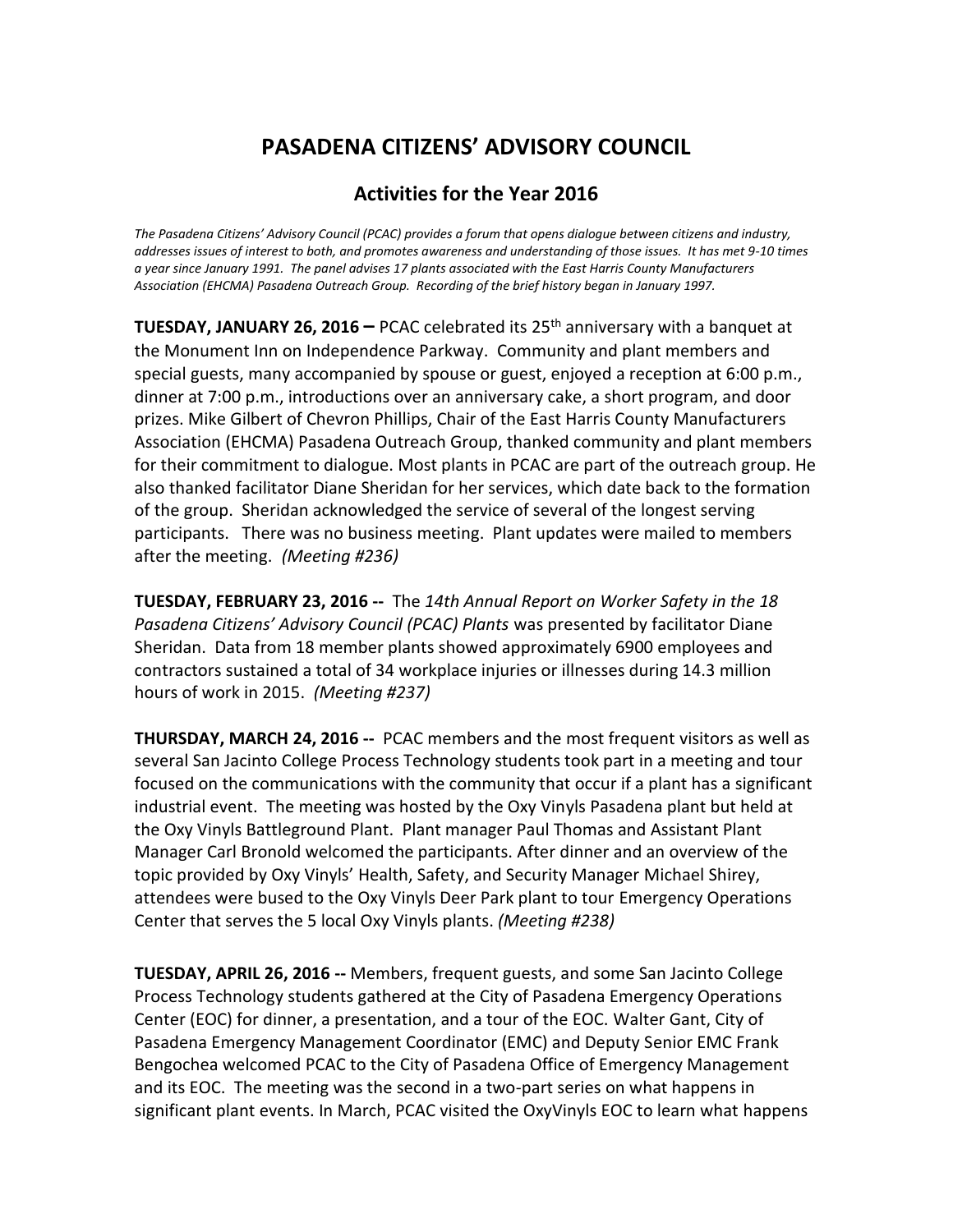# PASADENA CITIZENS' ADVISORY COUNCIL

## Activities for the Year 2016

*The Pasadena Citizens' Advisory Council (PCAC) provides a forum that opens dialogue between citizens and industry, addresses issues of interest to both, and promotes awareness and understanding of those issues. It has met 9-10 times a year since January 1991. The panel advises 17 plants associated with the East Harris County Manufacturers Association (EHCMA) Pasadena Outreach Group. Recording of the brief history began in January 1997.*

**TUESDAY, JANUARY 26, 2016 –** PCAC celebrated its 25th anniversary with a banquet at the Monument Inn on Independence Parkway. Community and plant members and special guests, many accompanied by spouse or guest, enjoyed a reception at 6:00 p.m., dinner at 7:00 p.m., introductions over an anniversary cake, a short program, and door prizes. Mike Gilbert of Chevron Phillips, Chair of the East Harris County Manufacturers Association (EHCMA) Pasadena Outreach Group, thanked community and plant members for their commitment to dialogue. Most plants in PCAC are part of the outreach group. He also thanked facilitator Diane Sheridan for her services, which date back to the formation of the group. Sheridan acknowledged the service of several of the longest serving participants. There was no business meeting. Plant updates were mailed to members after the meeting. *(Meeting #236)*

**TUESDAY, FEBRUARY 23, 2016 --** The *14th Annual Report on Worker Safety in the 18 Pasadena Citizens' Advisory Council (PCAC) Plants* was presented by facilitator Diane Sheridan. Data from 18 member plants showed approximately 6900 employees and contractors sustained a total of 34 workplace injuries or illnesses during 14.3 million hours of work in 2015. *(Meeting #237)*

**THURSDAY, MARCH 24, 2016 --** PCAC members and the most frequent visitors as well as several San Jacinto College Process Technology students took part in a meeting and tour focused on the communications with the community that occur if a plant has a significant industrial event. The meeting was hosted by the Oxy Vinyls Pasadena plant but held at the Oxy Vinyls Battleground Plant. Plant manager Paul Thomas and Assistant Plant Manager Carl Bronold welcomed the participants. After dinner and an overview of the topic provided by Oxy Vinyls' Health, Safety, and Security Manager Michael Shirey, attendees were bused to the Oxy Vinyls Deer Park plant to tour Emergency Operations Center that serves the 5 local Oxy Vinyls plants. *(Meeting #238)*

**TUESDAY, APRIL 26, 2016 --** Members, frequent guests, and some San Jacinto College Process Technology students gathered at the City of Pasadena Emergency Operations Center (EOC) for dinner, a presentation, and a tour of the EOC. Walter Gant, City of Pasadena Emergency Management Coordinator (EMC) and Deputy Senior EMC Frank Bengochea welcomed PCAC to the City of Pasadena Office of Emergency Management and its EOC. The meeting was the second in a two-part series on what happens in significant plant events. In March, PCAC visited the OxyVinyls EOC to learn what happens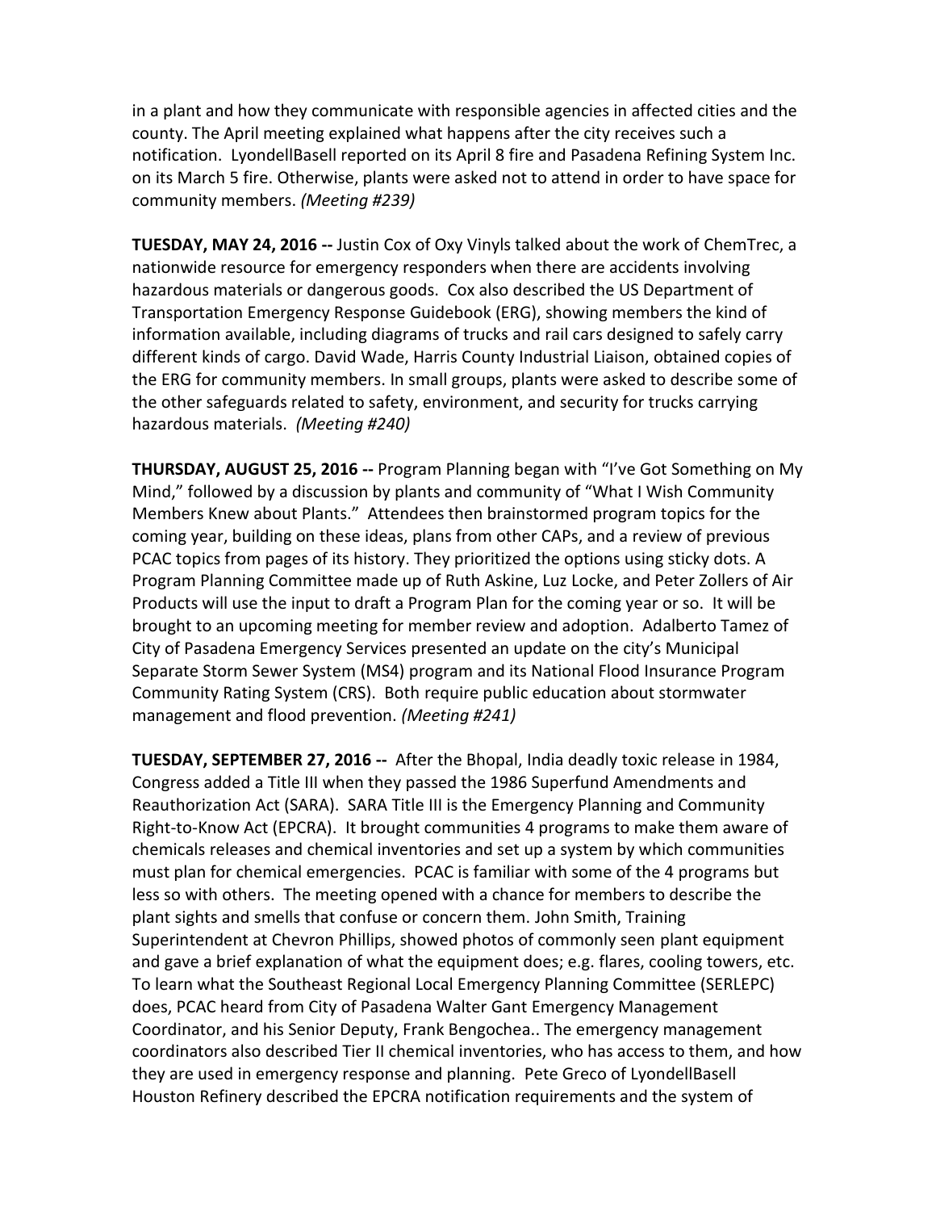in a plant and how they communicate with responsible agencies in affected cities and the county. The April meeting explained what happens after the city receives such a notification. LyondellBasell reported on its April 8 fire and Pasadena Refining System Inc. on its March 5 fire. Otherwise, plants were asked not to attend in order to have space for community members. *(Meeting #239)*

**TUESDAY, MAY 24, 2016 --** Justin Cox of Oxy Vinyls talked about the work of ChemTrec, a nationwide resource for emergency responders when there are accidents involving hazardous materials or dangerous goods. Cox also described the US Department of Transportation Emergency Response Guidebook (ERG), showing members the kind of information available, including diagrams of trucks and rail cars designed to safely carry different kinds of cargo. David Wade, Harris County Industrial Liaison, obtained copies of the ERG for community members. In small groups, plants were asked to describe some of the other safeguards related to safety, environment, and security for trucks carrying hazardous materials. *(Meeting #240)*

**THURSDAY, AUGUST 25, 2016 --** Program Planning began with "I've Got Something on My Mind," followed by a discussion by plants and community of "What I Wish Community Members Knew about Plants." Attendees then brainstormed program topics for the coming year, building on these ideas, plans from other CAPs, and a review of previous PCAC topics from pages of its history. They prioritized the options using sticky dots. A Program Planning Committee made up of Ruth Askine, Luz Locke, and Peter Zollers of Air Products will use the input to draft a Program Plan for the coming year or so. It will be brought to an upcoming meeting for member review and adoption. Adalberto Tamez of City of Pasadena Emergency Services presented an update on the city's Municipal Separate Storm Sewer System (MS4) program and its National Flood Insurance Program Community Rating System (CRS). Both require public education about stormwater management and flood prevention. *(Meeting #241)*

**TUESDAY, SEPTEMBER 27, 2016 --** After the Bhopal, India deadly toxic release in 1984, Congress added a Title III when they passed the 1986 Superfund Amendments and Reauthorization Act (SARA). SARA Title III is the Emergency Planning and Community Right-to-Know Act (EPCRA). It brought communities 4 programs to make them aware of chemicals releases and chemical inventories and set up a system by which communities must plan for chemical emergencies. PCAC is familiar with some of the 4 programs but less so with others. The meeting opened with a chance for members to describe the plant sights and smells that confuse or concern them. John Smith, Training Superintendent at Chevron Phillips, showed photos of commonly seen plant equipment and gave a brief explanation of what the equipment does; e.g. flares, cooling towers, etc. To learn what the Southeast Regional Local Emergency Planning Committee (SERLEPC) does, PCAC heard from City of Pasadena Walter Gant Emergency Management Coordinator, and his Senior Deputy, Frank Bengochea.. The emergency management coordinators also described Tier II chemical inventories, who has access to them, and how they are used in emergency response and planning. Pete Greco of LyondellBasell Houston Refinery described the EPCRA notification requirements and the system of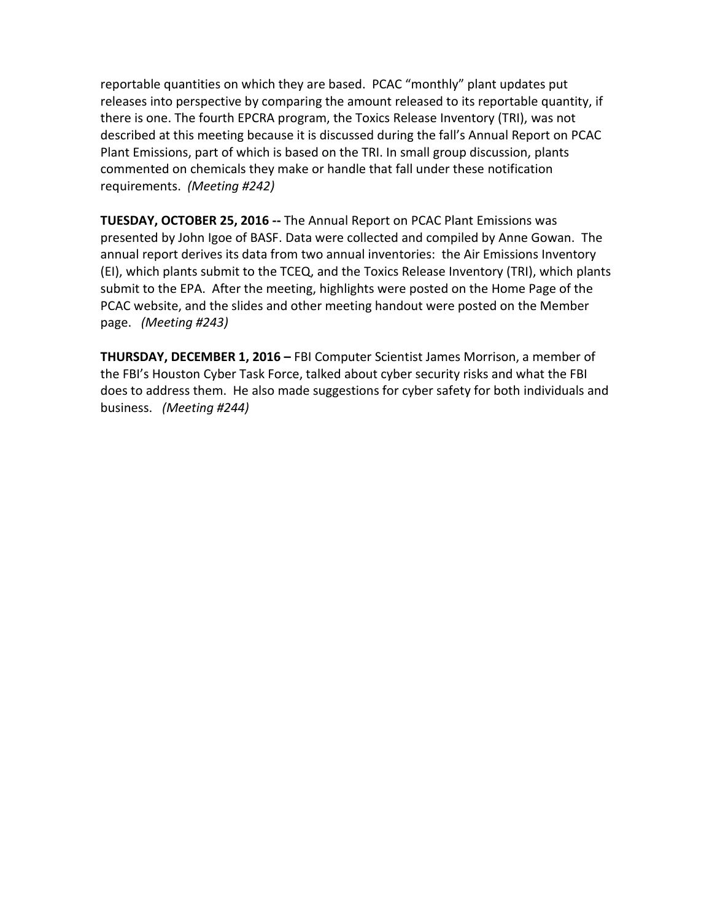reportable quantities on which they are based. PCAC "monthly" plant updates put releases into perspective by comparing the amount released to its reportable quantity, if there is one. The fourth EPCRA program, the Toxics Release Inventory (TRI), was not described at this meeting because it is discussed during the fall's Annual Report on PCAC Plant Emissions, part of which is based on the TRI. In small group discussion, plants commented on chemicals they make or handle that fall under these notification requirements. *(Meeting #242)*

**TUESDAY, OCTOBER 25, 2016 --** The Annual Report on PCAC Plant Emissions was presented by John Igoe of BASF. Data were collected and compiled by Anne Gowan. The annual report derives its data from two annual inventories: the Air Emissions Inventory (EI), which plants submit to the TCEQ, and the Toxics Release Inventory (TRI), which plants submit to the EPA. After the meeting, highlights were posted on the Home Page of the PCAC website, and the slides and other meeting handout were posted on the Member page. *(Meeting #243)*

**THURSDAY, DECEMBER 1, 2016 –** FBI Computer Scientist James Morrison, a member of the FBI's Houston Cyber Task Force, talked about cyber security risks and what the FBI does to address them. He also made suggestions for cyber safety for both individuals and business. *(Meeting #244)*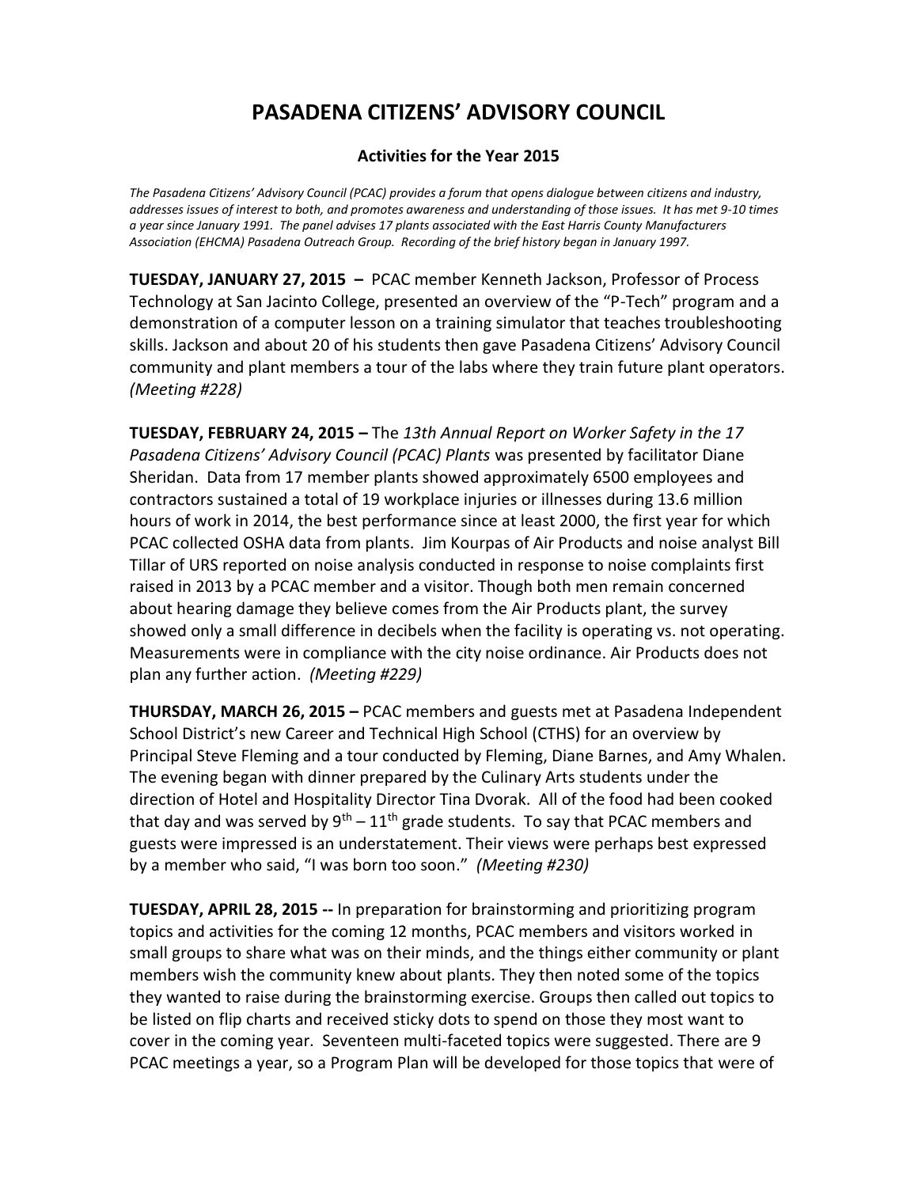# PASADENA CITIZENS' ADVISORY COUNCIL

### Activities for the Year 2015

*The Pasadena Citizens' Advisory Council (PCAC) provides a forum that opens dialogue between citizens and industry, addresses issues of interest to both, and promotes awareness and understanding of those issues. It has met 9-10 times a year since January 1991. The panel advises 17 plants associated with the East Harris County Manufacturers Association (EHCMA) Pasadena Outreach Group. Recording of the brief history began in January 1997.*

**TUESDAY, JANUARY 27, 2015 –** PCAC member Kenneth Jackson, Professor of Process Technology at San Jacinto College, presented an overview of the "P-Tech" program and a demonstration of a computer lesson on a training simulator that teaches troubleshooting skills. Jackson and about 20 of his students then gave Pasadena Citizens' Advisory Council community and plant members a tour of the labs where they train future plant operators. *(Meeting #228)*

**TUESDAY, FEBRUARY 24, 2015 –** The *13th Annual Report on Worker Safety in the 17 Pasadena Citizens' Advisory Council (PCAC) Plants* was presented by facilitator Diane Sheridan. Data from 17 member plants showed approximately 6500 employees and contractors sustained a total of 19 workplace injuries or illnesses during 13.6 million hours of work in 2014, the best performance since at least 2000, the first year for which PCAC collected OSHA data from plants. Jim Kourpas of Air Products and noise analyst Bill Tillar of URS reported on noise analysis conducted in response to noise complaints first raised in 2013 by a PCAC member and a visitor. Though both men remain concerned about hearing damage they believe comes from the Air Products plant, the survey showed only a small difference in decibels when the facility is operating vs. not operating. Measurements were in compliance with the city noise ordinance. Air Products does not plan any further action. *(Meeting #229)*

**THURSDAY, MARCH 26, 2015 –** PCAC members and guests met at Pasadena Independent School District's new Career and Technical High School (CTHS) for an overview by Principal Steve Fleming and a tour conducted by Fleming, Diane Barnes, and Amy Whalen. The evening began with dinner prepared by the Culinary Arts students under the direction of Hotel and Hospitality Director Tina Dvorak. All of the food had been cooked that day and was served by 9th – 11th grade students. To say that PCAC members and guests were impressed is an understatement. Their views were perhaps best expressed by a member who said, "I was born too soon." *(Meeting #230)*

**TUESDAY, APRIL 28, 2015 --** In preparation for brainstorming and prioritizing program topics and activities for the coming 12 months, PCAC members and visitors worked in small groups to share what was on their minds, and the things either community or plant members wish the community knew about plants. They then noted some of the topics they wanted to raise during the brainstorming exercise. Groups then called out topics to be listed on flip charts and received sticky dots to spend on those they most want to cover in the coming year. Seventeen multi-faceted topics were suggested. There are 9 PCAC meetings a year, so a Program Plan will be developed for those topics that were of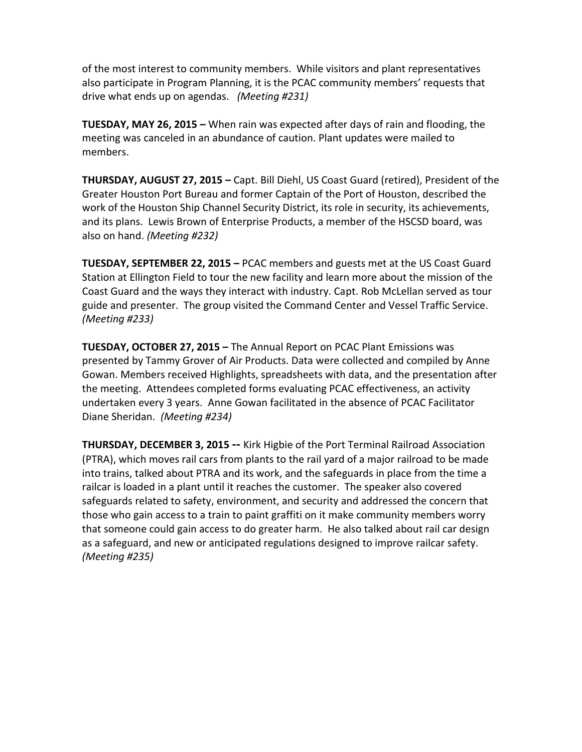of the most interest to community members. While visitors and plant representatives also participate in Program Planning, it is the PCAC community members' requests that drive what ends up on agendas. *(Meeting #231)*

**TUESDAY, MAY 26, 2015 –** When rain was expected after days of rain and flooding, the meeting was canceled in an abundance of caution. Plant updates were mailed to members.

**THURSDAY, AUGUST 27, 2015 –** Capt. Bill Diehl, US Coast Guard (retired), President of the Greater Houston Port Bureau and former Captain of the Port of Houston, described the work of the Houston Ship Channel Security District, its role in security, its achievements, and its plans. Lewis Brown of Enterprise Products, a member of the HSCSD board, was also on hand. *(Meeting #232)*

**TUESDAY, SEPTEMBER 22, 2015 –** PCAC members and guests met at the US Coast Guard Station at Ellington Field to tour the new facility and learn more about the mission of the Coast Guard and the ways they interact with industry. Capt. Rob McLellan served as tour guide and presenter. The group visited the Command Center and Vessel Traffic Service. *(Meeting #233)*

**TUESDAY, OCTOBER 27, 2015 –** The Annual Report on PCAC Plant Emissions was presented by Tammy Grover of Air Products. Data were collected and compiled by Anne Gowan. Members received Highlights, spreadsheets with data, and the presentation after the meeting. Attendees completed forms evaluating PCAC effectiveness, an activity undertaken every 3 years. Anne Gowan facilitated in the absence of PCAC Facilitator Diane Sheridan. *(Meeting #234)*

**THURSDAY, DECEMBER 3, 2015 --** Kirk Higbie of the Port Terminal Railroad Association (PTRA), which moves rail cars from plants to the rail yard of a major railroad to be made into trains, talked about PTRA and its work, and the safeguards in place from the time a railcar is loaded in a plant until it reaches the customer. The speaker also covered safeguards related to safety, environment, and security and addressed the concern that those who gain access to a train to paint graffiti on it make community members worry that someone could gain access to do greater harm. He also talked about rail car design as a safeguard, and new or anticipated regulations designed to improve railcar safety. *(Meeting #235)*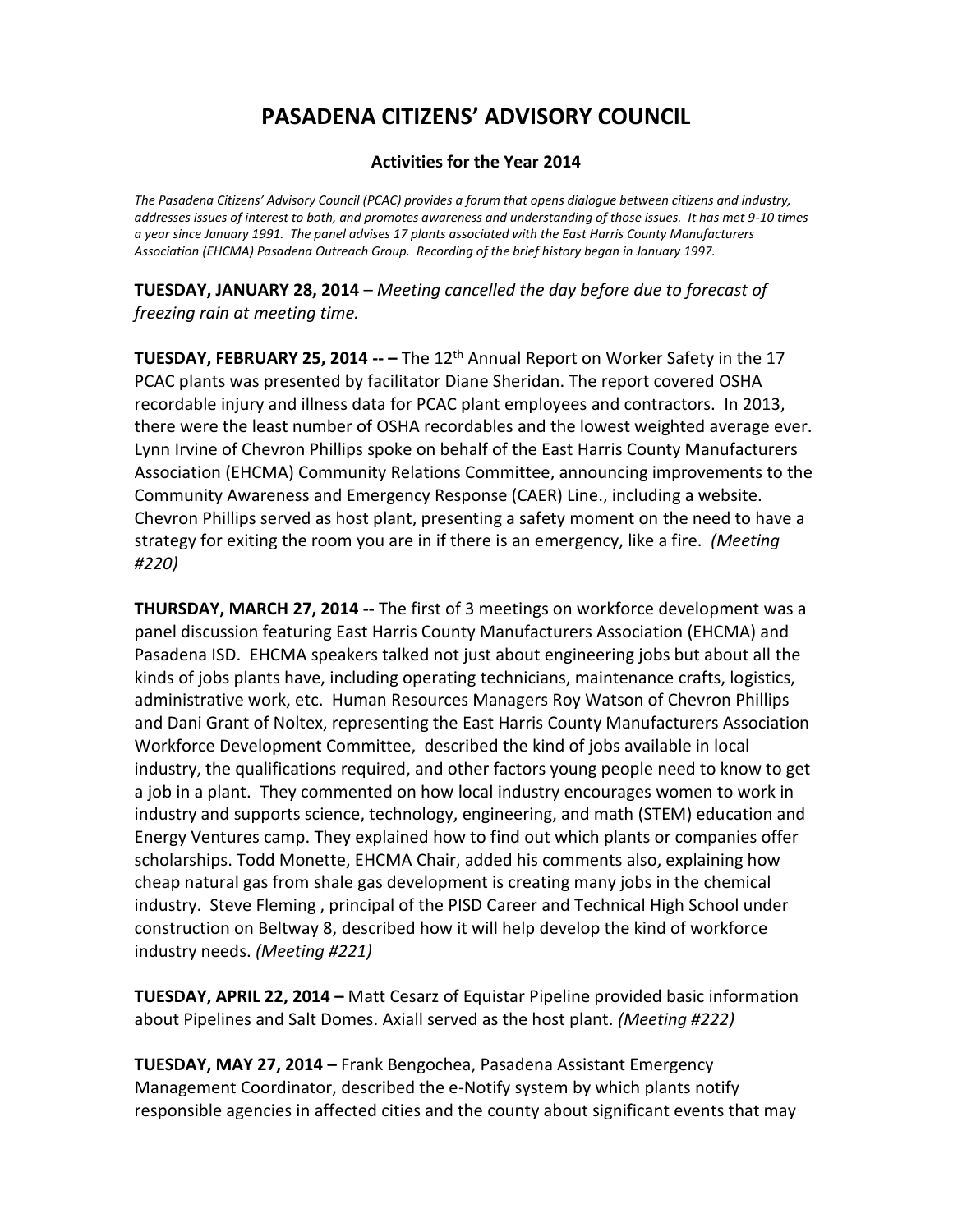# PASADENA CITIZENS' ADVISORY COUNCIL

### Activities for the Year 2014

*The Pasadena Citizens' Advisory Council (PCAC) provides a forum that opens dialogue between citizens and industry, addresses issues of interest to both, and promotes awareness and understanding of those issues. It has met 9-10 times a year since January 1991. The panel advises 17 plants associated with the East Harris County Manufacturers Association (EHCMA) Pasadena Outreach Group. Recording of the brief history began in January 1997.*

**TUESDAY, JANUARY 28, 2014** – *Meeting cancelled the day before due to forecast of freezing rain at meeting time.*

**TUESDAY, FEBRUARY 25, 2014 -- –** The 12th Annual Report on Worker Safety in the 17 PCAC plants was presented by facilitator Diane Sheridan. The report covered OSHA recordable injury and illness data for PCAC plant employees and contractors. In 2013, there were the least number of OSHA recordables and the lowest weighted average ever. Lynn Irvine of Chevron Phillips spoke on behalf of the East Harris County Manufacturers Association (EHCMA) Community Relations Committee, announcing improvements to the Community Awareness and Emergency Response (CAER) Line., including a website. Chevron Phillips served as host plant, presenting a safety moment on the need to have a strategy for exiting the room you are in if there is an emergency, like a fire. *(Meeting #220)*

**THURSDAY, MARCH 27, 2014 --** The first of 3 meetings on workforce development was a panel discussion featuring East Harris County Manufacturers Association (EHCMA) and Pasadena ISD. EHCMA speakers talked not just about engineering jobs but about all the kinds of jobs plants have, including operating technicians, maintenance crafts, logistics, administrative work, etc. Human Resources Managers Roy Watson of Chevron Phillips and Dani Grant of Noltex, representing the East Harris County Manufacturers Association Workforce Development Committee, described the kind of jobs available in local industry, the qualifications required, and other factors young people need to know to get a job in a plant. They commented on how local industry encourages women to work in industry and supports science, technology, engineering, and math (STEM) education and Energy Ventures camp. They explained how to find out which plants or companies offer scholarships. Todd Monette, EHCMA Chair, added his comments also, explaining how cheap natural gas from shale gas development is creating many jobs in the chemical industry. Steve Fleming , principal of the PISD Career and Technical High School under construction on Beltway 8, described how it will help develop the kind of workforce industry needs. *(Meeting #221)*

**TUESDAY, APRIL 22, 2014 –** Matt Cesarz of Equistar Pipeline provided basic information about Pipelines and Salt Domes. Axiall served as the host plant. *(Meeting #222)*

**TUESDAY, MAY 27, 2014 –** Frank Bengochea, Pasadena Assistant Emergency Management Coordinator, described the e-Notify system by which plants notify responsible agencies in affected cities and the county about significant events that may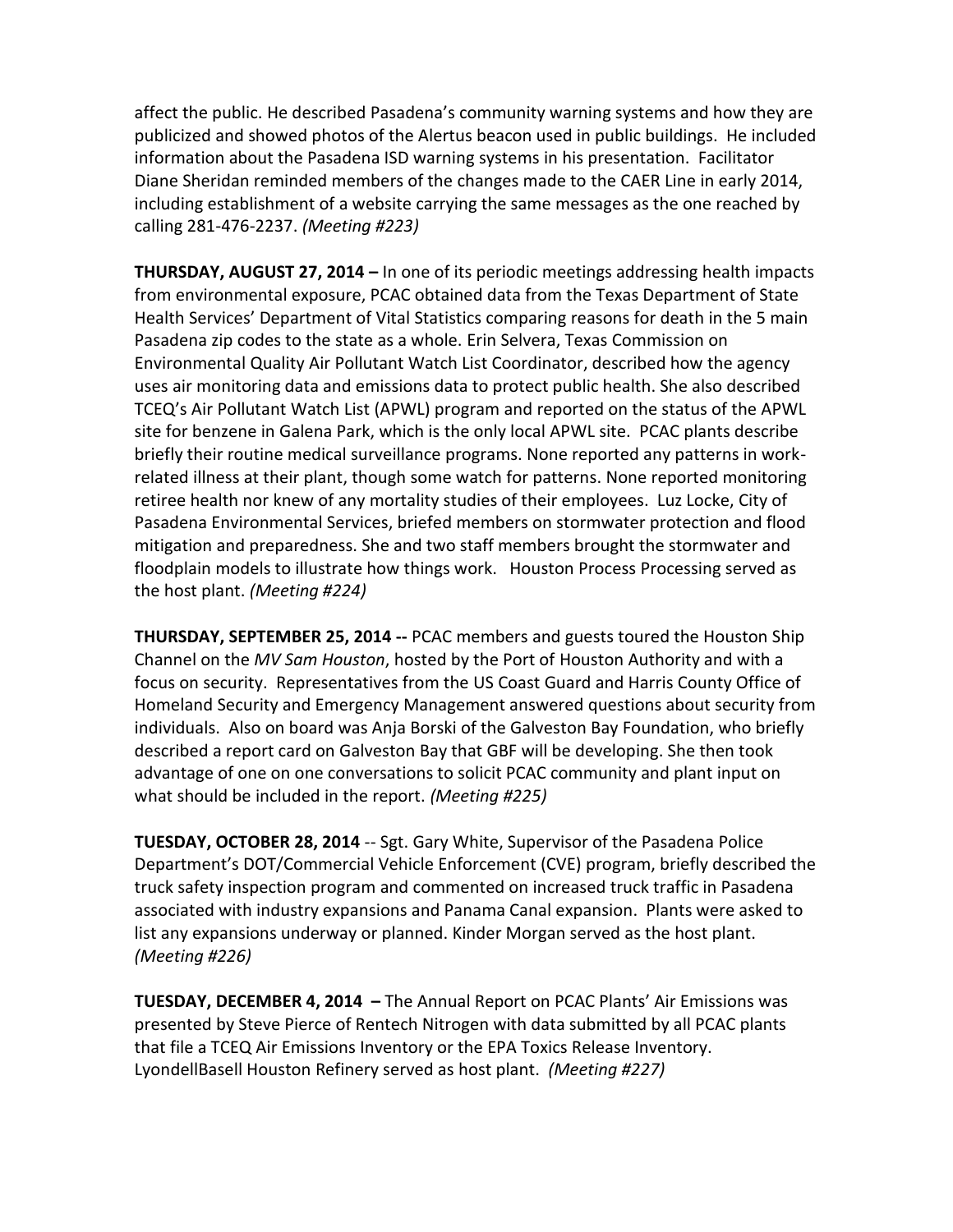affect the public. He described Pasadena's community warning systems and how they are publicized and showed photos of the Alertus beacon used in public buildings. He included information about the Pasadena ISD warning systems in his presentation. Facilitator Diane Sheridan reminded members of the changes made to the CAER Line in early 2014, including establishment of a website carrying the same messages as the one reached by calling 281-476-2237. *(Meeting #223)*

**THURSDAY, AUGUST 27, 2014 –** In one of its periodic meetings addressing health impacts from environmental exposure, PCAC obtained data from the Texas Department of State Health Services' Department of Vital Statistics comparing reasons for death in the 5 main Pasadena zip codes to the state as a whole. Erin Selvera, Texas Commission on Environmental Quality Air Pollutant Watch List Coordinator, described how the agency uses air monitoring data and emissions data to protect public health. She also described TCEQ's Air Pollutant Watch List (APWL) program and reported on the status of the APWL site for benzene in Galena Park, which is the only local APWL site. PCAC plants describe briefly their routine medical surveillance programs. None reported any patterns in work-related illness at their plant, though some watch for patterns. None reported monitoring retiree health nor knew of any mortality studies of their employees. Luz Locke, City of Pasadena Environmental Services, briefed members on stormwater protection and flood mitigation and preparedness. She and two staff members brought the stormwater and floodplain models to illustrate how things work. Houston Process Processing served as the host plant. *(Meeting #224)*

**THURSDAY, SEPTEMBER 25, 2014 --** PCAC members and guests toured the Houston Ship Channel on the *MV Sam Houston*, hosted by the Port of Houston Authority and with a focus on security. Representatives from the US Coast Guard and Harris County Office of Homeland Security and Emergency Management answered questions about security from individuals. Also on board was Anja Borski of the Galveston Bay Foundation, who briefly described a report card on Galveston Bay that GBF will be developing. She then took advantage of one on one conversations to solicit PCAC community and plant input on what should be included in the report. *(Meeting #225)*

**TUESDAY, OCTOBER 28, 2014** -- Sgt. Gary White, Supervisor of the Pasadena Police Department's DOT/Commercial Vehicle Enforcement (CVE) program, briefly described the truck safety inspection program and commented on increased truck traffic in Pasadena associated with industry expansions and Panama Canal expansion. Plants were asked to list any expansions underway or planned. Kinder Morgan served as the host plant. *(Meeting #226)*

**TUESDAY, DECEMBER 4, 2014 –** The Annual Report on PCAC Plants' Air Emissions was presented by Steve Pierce of Rentech Nitrogen with data submitted by all PCAC plants that file a TCEQ Air Emissions Inventory or the EPA Toxics Release Inventory. LyondellBasell Houston Refinery served as host plant. *(Meeting #227)*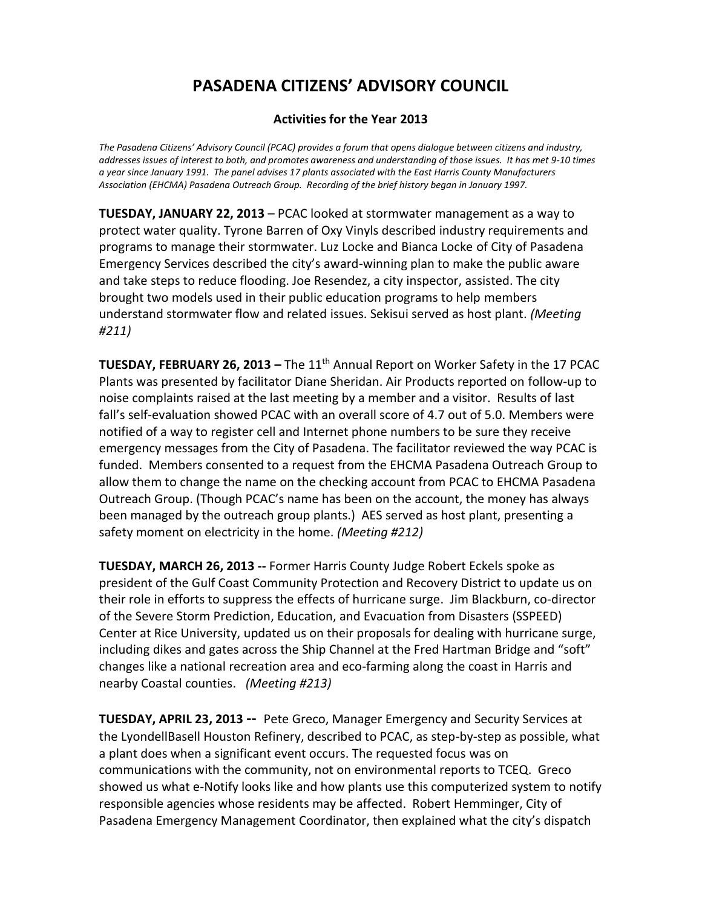# PASADENA CITIZENS' ADVISORY COUNCIL

### Activities for the Year 2013

*The Pasadena Citizens' Advisory Council (PCAC) provides a forum that opens dialogue between citizens and industry, addresses issues of interest to both, and promotes awareness and understanding of those issues. It has met 9-10 times a year since January 1991. The panel advises 17 plants associated with the East Harris County Manufacturers Association (EHCMA) Pasadena Outreach Group. Recording of the brief history began in January 1997.*

**TUESDAY, JANUARY 22, 2013** – PCAC looked at stormwater management as a way to protect water quality. Tyrone Barren of Oxy Vinyls described industry requirements and programs to manage their stormwater. Luz Locke and Bianca Locke of City of Pasadena Emergency Services described the city's award-winning plan to make the public aware and take steps to reduce flooding. Joe Resendez, a city inspector, assisted. The city brought two models used in their public education programs to help members understand stormwater flow and related issues. Sekisui served as host plant. *(Meeting #211)*

**TUESDAY, FEBRUARY 26, 2013 –** The 11th Annual Report on Worker Safety in the 17 PCAC Plants was presented by facilitator Diane Sheridan. Air Products reported on follow-up to noise complaints raised at the last meeting by a member and a visitor. Results of last fall's self-evaluation showed PCAC with an overall score of 4.7 out of 5.0. Members were notified of a way to register cell and Internet phone numbers to be sure they receive emergency messages from the City of Pasadena. The facilitator reviewed the way PCAC is funded. Members consented to a request from the EHCMA Pasadena Outreach Group to allow them to change the name on the checking account from PCAC to EHCMA Pasadena Outreach Group. (Though PCAC's name has been on the account, the money has always been managed by the outreach group plants.) AES served as host plant, presenting a safety moment on electricity in the home. *(Meeting #212)*

**TUESDAY, MARCH 26, 2013 --** Former Harris County Judge Robert Eckels spoke as president of the Gulf Coast Community Protection and Recovery District to update us on their role in efforts to suppress the effects of hurricane surge. Jim Blackburn, co-director of the Severe Storm Prediction, Education, and Evacuation from Disasters (SSPEED) Center at Rice University, updated us on their proposals for dealing with hurricane surge, including dikes and gates across the Ship Channel at the Fred Hartman Bridge and "soft" changes like a national recreation area and eco-farming along the coast in Harris and nearby Coastal counties. *(Meeting #213)*

**TUESDAY, APRIL 23, 2013 --** Pete Greco, Manager Emergency and Security Services at the LyondellBasell Houston Refinery, described to PCAC, as step-by-step as possible, what a plant does when a significant event occurs. The requested focus was on communications with the community, not on environmental reports to TCEQ. Greco showed us what e-Notify looks like and how plants use this computerized system to notify responsible agencies whose residents may be affected. Robert Hemminger, City of Pasadena Emergency Management Coordinator, then explained what the city's dispatch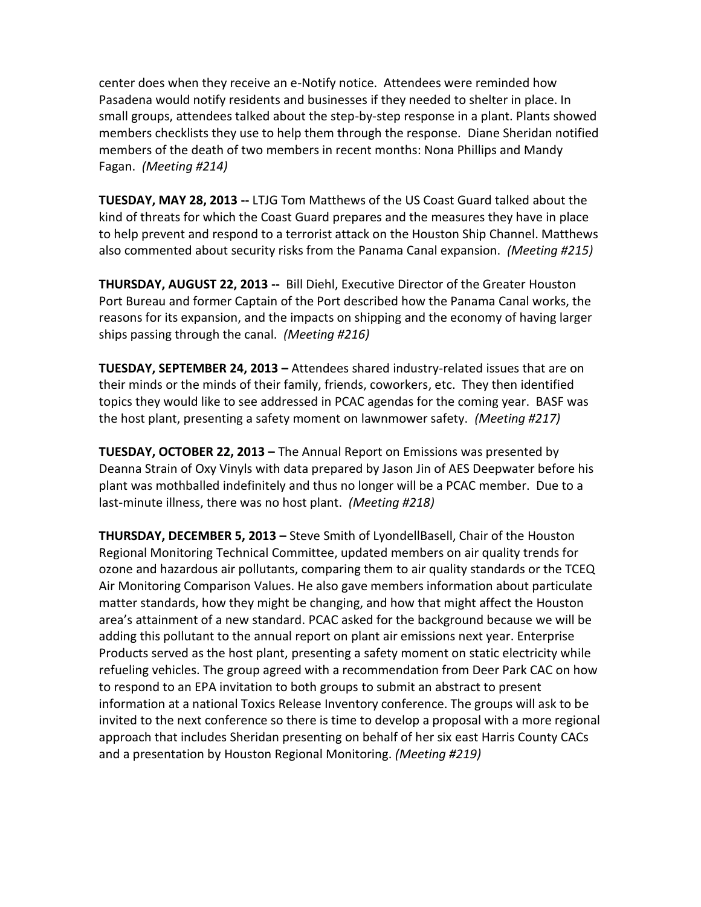center does when they receive an e-Notify notice. Attendees were reminded how Pasadena would notify residents and businesses if they needed to shelter in place. In small groups, attendees talked about the step-by-step response in a plant. Plants showed members checklists they use to help them through the response. Diane Sheridan notified members of the death of two members in recent months: Nona Phillips and Mandy Fagan. *(Meeting #214)*

**TUESDAY, MAY 28, 2013 --** LTJG Tom Matthews of the US Coast Guard talked about the kind of threats for which the Coast Guard prepares and the measures they have in place to help prevent and respond to a terrorist attack on the Houston Ship Channel. Matthews also commented about security risks from the Panama Canal expansion. *(Meeting #215)*

**THURSDAY, AUGUST 22, 2013 --** Bill Diehl, Executive Director of the Greater Houston Port Bureau and former Captain of the Port described how the Panama Canal works, the reasons for its expansion, and the impacts on shipping and the economy of having larger ships passing through the canal. *(Meeting #216)*

**TUESDAY, SEPTEMBER 24, 2013 –** Attendees shared industry-related issues that are on their minds or the minds of their family, friends, coworkers, etc. They then identified topics they would like to see addressed in PCAC agendas for the coming year. BASF was the host plant, presenting a safety moment on lawnmower safety. *(Meeting #217)*

**TUESDAY, OCTOBER 22, 2013 –** The Annual Report on Emissions was presented by Deanna Strain of Oxy Vinyls with data prepared by Jason Jin of AES Deepwater before his plant was mothballed indefinitely and thus no longer will be a PCAC member. Due to a last-minute illness, there was no host plant. *(Meeting #218)*

**THURSDAY, DECEMBER 5, 2013 –** Steve Smith of LyondellBasell, Chair of the Houston Regional Monitoring Technical Committee, updated members on air quality trends for ozone and hazardous air pollutants, comparing them to air quality standards or the TCEQ Air Monitoring Comparison Values. He also gave members information about particulate matter standards, how they might be changing, and how that might affect the Houston area's attainment of a new standard. PCAC asked for the background because we will be adding this pollutant to the annual report on plant air emissions next year. Enterprise Products served as the host plant, presenting a safety moment on static electricity while refueling vehicles. The group agreed with a recommendation from Deer Park CAC on how to respond to an EPA invitation to both groups to submit an abstract to present information at a national Toxics Release Inventory conference. The groups will ask to be invited to the next conference so there is time to develop a proposal with a more regional approach that includes Sheridan presenting on behalf of her six east Harris County CACs and a presentation by Houston Regional Monitoring. *(Meeting #219)*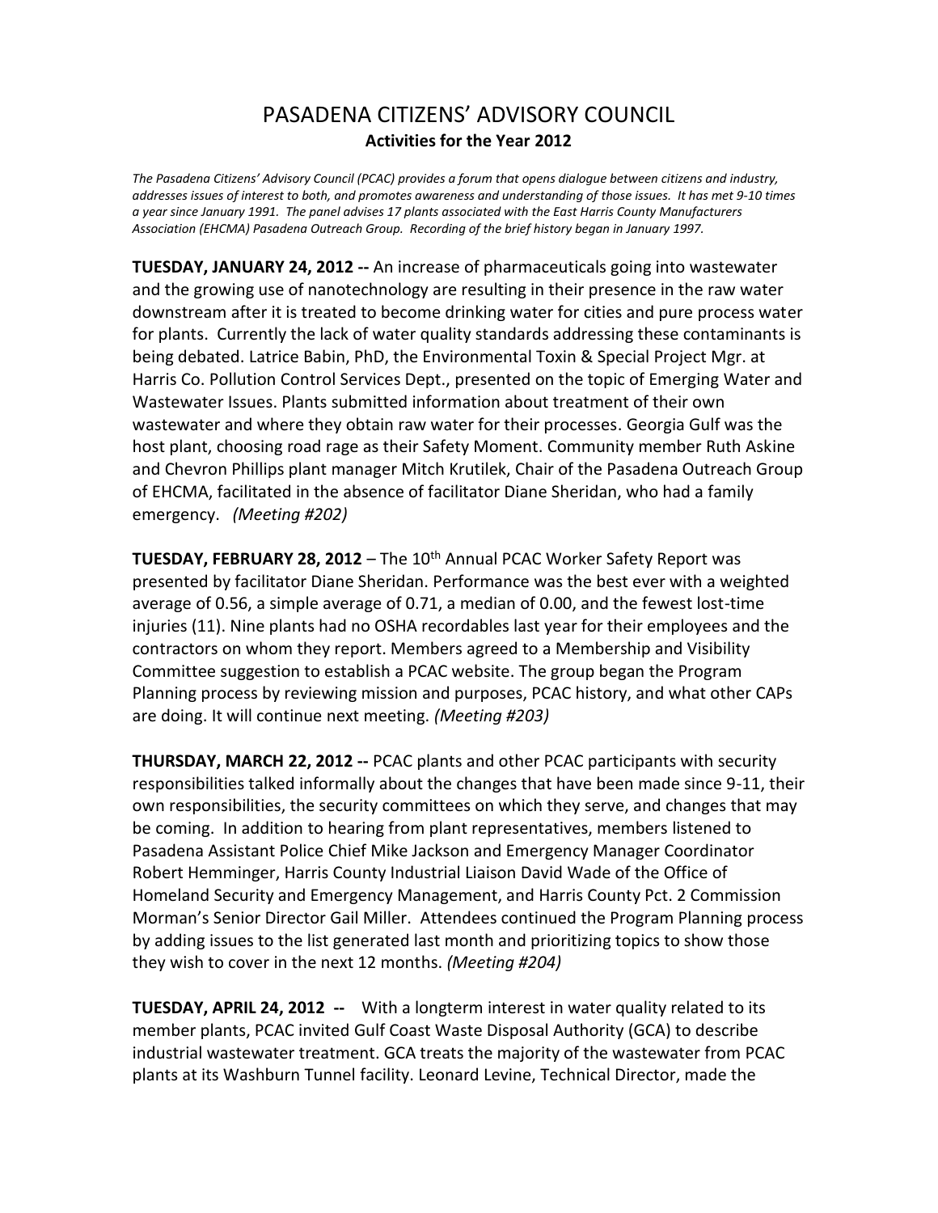# PASADENA CITIZENS' ADVISORY COUNCIL

**Activities for the Year 2012**

*The Pasadena Citizens' Advisory Council (PCAC) provides a forum that opens dialogue between citizens and industry, addresses issues of interest to both, and promotes awareness and understanding of those issues. It has met 9-10 times a year since January 1991. The panel advises 17 plants associated with the East Harris County Manufacturers Association (EHCMA) Pasadena Outreach Group. Recording of the brief history began in January 1997.*

**TUESDAY, JANUARY 24, 2012 --** An increase of pharmaceuticals going into wastewater and the growing use of nanotechnology are resulting in their presence in the raw water downstream after it is treated to become drinking water for cities and pure process water for plants. Currently the lack of water quality standards addressing these contaminants is being debated. Latrice Babin, PhD, the Environmental Toxin & Special Project Mgr. at Harris Co. Pollution Control Services Dept., presented on the topic of Emerging Water and Wastewater Issues. Plants submitted information about treatment of their own wastewater and where they obtain raw water for their processes. Georgia Gulf was the host plant, choosing road rage as their Safety Moment. Community member Ruth Askine and Chevron Phillips plant manager Mitch Krutilek, Chair of the Pasadena Outreach Group of EHCMA, facilitated in the absence of facilitator Diane Sheridan, who had a family emergency. *(Meeting #202)*

**TUESDAY, FEBRUARY 28, 2012** – The 10th Annual PCAC Worker Safety Report was presented by facilitator Diane Sheridan. Performance was the best ever with a weighted average of 0.56, a simple average of 0.71, a median of 0.00, and the fewest lost-time injuries (11). Nine plants had no OSHA recordables last year for their employees and the contractors on whom they report. Members agreed to a Membership and Visibility Committee suggestion to establish a PCAC website. The group began the Program Planning process by reviewing mission and purposes, PCAC history, and what other CAPs are doing. It will continue next meeting. *(Meeting #203)*

**THURSDAY, MARCH 22, 2012 --** PCAC plants and other PCAC participants with security responsibilities talked informally about the changes that have been made since 9-11, their own responsibilities, the security committees on which they serve, and changes that may be coming. In addition to hearing from plant representatives, members listened to Pasadena Assistant Police Chief Mike Jackson and Emergency Manager Coordinator Robert Hemminger, Harris County Industrial Liaison David Wade of the Office of Homeland Security and Emergency Management, and Harris County Pct. 2 Commission Morman's Senior Director Gail Miller. Attendees continued the Program Planning process by adding issues to the list generated last month and prioritizing topics to show those they wish to cover in the next 12 months. *(Meeting #204)*

**TUESDAY, APRIL 24, 2012 --** With a longterm interest in water quality related to its member plants, PCAC invited Gulf Coast Waste Disposal Authority (GCA) to describe industrial wastewater treatment. GCA treats the majority of the wastewater from PCAC plants at its Washburn Tunnel facility. Leonard Levine, Technical Director, made the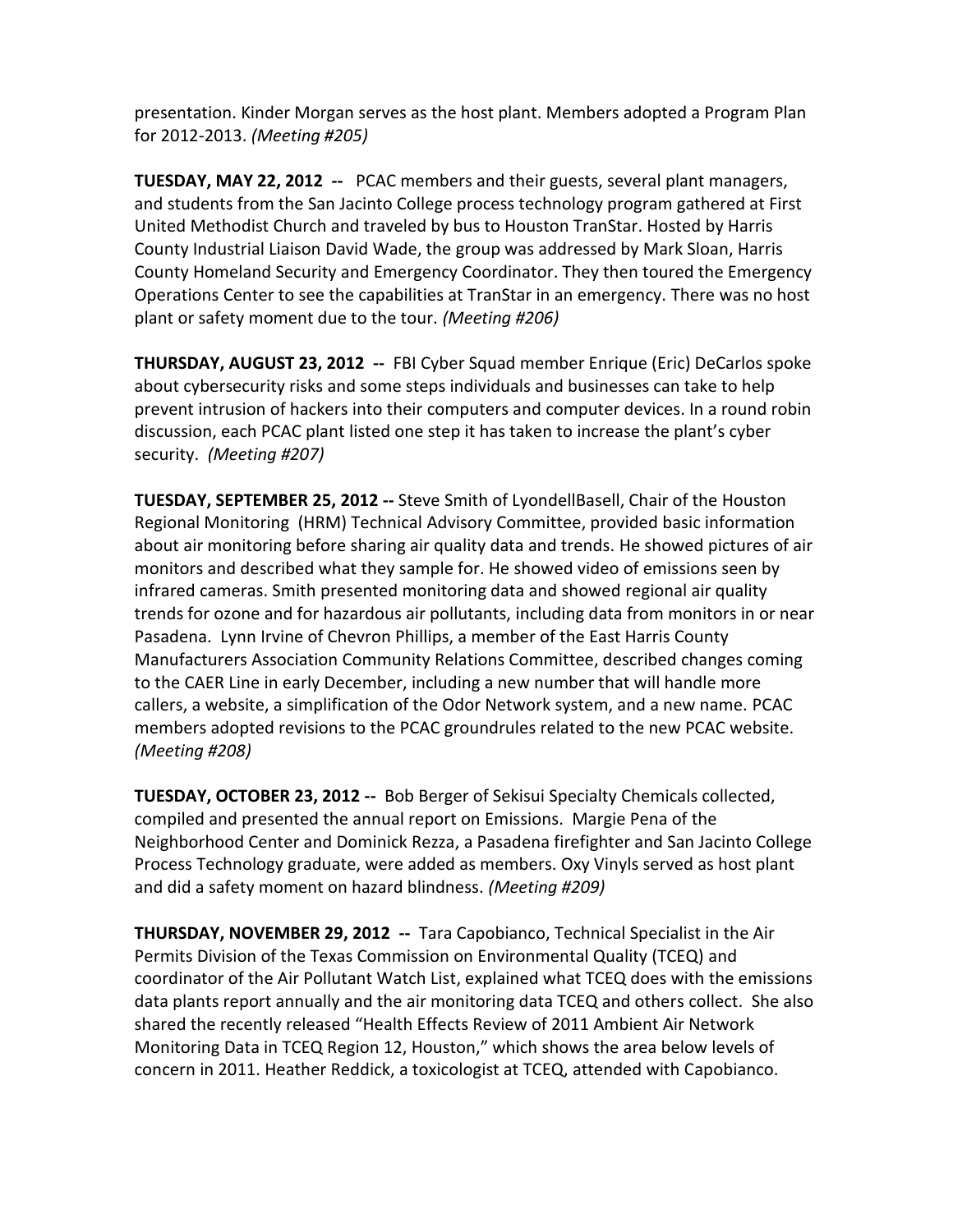presentation. Kinder Morgan serves as the host plant. Members adopted a Program Plan for 2012-2013. *(Meeting #205)*

**TUESDAY, MAY 22, 2012 --** PCAC members and their guests, several plant managers, and students from the San Jacinto College process technology program gathered at First United Methodist Church and traveled by bus to Houston TranStar. Hosted by Harris County Industrial Liaison David Wade, the group was addressed by Mark Sloan, Harris County Homeland Security and Emergency Coordinator. They then toured the Emergency Operations Center to see the capabilities at TranStar in an emergency. There was no host plant or safety moment due to the tour. *(Meeting #206)*

**THURSDAY, AUGUST 23, 2012 --** FBI Cyber Squad member Enrique (Eric) DeCarlos spoke about cybersecurity risks and some steps individuals and businesses can take to help prevent intrusion of hackers into their computers and computer devices. In a round robin discussion, each PCAC plant listed one step it has taken to increase the plant's cyber security. *(Meeting #207)*

**TUESDAY, SEPTEMBER 25, 2012 --** Steve Smith of LyondellBasell, Chair of the Houston Regional Monitoring (HRM) Technical Advisory Committee, provided basic information about air monitoring before sharing air quality data and trends. He showed pictures of air monitors and described what they sample for. He showed video of emissions seen by infrared cameras. Smith presented monitoring data and showed regional air quality trends for ozone and for hazardous air pollutants, including data from monitors in or near Pasadena. Lynn Irvine of Chevron Phillips, a member of the East Harris County Manufacturers Association Community Relations Committee, described changes coming to the CAER Line in early December, including a new number that will handle more callers, a website, a simplification of the Odor Network system, and a new name. PCAC members adopted revisions to the PCAC groundrules related to the new PCAC website. *(Meeting #208)*

**TUESDAY, OCTOBER 23, 2012 --** Bob Berger of Sekisui Specialty Chemicals collected, compiled and presented the annual report on Emissions. Margie Pena of the Neighborhood Center and Dominick Rezza, a Pasadena firefighter and San Jacinto College Process Technology graduate, were added as members. Oxy Vinyls served as host plant and did a safety moment on hazard blindness. *(Meeting #209)*

**THURSDAY, NOVEMBER 29, 2012 --** Tara Capobianco, Technical Specialist in the Air Permits Division of the Texas Commission on Environmental Quality (TCEQ) and coordinator of the Air Pollutant Watch List, explained what TCEQ does with the emissions data plants report annually and the air monitoring data TCEQ and others collect. She also shared the recently released "Health Effects Review of 2011 Ambient Air Network Monitoring Data in TCEQ Region 12, Houston," which shows the area below levels of concern in 2011. Heather Reddick, a toxicologist at TCEQ, attended with Capobianco.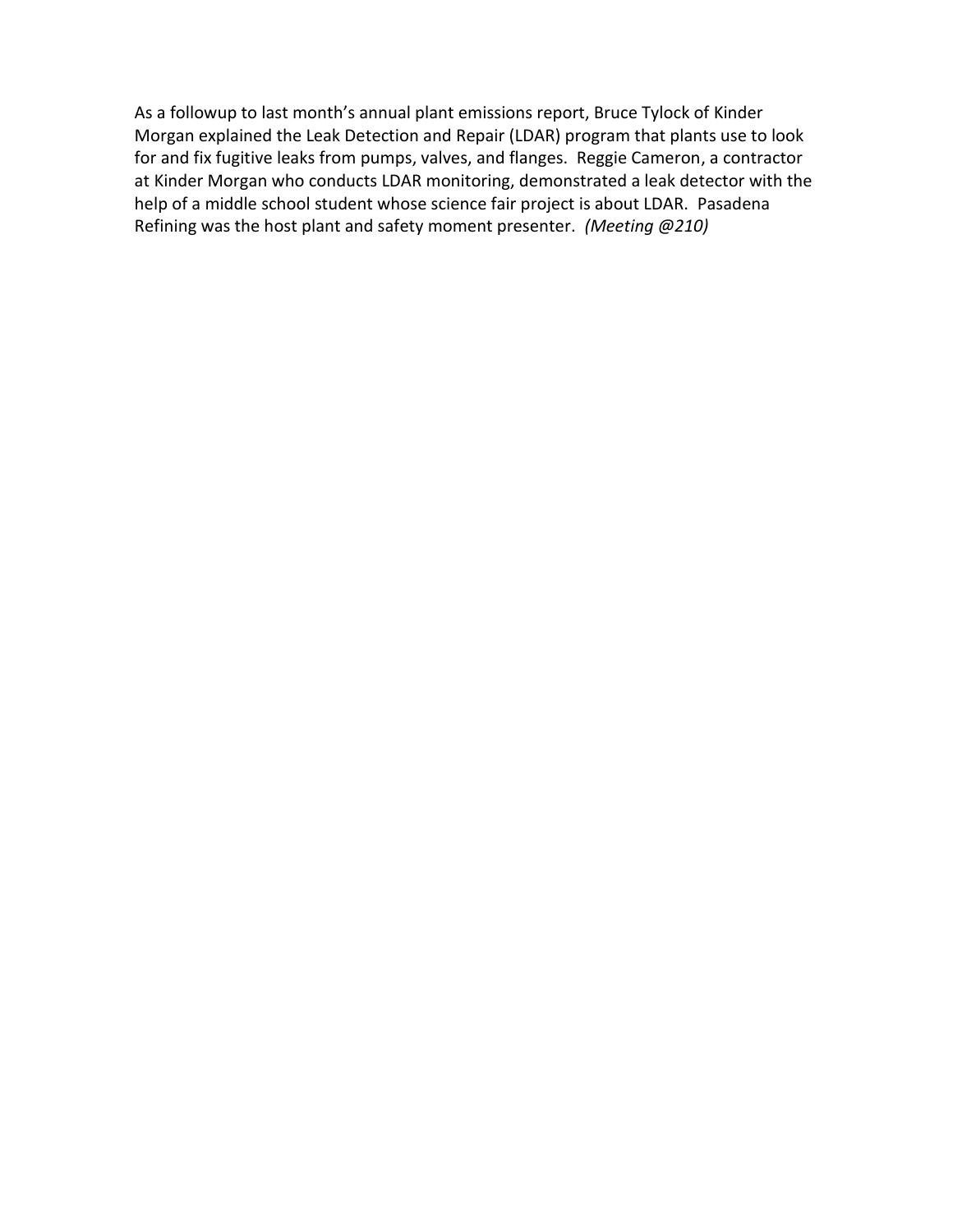As a followup to last month's annual plant emissions report, Bruce Tylock of Kinder Morgan explained the Leak Detection and Repair (LDAR) program that plants use to look for and fix fugitive leaks from pumps, valves, and flanges. Reggie Cameron, a contractor at Kinder Morgan who conducts LDAR monitoring, demonstrated a leak detector with the help of a middle school student whose science fair project is about LDAR. Pasadena Refining was the host plant and safety moment presenter. *(Meeting @210)*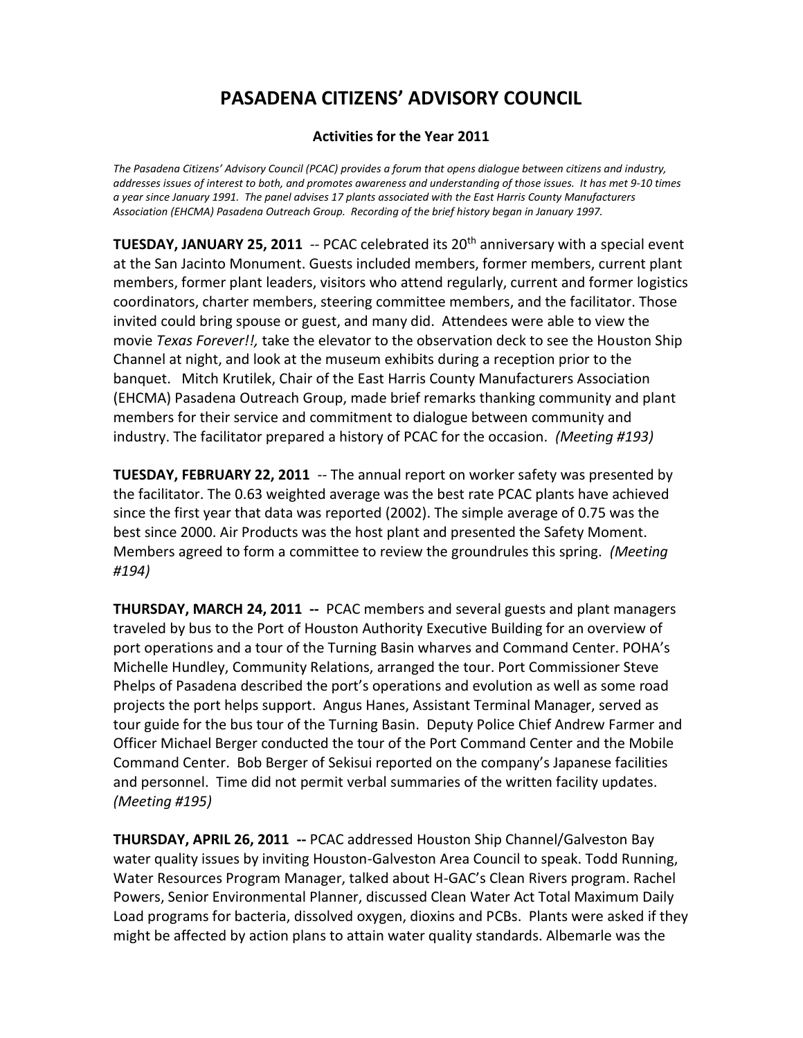# PASADENA CITIZENS' ADVISORY COUNCIL

### Activities for the Year 2011

*The Pasadena Citizens' Advisory Council (PCAC) provides a forum that opens dialogue between citizens and industry, addresses issues of interest to both, and promotes awareness and understanding of those issues. It has met 9-10 times a year since January 1991. The panel advises 17 plants associated with the East Harris County Manufacturers Association (EHCMA) Pasadena Outreach Group. Recording of the brief history began in January 1997.*

**TUESDAY, JANUARY 25, 2011** -- PCAC celebrated its 20th anniversary with a special event at the San Jacinto Monument. Guests included members, former members, current plant members, former plant leaders, visitors who attend regularly, current and former logistics coordinators, charter members, steering committee members, and the facilitator. Those invited could bring spouse or guest, and many did. Attendees were able to view the movie *Texas Forever!!,* take the elevator to the observation deck to see the Houston Ship Channel at night, and look at the museum exhibits during a reception prior to the banquet. Mitch Krutilek, Chair of the East Harris County Manufacturers Association (EHCMA) Pasadena Outreach Group, made brief remarks thanking community and plant members for their service and commitment to dialogue between community and industry. The facilitator prepared a history of PCAC for the occasion. *(Meeting #193)*

**TUESDAY, FEBRUARY 22, 2011** -- The annual report on worker safety was presented by the facilitator. The 0.63 weighted average was the best rate PCAC plants have achieved since the first year that data was reported (2002). The simple average of 0.75 was the best since 2000. Air Products was the host plant and presented the Safety Moment. Members agreed to form a committee to review the groundrules this spring. *(Meeting #194)*

**THURSDAY, MARCH 24, 2011 --** PCAC members and several guests and plant managers traveled by bus to the Port of Houston Authority Executive Building for an overview of port operations and a tour of the Turning Basin wharves and Command Center. POHA's Michelle Hundley, Community Relations, arranged the tour. Port Commissioner Steve Phelps of Pasadena described the port's operations and evolution as well as some road projects the port helps support. Angus Hanes, Assistant Terminal Manager, served as tour guide for the bus tour of the Turning Basin. Deputy Police Chief Andrew Farmer and Officer Michael Berger conducted the tour of the Port Command Center and the Mobile Command Center. Bob Berger of Sekisui reported on the company's Japanese facilities and personnel. Time did not permit verbal summaries of the written facility updates. *(Meeting #195)*

**THURSDAY, APRIL 26, 2011 --** PCAC addressed Houston Ship Channel/Galveston Bay water quality issues by inviting Houston-Galveston Area Council to speak. Todd Running, Water Resources Program Manager, talked about H-GAC's Clean Rivers program. Rachel Powers, Senior Environmental Planner, discussed Clean Water Act Total Maximum Daily Load programs for bacteria, dissolved oxygen, dioxins and PCBs. Plants were asked if they might be affected by action plans to attain water quality standards. Albemarle was the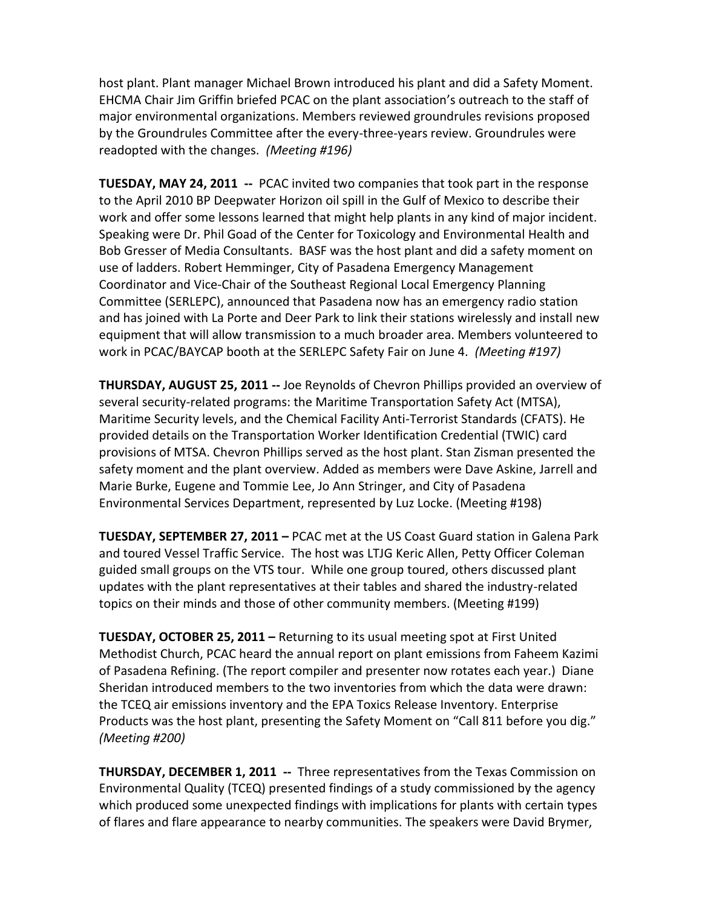host plant. Plant manager Michael Brown introduced his plant and did a Safety Moment. EHCMA Chair Jim Griffin briefed PCAC on the plant association's outreach to the staff of major environmental organizations. Members reviewed groundrules revisions proposed by the Groundrules Committee after the every-three-years review. Groundrules were readopted with the changes. *(Meeting #196)*

**TUESDAY, MAY 24, 2011 --** PCAC invited two companies that took part in the response to the April 2010 BP Deepwater Horizon oil spill in the Gulf of Mexico to describe their work and offer some lessons learned that might help plants in any kind of major incident. Speaking were Dr. Phil Goad of the Center for Toxicology and Environmental Health and Bob Gresser of Media Consultants. BASF was the host plant and did a safety moment on use of ladders. Robert Hemminger, City of Pasadena Emergency Management Coordinator and Vice-Chair of the Southeast Regional Local Emergency Planning Committee (SERLEPC), announced that Pasadena now has an emergency radio station and has joined with La Porte and Deer Park to link their stations wirelessly and install new equipment that will allow transmission to a much broader area. Members volunteered to work in PCAC/BAYCAP booth at the SERLEPC Safety Fair on June 4. *(Meeting #197)*

**THURSDAY, AUGUST 25, 2011 --** Joe Reynolds of Chevron Phillips provided an overview of several security-related programs: the Maritime Transportation Safety Act (MTSA), Maritime Security levels, and the Chemical Facility Anti-Terrorist Standards (CFATS). He provided details on the Transportation Worker Identification Credential (TWIC) card provisions of MTSA. Chevron Phillips served as the host plant. Stan Zisman presented the safety moment and the plant overview. Added as members were Dave Askine, Jarrell and Marie Burke, Eugene and Tommie Lee, Jo Ann Stringer, and City of Pasadena Environmental Services Department, represented by Luz Locke. (Meeting #198)

**TUESDAY, SEPTEMBER 27, 2011 –** PCAC met at the US Coast Guard station in Galena Park and toured Vessel Traffic Service. The host was LTJG Keric Allen, Petty Officer Coleman guided small groups on the VTS tour. While one group toured, others discussed plant updates with the plant representatives at their tables and shared the industry-related topics on their minds and those of other community members. (Meeting #199)

**TUESDAY, OCTOBER 25, 2011 –** Returning to its usual meeting spot at First United Methodist Church, PCAC heard the annual report on plant emissions from Faheem Kazimi of Pasadena Refining. (The report compiler and presenter now rotates each year.) Diane Sheridan introduced members to the two inventories from which the data were drawn: the TCEQ air emissions inventory and the EPA Toxics Release Inventory. Enterprise Products was the host plant, presenting the Safety Moment on "Call 811 before you dig." *(Meeting #200)*

**THURSDAY, DECEMBER 1, 2011 --** Three representatives from the Texas Commission on Environmental Quality (TCEQ) presented findings of a study commissioned by the agency which produced some unexpected findings with implications for plants with certain types of flares and flare appearance to nearby communities. The speakers were David Brymer,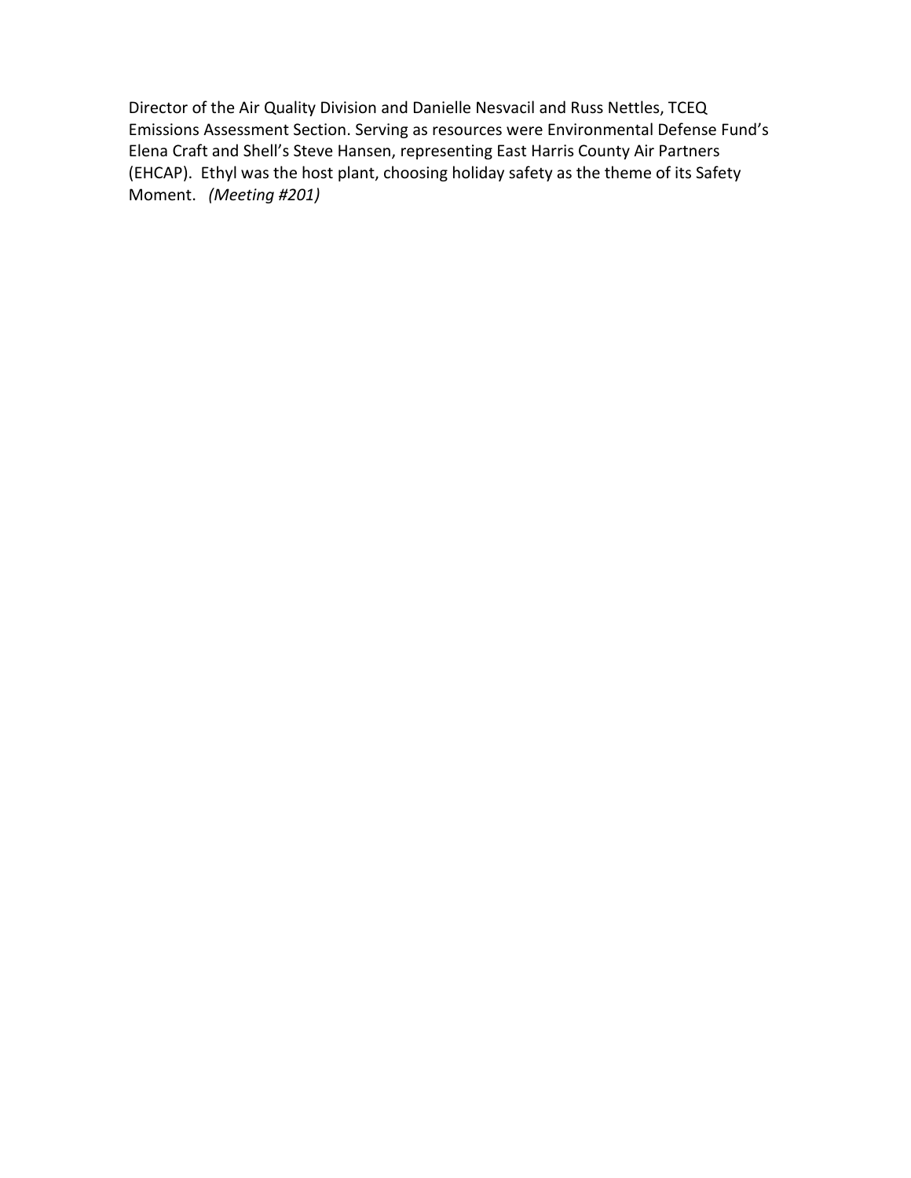Director of the Air Quality Division and Danielle Nesvacil and Russ Nettles, TCEQ Emissions Assessment Section. Serving as resources were Environmental Defense Fund's Elena Craft and Shell's Steve Hansen, representing East Harris County Air Partners (EHCAP). Ethyl was the host plant, choosing holiday safety as the theme of its Safety Moment. *(Meeting #201)*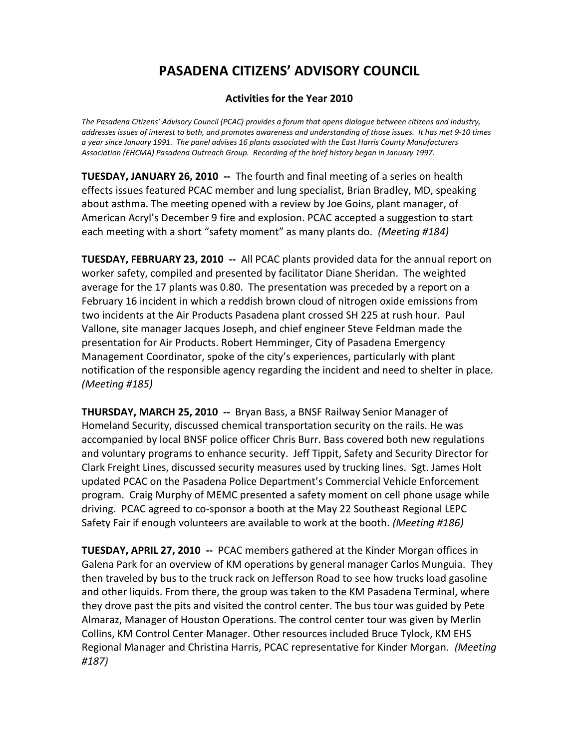# PASADENA CITIZENS' ADVISORY COUNCIL

### Activities for the Year 2010

*The Pasadena Citizens' Advisory Council (PCAC) provides a forum that opens dialogue between citizens and industry, addresses issues of interest to both, and promotes awareness and understanding of those issues. It has met 9-10 times a year since January 1991. The panel advises 16 plants associated with the East Harris County Manufacturers Association (EHCMA) Pasadena Outreach Group. Recording of the brief history began in January 1997.*

**TUESDAY, JANUARY 26, 2010 --** The fourth and final meeting of a series on health effects issues featured PCAC member and lung specialist, Brian Bradley, MD, speaking about asthma. The meeting opened with a review by Joe Goins, plant manager, of American Acryl's December 9 fire and explosion. PCAC accepted a suggestion to start each meeting with a short "safety moment" as many plants do. *(Meeting #184)*

**TUESDAY, FEBRUARY 23, 2010 --** All PCAC plants provided data for the annual report on worker safety, compiled and presented by facilitator Diane Sheridan. The weighted average for the 17 plants was 0.80. The presentation was preceded by a report on a February 16 incident in which a reddish brown cloud of nitrogen oxide emissions from two incidents at the Air Products Pasadena plant crossed SH 225 at rush hour. Paul Vallone, site manager Jacques Joseph, and chief engineer Steve Feldman made the presentation for Air Products. Robert Hemminger, City of Pasadena Emergency Management Coordinator, spoke of the city's experiences, particularly with plant notification of the responsible agency regarding the incident and need to shelter in place. *(Meeting #185)*

**THURSDAY, MARCH 25, 2010 --** Bryan Bass, a BNSF Railway Senior Manager of Homeland Security, discussed chemical transportation security on the rails. He was accompanied by local BNSF police officer Chris Burr. Bass covered both new regulations and voluntary programs to enhance security. Jeff Tippit, Safety and Security Director for Clark Freight Lines, discussed security measures used by trucking lines. Sgt. James Holt updated PCAC on the Pasadena Police Department's Commercial Vehicle Enforcement program. Craig Murphy of MEMC presented a safety moment on cell phone usage while driving. PCAC agreed to co-sponsor a booth at the May 22 Southeast Regional LEPC Safety Fair if enough volunteers are available to work at the booth. *(Meeting #186)*

**TUESDAY, APRIL 27, 2010 --** PCAC members gathered at the Kinder Morgan offices in Galena Park for an overview of KM operations by general manager Carlos Munguia. They then traveled by bus to the truck rack on Jefferson Road to see how trucks load gasoline and other liquids. From there, the group was taken to the KM Pasadena Terminal, where they drove past the pits and visited the control center. The bus tour was guided by Pete Almaraz, Manager of Houston Operations. The control center tour was given by Merlin Collins, KM Control Center Manager. Other resources included Bruce Tylock, KM EHS Regional Manager and Christina Harris, PCAC representative for Kinder Morgan. *(Meeting #187)*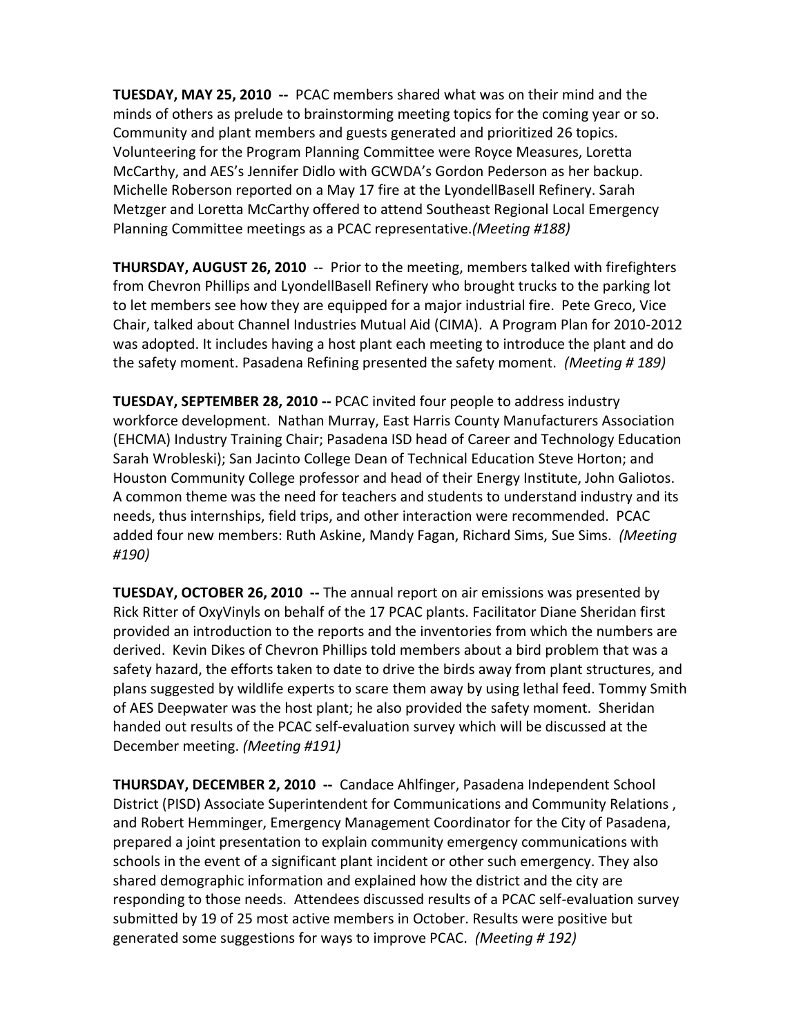**TUESDAY, MAY 25, 2010 --** PCAC members shared what was on their mind and the minds of others as prelude to brainstorming meeting topics for the coming year or so. Community and plant members and guests generated and prioritized 26 topics. Volunteering for the Program Planning Committee were Royce Measures, Loretta McCarthy, and AES's Jennifer Didlo with GCWDA's Gordon Pederson as her backup. Michelle Roberson reported on a May 17 fire at the LyondellBasell Refinery. Sarah Metzger and Loretta McCarthy offered to attend Southeast Regional Local Emergency Planning Committee meetings as a PCAC representative.*(Meeting #188)*

**THURSDAY, AUGUST 26, 2010** -- Prior to the meeting, members talked with firefighters from Chevron Phillips and LyondellBasell Refinery who brought trucks to the parking lot to let members see how they are equipped for a major industrial fire. Pete Greco, Vice Chair, talked about Channel Industries Mutual Aid (CIMA). A Program Plan for 2010-2012 was adopted. It includes having a host plant each meeting to introduce the plant and do the safety moment. Pasadena Refining presented the safety moment. *(Meeting # 189)*

**TUESDAY, SEPTEMBER 28, 2010 --** PCAC invited four people to address industry workforce development. Nathan Murray, East Harris County Manufacturers Association (EHCMA) Industry Training Chair; Pasadena ISD head of Career and Technology Education Sarah Wrobleski); San Jacinto College Dean of Technical Education Steve Horton; and Houston Community College professor and head of their Energy Institute, John Galiotos. A common theme was the need for teachers and students to understand industry and its needs, thus internships, field trips, and other interaction were recommended. PCAC added four new members: Ruth Askine, Mandy Fagan, Richard Sims, Sue Sims. *(Meeting #190)*

**TUESDAY, OCTOBER 26, 2010 --** The annual report on air emissions was presented by Rick Ritter of OxyVinyls on behalf of the 17 PCAC plants. Facilitator Diane Sheridan first provided an introduction to the reports and the inventories from which the numbers are derived. Kevin Dikes of Chevron Phillips told members about a bird problem that was a safety hazard, the efforts taken to date to drive the birds away from plant structures, and plans suggested by wildlife experts to scare them away by using lethal feed. Tommy Smith of AES Deepwater was the host plant; he also provided the safety moment. Sheridan handed out results of the PCAC self-evaluation survey which will be discussed at the December meeting. *(Meeting #191)*

**THURSDAY, DECEMBER 2, 2010 --** Candace Ahlfinger, Pasadena Independent School District (PISD) Associate Superintendent for Communications and Community Relations , and Robert Hemminger, Emergency Management Coordinator for the City of Pasadena, prepared a joint presentation to explain community emergency communications with schools in the event of a significant plant incident or other such emergency. They also shared demographic information and explained how the district and the city are responding to those needs. Attendees discussed results of a PCAC self-evaluation survey submitted by 19 of 25 most active members in October. Results were positive but generated some suggestions for ways to improve PCAC. *(Meeting # 192)*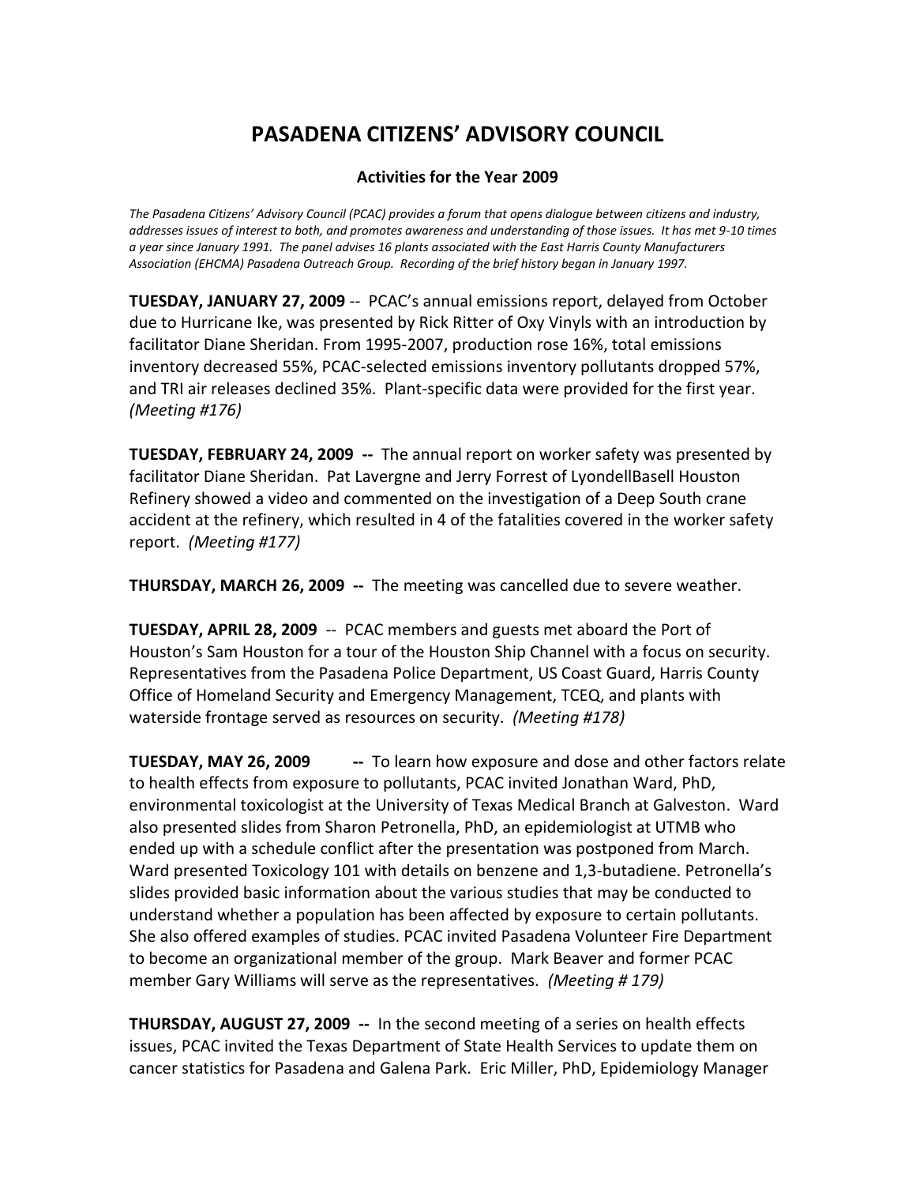# PASADENA CITIZENS' ADVISORY COUNCIL

### Activities for the Year 2009

*The Pasadena Citizens' Advisory Council (PCAC) provides a forum that opens dialogue between citizens and industry, addresses issues of interest to both, and promotes awareness and understanding of those issues. It has met 9-10 times a year since January 1991. The panel advises 16 plants associated with the East Harris County Manufacturers Association (EHCMA) Pasadena Outreach Group. Recording of the brief history began in January 1997.*

**TUESDAY, JANUARY 27, 2009** -- PCAC's annual emissions report, delayed from October due to Hurricane Ike, was presented by Rick Ritter of Oxy Vinyls with an introduction by facilitator Diane Sheridan. From 1995-2007, production rose 16%, total emissions inventory decreased 55%, PCAC-selected emissions inventory pollutants dropped 57%, and TRI air releases declined 35%. Plant-specific data were provided for the first year. *(Meeting #176)*

**TUESDAY, FEBRUARY 24, 2009 --** The annual report on worker safety was presented by facilitator Diane Sheridan. Pat Lavergne and Jerry Forrest of LyondellBasell Houston Refinery showed a video and commented on the investigation of a Deep South crane accident at the refinery, which resulted in 4 of the fatalities covered in the worker safety report. *(Meeting #177)*

**THURSDAY, MARCH 26, 2009 --** The meeting was cancelled due to severe weather.

**TUESDAY, APRIL 28, 2009** -- PCAC members and guests met aboard the Port of Houston's Sam Houston for a tour of the Houston Ship Channel with a focus on security. Representatives from the Pasadena Police Department, US Coast Guard, Harris County Office of Homeland Security and Emergency Management, TCEQ, and plants with waterside frontage served as resources on security. *(Meeting #178)*

**TUESDAY, MAY 26, 2009 --** To learn how exposure and dose and other factors relate to health effects from exposure to pollutants, PCAC invited Jonathan Ward, PhD, environmental toxicologist at the University of Texas Medical Branch at Galveston. Ward also presented slides from Sharon Petronella, PhD, an epidemiologist at UTMB who ended up with a schedule conflict after the presentation was postponed from March. Ward presented Toxicology 101 with details on benzene and 1,3-butadiene. Petronella's slides provided basic information about the various studies that may be conducted to understand whether a population has been affected by exposure to certain pollutants. She also offered examples of studies. PCAC invited Pasadena Volunteer Fire Department to become an organizational member of the group. Mark Beaver and former PCAC member Gary Williams will serve as the representatives. *(Meeting # 179)*

**THURSDAY, AUGUST 27, 2009 --** In the second meeting of a series on health effects issues, PCAC invited the Texas Department of State Health Services to update them on cancer statistics for Pasadena and Galena Park. Eric Miller, PhD, Epidemiology Manager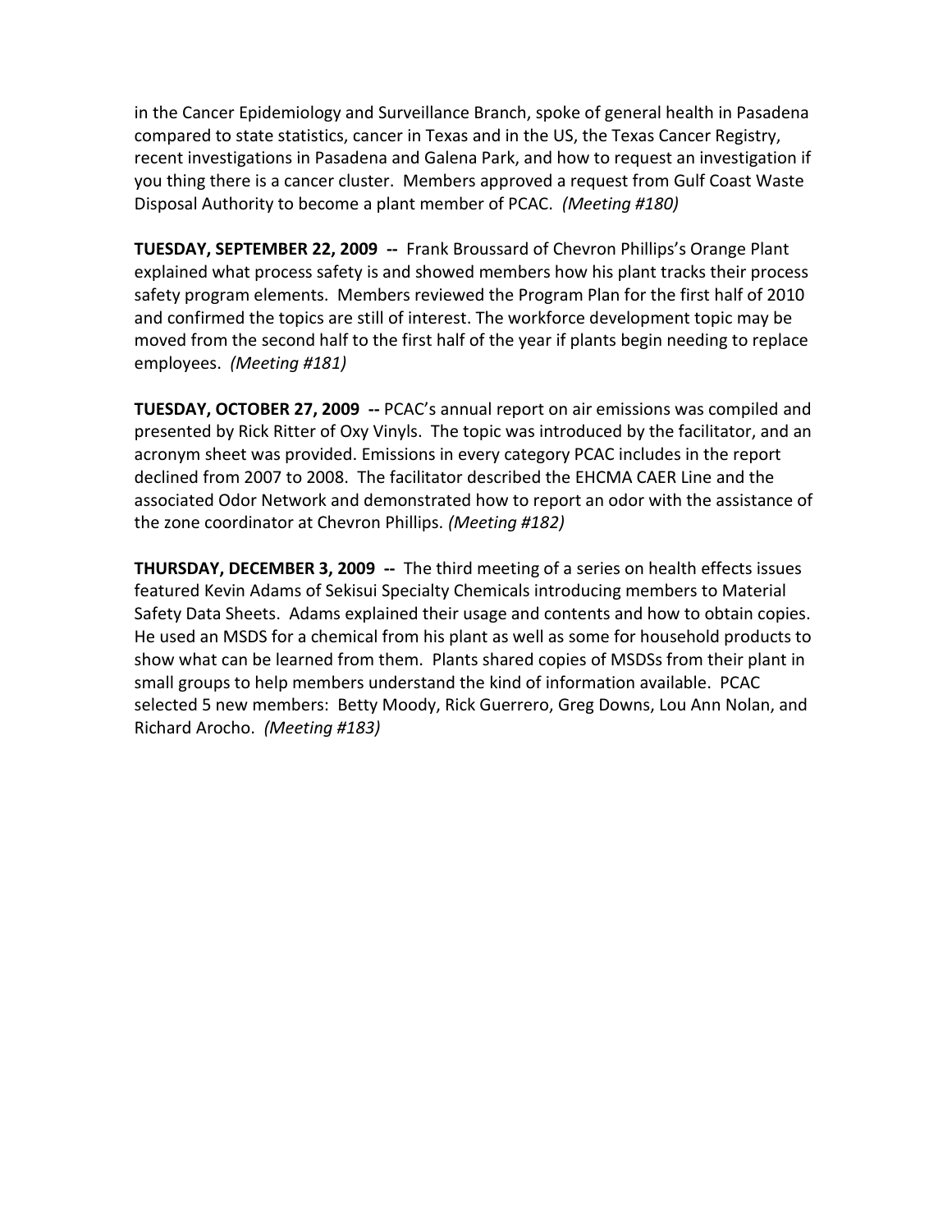in the Cancer Epidemiology and Surveillance Branch, spoke of general health in Pasadena compared to state statistics, cancer in Texas and in the US, the Texas Cancer Registry, recent investigations in Pasadena and Galena Park, and how to request an investigation if you thing there is a cancer cluster. Members approved a request from Gulf Coast Waste Disposal Authority to become a plant member of PCAC. *(Meeting #180)*

**TUESDAY, SEPTEMBER 22, 2009 --** Frank Broussard of Chevron Phillips's Orange Plant explained what process safety is and showed members how his plant tracks their process safety program elements. Members reviewed the Program Plan for the first half of 2010 and confirmed the topics are still of interest. The workforce development topic may be moved from the second half to the first half of the year if plants begin needing to replace employees. *(Meeting #181)*

**TUESDAY, OCTOBER 27, 2009 --** PCAC's annual report on air emissions was compiled and presented by Rick Ritter of Oxy Vinyls. The topic was introduced by the facilitator, and an acronym sheet was provided. Emissions in every category PCAC includes in the report declined from 2007 to 2008. The facilitator described the EHCMA CAER Line and the associated Odor Network and demonstrated how to report an odor with the assistance of the zone coordinator at Chevron Phillips. *(Meeting #182)*

**THURSDAY, DECEMBER 3, 2009 --** The third meeting of a series on health effects issues featured Kevin Adams of Sekisui Specialty Chemicals introducing members to Material Safety Data Sheets. Adams explained their usage and contents and how to obtain copies. He used an MSDS for a chemical from his plant as well as some for household products to show what can be learned from them. Plants shared copies of MSDSs from their plant in small groups to help members understand the kind of information available. PCAC selected 5 new members: Betty Moody, Rick Guerrero, Greg Downs, Lou Ann Nolan, and Richard Arocho. *(Meeting #183)*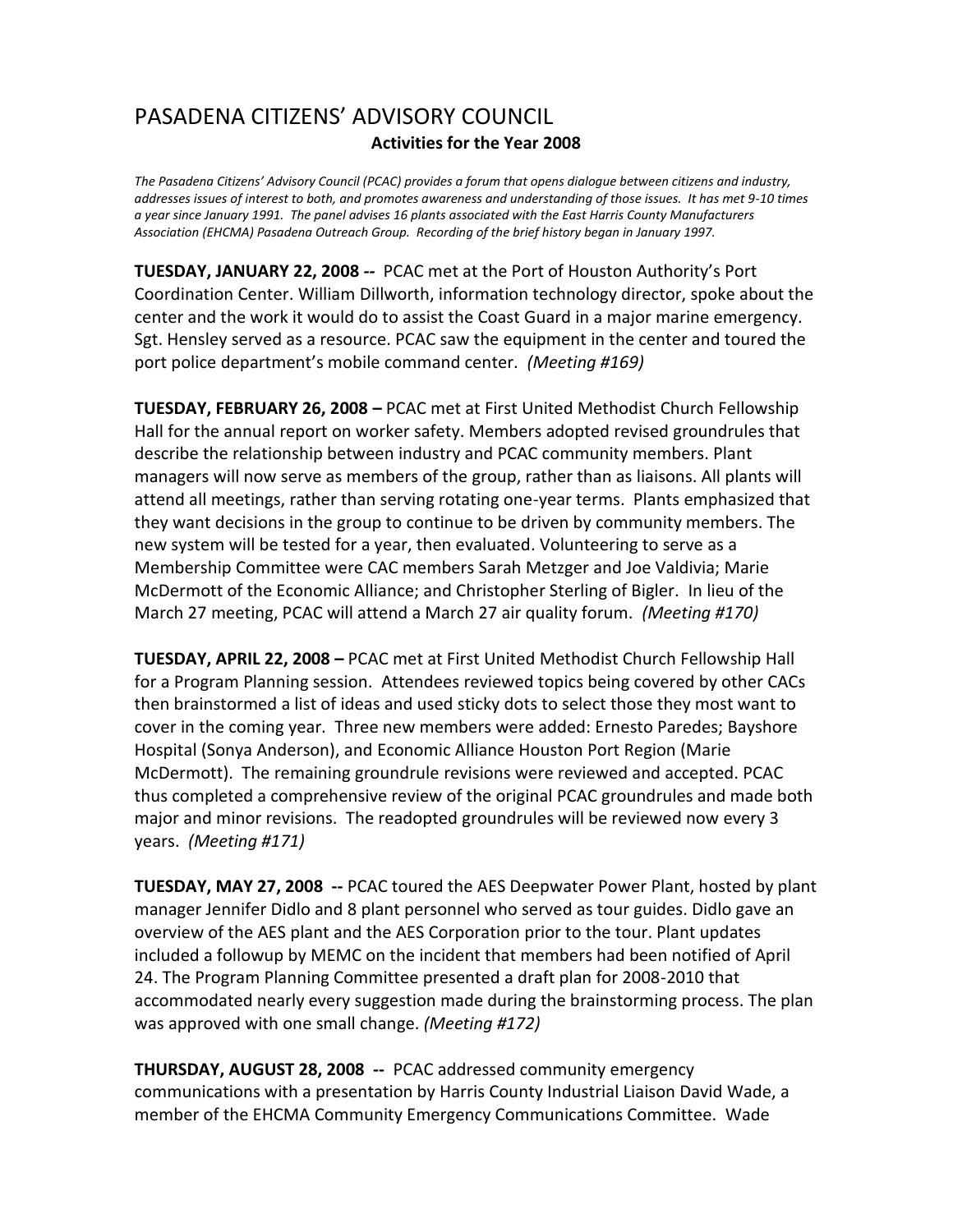# PASADENA CITIZENS' ADVISORY COUNCIL

## Activities for the Year 2008

*The Pasadena Citizens' Advisory Council (PCAC) provides a forum that opens dialogue between citizens and industry, addresses issues of interest to both, and promotes awareness and understanding of those issues. It has met 9-10 times a year since January 1991. The panel advises 16 plants associated with the East Harris County Manufacturers Association (EHCMA) Pasadena Outreach Group. Recording of the brief history began in January 1997.*

**TUESDAY, JANUARY 22, 2008 --** PCAC met at the Port of Houston Authority's Port Coordination Center. William Dillworth, information technology director, spoke about the center and the work it would do to assist the Coast Guard in a major marine emergency. Sgt. Hensley served as a resource. PCAC saw the equipment in the center and toured the port police department's mobile command center. *(Meeting #169)*

**TUESDAY, FEBRUARY 26, 2008 –** PCAC met at First United Methodist Church Fellowship Hall for the annual report on worker safety. Members adopted revised groundrules that describe the relationship between industry and PCAC community members. Plant managers will now serve as members of the group, rather than as liaisons. All plants will attend all meetings, rather than serving rotating one-year terms. Plants emphasized that they want decisions in the group to continue to be driven by community members. The new system will be tested for a year, then evaluated. Volunteering to serve as a Membership Committee were CAC members Sarah Metzger and Joe Valdivia; Marie McDermott of the Economic Alliance; and Christopher Sterling of Bigler. In lieu of the March 27 meeting, PCAC will attend a March 27 air quality forum. *(Meeting #170)*

**TUESDAY, APRIL 22, 2008 –** PCAC met at First United Methodist Church Fellowship Hall for a Program Planning session. Attendees reviewed topics being covered by other CACs then brainstormed a list of ideas and used sticky dots to select those they most want to cover in the coming year. Three new members were added: Ernesto Paredes; Bayshore Hospital (Sonya Anderson), and Economic Alliance Houston Port Region (Marie McDermott). The remaining groundrule revisions were reviewed and accepted. PCAC thus completed a comprehensive review of the original PCAC groundrules and made both major and minor revisions. The readopted groundrules will be reviewed now every 3 years. *(Meeting #171)*

**TUESDAY, MAY 27, 2008 --** PCAC toured the AES Deepwater Power Plant, hosted by plant manager Jennifer Didlo and 8 plant personnel who served as tour guides. Didlo gave an overview of the AES plant and the AES Corporation prior to the tour. Plant updates included a followup by MEMC on the incident that members had been notified of April 24. The Program Planning Committee presented a draft plan for 2008-2010 that accommodated nearly every suggestion made during the brainstorming process. The plan was approved with one small change. *(Meeting #172)*

**THURSDAY, AUGUST 28, 2008 --** PCAC addressed community emergency communications with a presentation by Harris County Industrial Liaison David Wade, a member of the EHCMA Community Emergency Communications Committee. Wade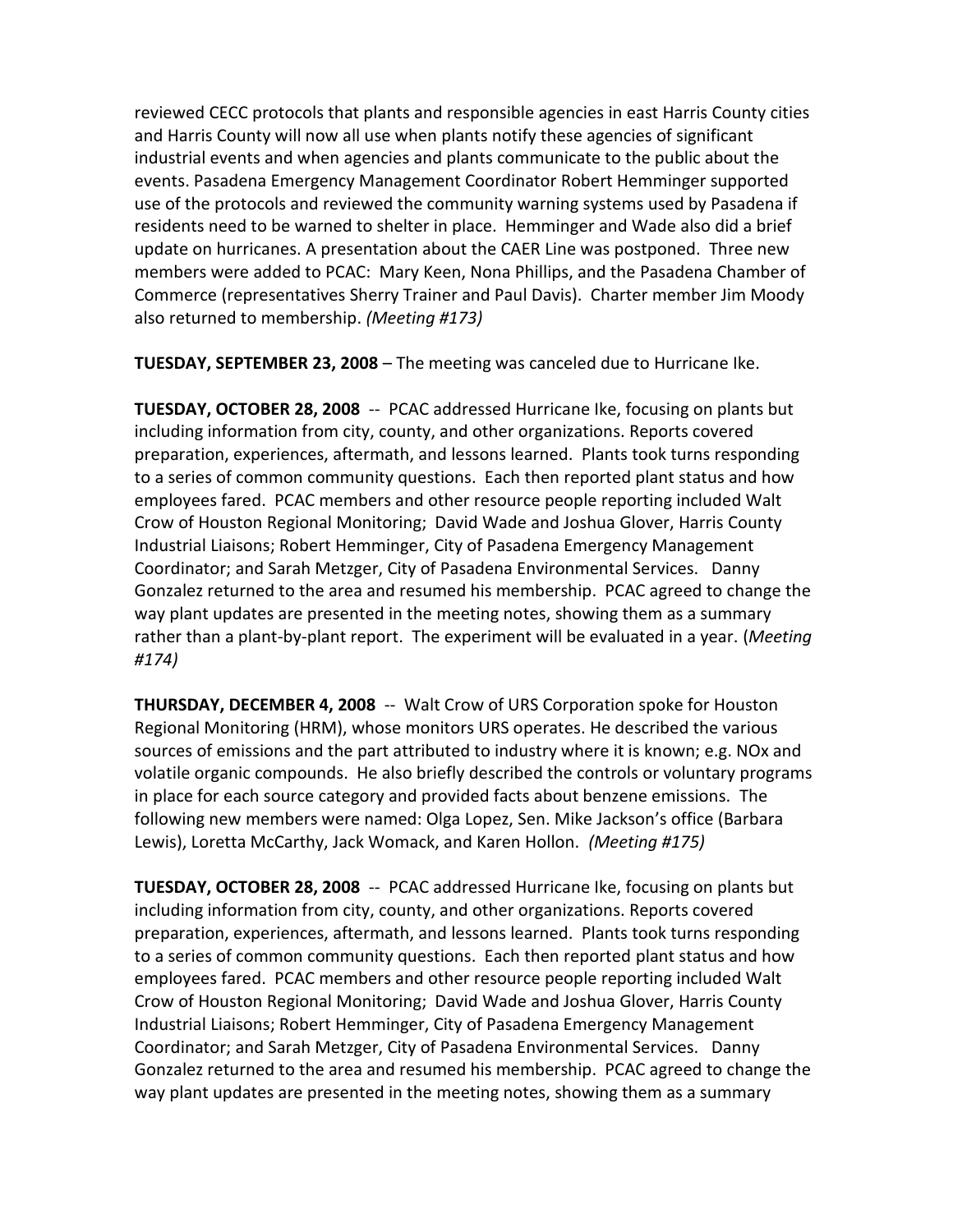reviewed CECC protocols that plants and responsible agencies in east Harris County cities and Harris County will now all use when plants notify these agencies of significant industrial events and when agencies and plants communicate to the public about the events. Pasadena Emergency Management Coordinator Robert Hemminger supported use of the protocols and reviewed the community warning systems used by Pasadena if residents need to be warned to shelter in place. Hemminger and Wade also did a brief update on hurricanes. A presentation about the CAER Line was postponed. Three new members were added to PCAC: Mary Keen, Nona Phillips, and the Pasadena Chamber of Commerce (representatives Sherry Trainer and Paul Davis). Charter member Jim Moody also returned to membership. *(Meeting #173)*

**TUESDAY, SEPTEMBER 23, 2008** – The meeting was canceled due to Hurricane Ike.

**TUESDAY, OCTOBER 28, 2008** -- PCAC addressed Hurricane Ike, focusing on plants but including information from city, county, and other organizations. Reports covered preparation, experiences, aftermath, and lessons learned. Plants took turns responding to a series of common community questions. Each then reported plant status and how employees fared. PCAC members and other resource people reporting included Walt Crow of Houston Regional Monitoring; David Wade and Joshua Glover, Harris County Industrial Liaisons; Robert Hemminger, City of Pasadena Emergency Management Coordinator; and Sarah Metzger, City of Pasadena Environmental Services. Danny Gonzalez returned to the area and resumed his membership. PCAC agreed to change the way plant updates are presented in the meeting notes, showing them as a summary rather than a plant-by-plant report. The experiment will be evaluated in a year. (*Meeting #174)*

**THURSDAY, DECEMBER 4, 2008** -- Walt Crow of URS Corporation spoke for Houston Regional Monitoring (HRM), whose monitors URS operates. He described the various sources of emissions and the part attributed to industry where it is known; e.g. NOx and volatile organic compounds. He also briefly described the controls or voluntary programs in place for each source category and provided facts about benzene emissions. The following new members were named: Olga Lopez, Sen. Mike Jackson's office (Barbara Lewis), Loretta McCarthy, Jack Womack, and Karen Hollon. *(Meeting #175)*

**TUESDAY, OCTOBER 28, 2008** -- PCAC addressed Hurricane Ike, focusing on plants but including information from city, county, and other organizations. Reports covered preparation, experiences, aftermath, and lessons learned. Plants took turns responding to a series of common community questions. Each then reported plant status and how employees fared. PCAC members and other resource people reporting included Walt Crow of Houston Regional Monitoring; David Wade and Joshua Glover, Harris County Industrial Liaisons; Robert Hemminger, City of Pasadena Emergency Management Coordinator; and Sarah Metzger, City of Pasadena Environmental Services. Danny Gonzalez returned to the area and resumed his membership. PCAC agreed to change the way plant updates are presented in the meeting notes, showing them as a summary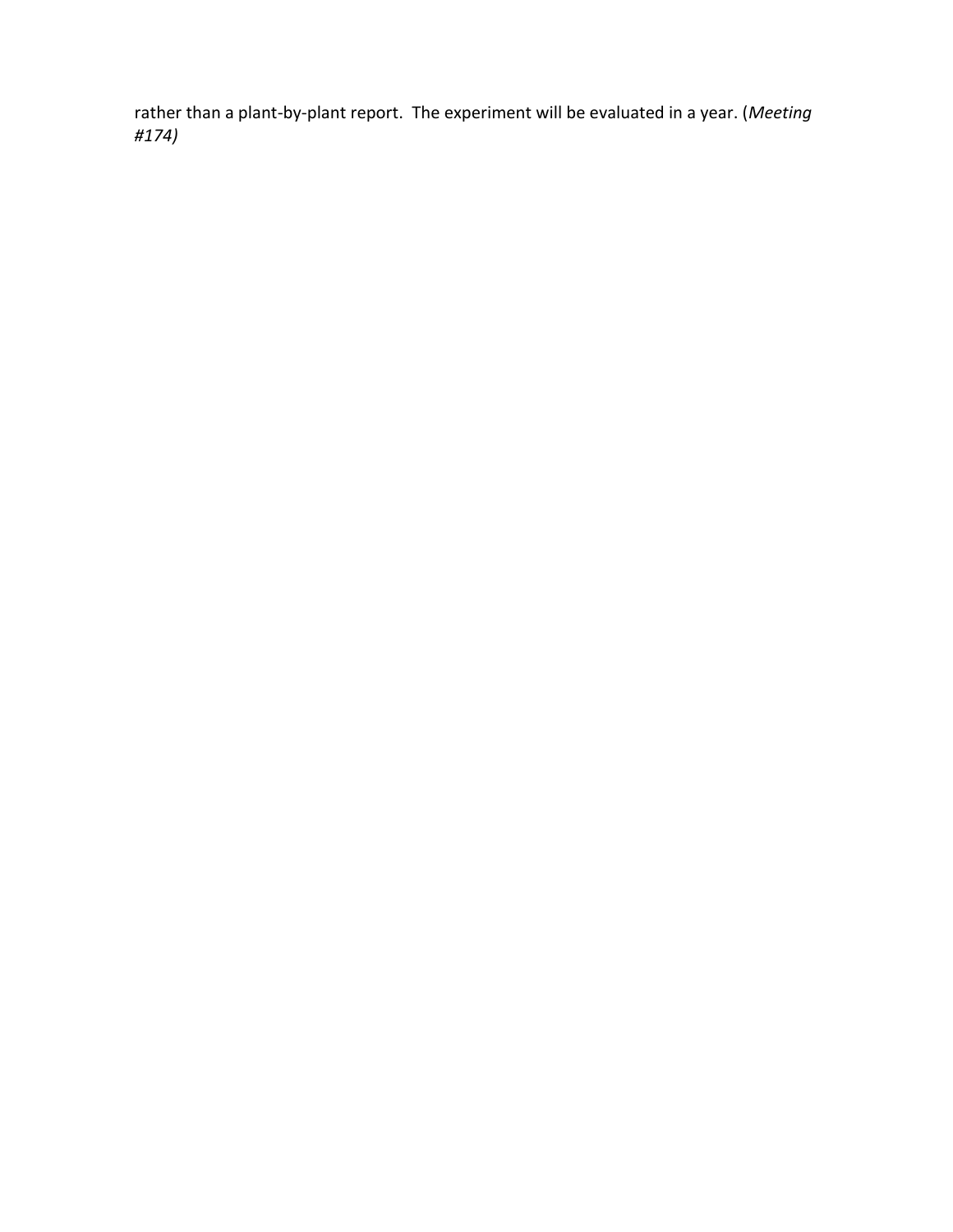rather than a plant-by-plant report. The experiment will be evaluated in a year. (*Meeting #174)*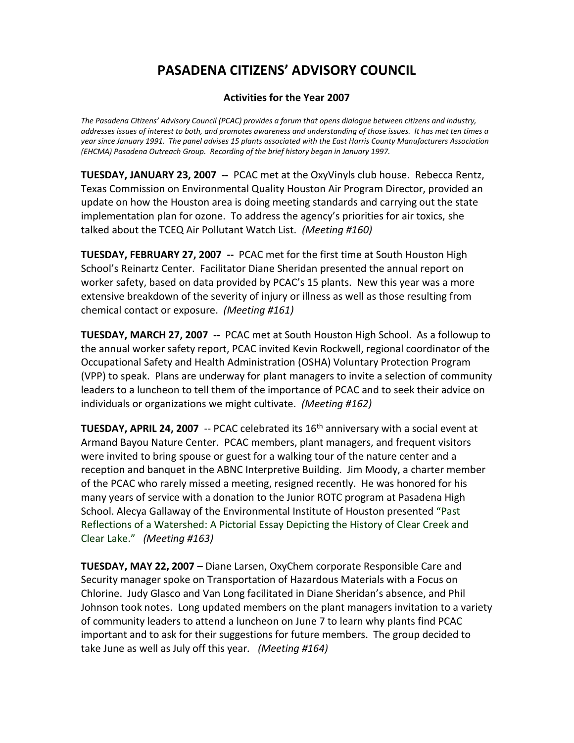# PASADENA CITIZENS' ADVISORY COUNCIL

### Activities for the Year 2007

*The Pasadena Citizens' Advisory Council (PCAC) provides a forum that opens dialogue between citizens and industry, addresses issues of interest to both, and promotes awareness and understanding of those issues. It has met ten times a year since January 1991. The panel advises 15 plants associated with the East Harris County Manufacturers Association (EHCMA) Pasadena Outreach Group. Recording of the brief history began in January 1997.*

**TUESDAY, JANUARY 23, 2007 --** PCAC met at the OxyVinyls club house. Rebecca Rentz, Texas Commission on Environmental Quality Houston Air Program Director, provided an update on how the Houston area is doing meeting standards and carrying out the state implementation plan for ozone. To address the agency's priorities for air toxics, she talked about the TCEQ Air Pollutant Watch List. *(Meeting #160)*

**TUESDAY, FEBRUARY 27, 2007 --** PCAC met for the first time at South Houston High School's Reinartz Center. Facilitator Diane Sheridan presented the annual report on worker safety, based on data provided by PCAC's 15 plants. New this year was a more extensive breakdown of the severity of injury or illness as well as those resulting from chemical contact or exposure. *(Meeting #161)*

**TUESDAY, MARCH 27, 2007 --** PCAC met at South Houston High School. As a followup to the annual worker safety report, PCAC invited Kevin Rockwell, regional coordinator of the Occupational Safety and Health Administration (OSHA) Voluntary Protection Program (VPP) to speak. Plans are underway for plant managers to invite a selection of community leaders to a luncheon to tell them of the importance of PCAC and to seek their advice on individuals or organizations we might cultivate. *(Meeting #162)*

**TUESDAY, APRIL 24, 2007** -- PCAC celebrated its 16th anniversary with a social event at Armand Bayou Nature Center. PCAC members, plant managers, and frequent visitors were invited to bring spouse or guest for a walking tour of the nature center and a reception and banquet in the ABNC Interpretive Building. Jim Moody, a charter member of the PCAC who rarely missed a meeting, resigned recently. He was honored for his many years of service with a donation to the Junior ROTC program at Pasadena High School. Alecya Gallaway of the Environmental Institute of Houston presented "Past Reflections of a Watershed: A Pictorial Essay Depicting the History of Clear Creek and Clear Lake." *(Meeting #163)*

**TUESDAY, MAY 22, 2007** – Diane Larsen, OxyChem corporate Responsible Care and Security manager spoke on Transportation of Hazardous Materials with a Focus on Chlorine. Judy Glasco and Van Long facilitated in Diane Sheridan's absence, and Phil Johnson took notes. Long updated members on the plant managers invitation to a variety of community leaders to attend a luncheon on June 7 to learn why plants find PCAC important and to ask for their suggestions for future members. The group decided to take June as well as July off this year. *(Meeting #164)*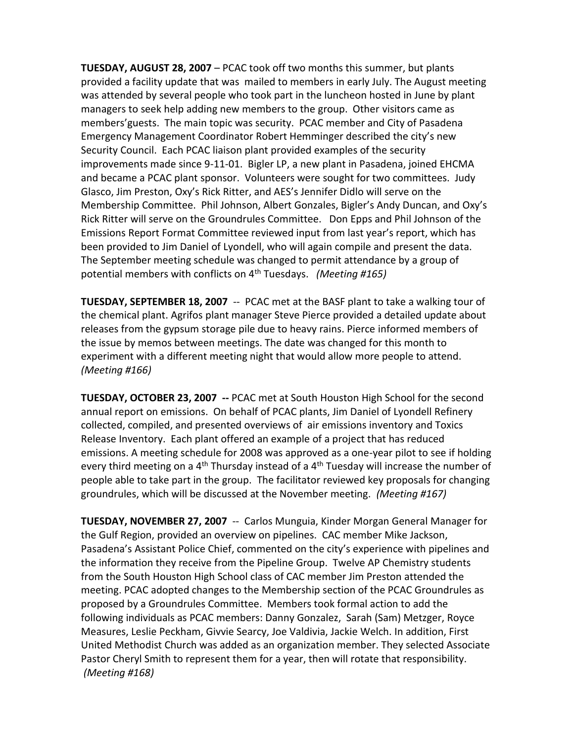**TUESDAY, AUGUST 28, 2007** – PCAC took off two months this summer, but plants provided a facility update that was mailed to members in early July. The August meeting was attended by several people who took part in the luncheon hosted in June by plant managers to seek help adding new members to the group. Other visitors came as members'guests. The main topic was security. PCAC member and City of Pasadena Emergency Management Coordinator Robert Hemminger described the city's new Security Council. Each PCAC liaison plant provided examples of the security improvements made since 9-11-01. Bigler LP, a new plant in Pasadena, joined EHCMA and became a PCAC plant sponsor. Volunteers were sought for two committees. Judy Glasco, Jim Preston, Oxy's Rick Ritter, and AES's Jennifer Didlo will serve on the Membership Committee. Phil Johnson, Albert Gonzales, Bigler's Andy Duncan, and Oxy's Rick Ritter will serve on the Groundrules Committee. Don Epps and Phil Johnson of the Emissions Report Format Committee reviewed input from last year's report, which has been provided to Jim Daniel of Lyondell, who will again compile and present the data. The September meeting schedule was changed to permit attendance by a group of potential members with conflicts on 4th Tuesdays. *(Meeting #165)*

**TUESDAY, SEPTEMBER 18, 2007** -- PCAC met at the BASF plant to take a walking tour of the chemical plant. Agrifos plant manager Steve Pierce provided a detailed update about releases from the gypsum storage pile due to heavy rains. Pierce informed members of the issue by memos between meetings. The date was changed for this month to experiment with a different meeting night that would allow more people to attend. *(Meeting #166)*

**TUESDAY, OCTOBER 23, 2007 --** PCAC met at South Houston High School for the second annual report on emissions. On behalf of PCAC plants, Jim Daniel of Lyondell Refinery collected, compiled, and presented overviews of air emissions inventory and Toxics Release Inventory. Each plant offered an example of a project that has reduced emissions. A meeting schedule for 2008 was approved as a one-year pilot to see if holding every third meeting on a 4th Thursday instead of a 4th Tuesday will increase the number of people able to take part in the group. The facilitator reviewed key proposals for changing groundrules, which will be discussed at the November meeting. *(Meeting #167)*

**TUESDAY, NOVEMBER 27, 2007** -- Carlos Munguia, Kinder Morgan General Manager for the Gulf Region, provided an overview on pipelines. CAC member Mike Jackson, Pasadena's Assistant Police Chief, commented on the city's experience with pipelines and the information they receive from the Pipeline Group. Twelve AP Chemistry students from the South Houston High School class of CAC member Jim Preston attended the meeting. PCAC adopted changes to the Membership section of the PCAC Groundrules as proposed by a Groundrules Committee. Members took formal action to add the following individuals as PCAC members: Danny Gonzalez, Sarah (Sam) Metzger, Royce Measures, Leslie Peckham, Givvie Searcy, Joe Valdivia, Jackie Welch. In addition, First United Methodist Church was added as an organization member. They selected Associate Pastor Cheryl Smith to represent them for a year, then will rotate that responsibility. *(Meeting #168)*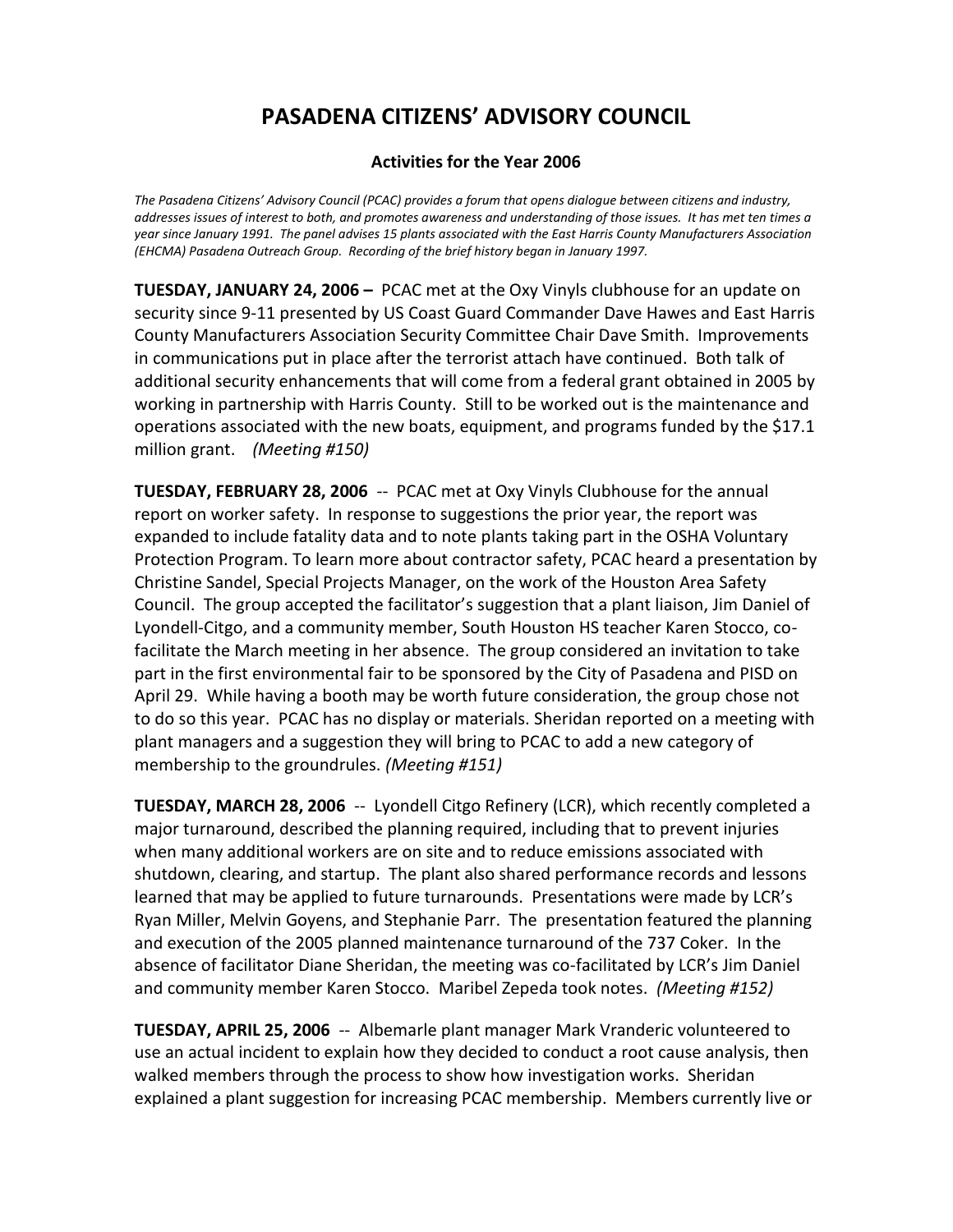# PASADENA CITIZENS' ADVISORY COUNCIL

### Activities for the Year 2006

*The Pasadena Citizens' Advisory Council (PCAC) provides a forum that opens dialogue between citizens and industry, addresses issues of interest to both, and promotes awareness and understanding of those issues. It has met ten times a year since January 1991. The panel advises 15 plants associated with the East Harris County Manufacturers Association (EHCMA) Pasadena Outreach Group. Recording of the brief history began in January 1997.*

**TUESDAY, JANUARY 24, 2006 –** PCAC met at the Oxy Vinyls clubhouse for an update on security since 9-11 presented by US Coast Guard Commander Dave Hawes and East Harris County Manufacturers Association Security Committee Chair Dave Smith. Improvements in communications put in place after the terrorist attach have continued. Both talk of additional security enhancements that will come from a federal grant obtained in 2005 by working in partnership with Harris County. Still to be worked out is the maintenance and operations associated with the new boats, equipment, and programs funded by the $17.1 million grant. *(Meeting #150)*

**TUESDAY, FEBRUARY 28, 2006** -- PCAC met at Oxy Vinyls Clubhouse for the annual report on worker safety. In response to suggestions the prior year, the report was expanded to include fatality data and to note plants taking part in the OSHA Voluntary Protection Program. To learn more about contractor safety, PCAC heard a presentation by Christine Sandel, Special Projects Manager, on the work of the Houston Area Safety Council. The group accepted the facilitator's suggestion that a plant liaison, Jim Daniel of Lyondell-Citgo, and a community member, South Houston HS teacher Karen Stocco, co-facilitate the March meeting in her absence. The group considered an invitation to take part in the first environmental fair to be sponsored by the City of Pasadena and PISD on April 29. While having a booth may be worth future consideration, the group chose not to do so this year. PCAC has no display or materials. Sheridan reported on a meeting with plant managers and a suggestion they will bring to PCAC to add a new category of membership to the groundrules. *(Meeting #151)*

**TUESDAY, MARCH 28, 2006** -- Lyondell Citgo Refinery (LCR), which recently completed a major turnaround, described the planning required, including that to prevent injuries when many additional workers are on site and to reduce emissions associated with shutdown, clearing, and startup. The plant also shared performance records and lessons learned that may be applied to future turnarounds. Presentations were made by LCR's Ryan Miller, Melvin Goyens, and Stephanie Parr. The presentation featured the planning and execution of the 2005 planned maintenance turnaround of the 737 Coker. In the absence of facilitator Diane Sheridan, the meeting was co-facilitated by LCR's Jim Daniel and community member Karen Stocco. Maribel Zepeda took notes. *(Meeting #152)*

**TUESDAY, APRIL 25, 2006** -- Albemarle plant manager Mark Vranderic volunteered to use an actual incident to explain how they decided to conduct a root cause analysis, then walked members through the process to show how investigation works. Sheridan explained a plant suggestion for increasing PCAC membership. Members currently live or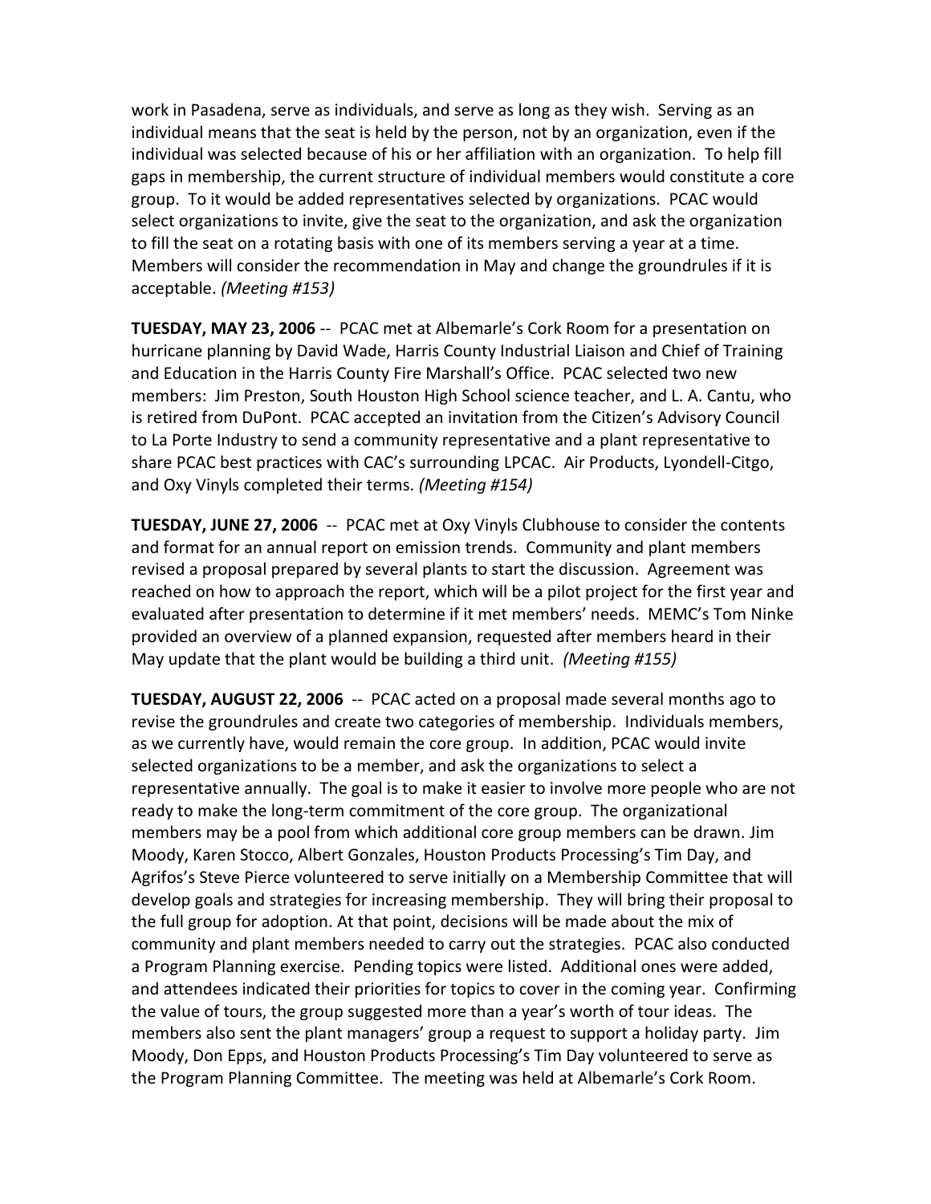work in Pasadena, serve as individuals, and serve as long as they wish. Serving as an individual means that the seat is held by the person, not by an organization, even if the individual was selected because of his or her affiliation with an organization. To help fill gaps in membership, the current structure of individual members would constitute a core group. To it would be added representatives selected by organizations. PCAC would select organizations to invite, give the seat to the organization, and ask the organization to fill the seat on a rotating basis with one of its members serving a year at a time. Members will consider the recommendation in May and change the groundrules if it is acceptable. *(Meeting #153)*

**TUESDAY, MAY 23, 2006** -- PCAC met at Albemarle's Cork Room for a presentation on hurricane planning by David Wade, Harris County Industrial Liaison and Chief of Training and Education in the Harris County Fire Marshall's Office. PCAC selected two new members: Jim Preston, South Houston High School science teacher, and L. A. Cantu, who is retired from DuPont. PCAC accepted an invitation from the Citizen's Advisory Council to La Porte Industry to send a community representative and a plant representative to share PCAC best practices with CAC's surrounding LPCAC. Air Products, Lyondell-Citgo, and Oxy Vinyls completed their terms. *(Meeting #154)*

**TUESDAY, JUNE 27, 2006** -- PCAC met at Oxy Vinyls Clubhouse to consider the contents and format for an annual report on emission trends. Community and plant members revised a proposal prepared by several plants to start the discussion. Agreement was reached on how to approach the report, which will be a pilot project for the first year and evaluated after presentation to determine if it met members' needs. MEMC's Tom Ninke provided an overview of a planned expansion, requested after members heard in their May update that the plant would be building a third unit. *(Meeting #155)*

**TUESDAY, AUGUST 22, 2006** -- PCAC acted on a proposal made several months ago to revise the groundrules and create two categories of membership. Individuals members, as we currently have, would remain the core group. In addition, PCAC would invite selected organizations to be a member, and ask the organizations to select a representative annually. The goal is to make it easier to involve more people who are not ready to make the long-term commitment of the core group. The organizational members may be a pool from which additional core group members can be drawn. Jim Moody, Karen Stocco, Albert Gonzales, Houston Products Processing's Tim Day, and Agrifos's Steve Pierce volunteered to serve initially on a Membership Committee that will develop goals and strategies for increasing membership. They will bring their proposal to the full group for adoption. At that point, decisions will be made about the mix of community and plant members needed to carry out the strategies. PCAC also conducted a Program Planning exercise. Pending topics were listed. Additional ones were added, and attendees indicated their priorities for topics to cover in the coming year. Confirming the value of tours, the group suggested more than a year's worth of tour ideas. The members also sent the plant managers' group a request to support a holiday party. Jim Moody, Don Epps, and Houston Products Processing's Tim Day volunteered to serve as the Program Planning Committee. The meeting was held at Albemarle's Cork Room.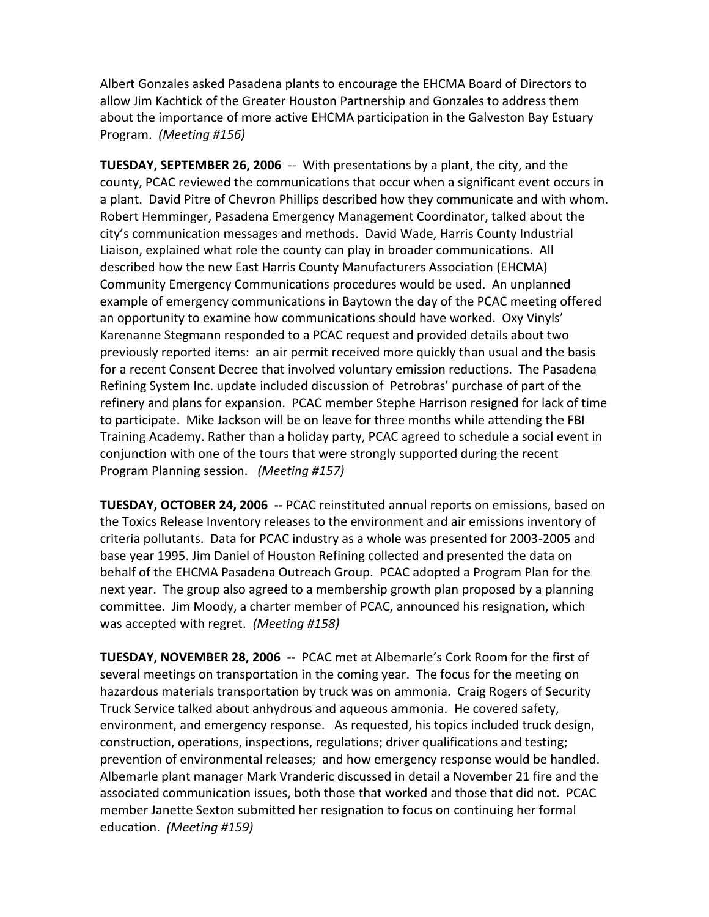Albert Gonzales asked Pasadena plants to encourage the EHCMA Board of Directors to allow Jim Kachtick of the Greater Houston Partnership and Gonzales to address them about the importance of more active EHCMA participation in the Galveston Bay Estuary Program. *(Meeting #156)*

**TUESDAY, SEPTEMBER 26, 2006** -- With presentations by a plant, the city, and the county, PCAC reviewed the communications that occur when a significant event occurs in a plant. David Pitre of Chevron Phillips described how they communicate and with whom. Robert Hemminger, Pasadena Emergency Management Coordinator, talked about the city's communication messages and methods. David Wade, Harris County Industrial Liaison, explained what role the county can play in broader communications. All described how the new East Harris County Manufacturers Association (EHCMA) Community Emergency Communications procedures would be used. An unplanned example of emergency communications in Baytown the day of the PCAC meeting offered an opportunity to examine how communications should have worked. Oxy Vinyls' Karenanne Stegmann responded to a PCAC request and provided details about two previously reported items: an air permit received more quickly than usual and the basis for a recent Consent Decree that involved voluntary emission reductions. The Pasadena Refining System Inc. update included discussion of Petrobras' purchase of part of the refinery and plans for expansion. PCAC member Stephe Harrison resigned for lack of time to participate. Mike Jackson will be on leave for three months while attending the FBI Training Academy. Rather than a holiday party, PCAC agreed to schedule a social event in conjunction with one of the tours that were strongly supported during the recent Program Planning session. *(Meeting #157)*

**TUESDAY, OCTOBER 24, 2006 --** PCAC reinstituted annual reports on emissions, based on the Toxics Release Inventory releases to the environment and air emissions inventory of criteria pollutants. Data for PCAC industry as a whole was presented for 2003-2005 and base year 1995. Jim Daniel of Houston Refining collected and presented the data on behalf of the EHCMA Pasadena Outreach Group. PCAC adopted a Program Plan for the next year. The group also agreed to a membership growth plan proposed by a planning committee. Jim Moody, a charter member of PCAC, announced his resignation, which was accepted with regret. *(Meeting #158)*

**TUESDAY, NOVEMBER 28, 2006 --** PCAC met at Albemarle's Cork Room for the first of several meetings on transportation in the coming year. The focus for the meeting on hazardous materials transportation by truck was on ammonia. Craig Rogers of Security Truck Service talked about anhydrous and aqueous ammonia. He covered safety, environment, and emergency response. As requested, his topics included truck design, construction, operations, inspections, regulations; driver qualifications and testing; prevention of environmental releases; and how emergency response would be handled. Albemarle plant manager Mark Vranderic discussed in detail a November 21 fire and the associated communication issues, both those that worked and those that did not. PCAC member Janette Sexton submitted her resignation to focus on continuing her formal education. *(Meeting #159)*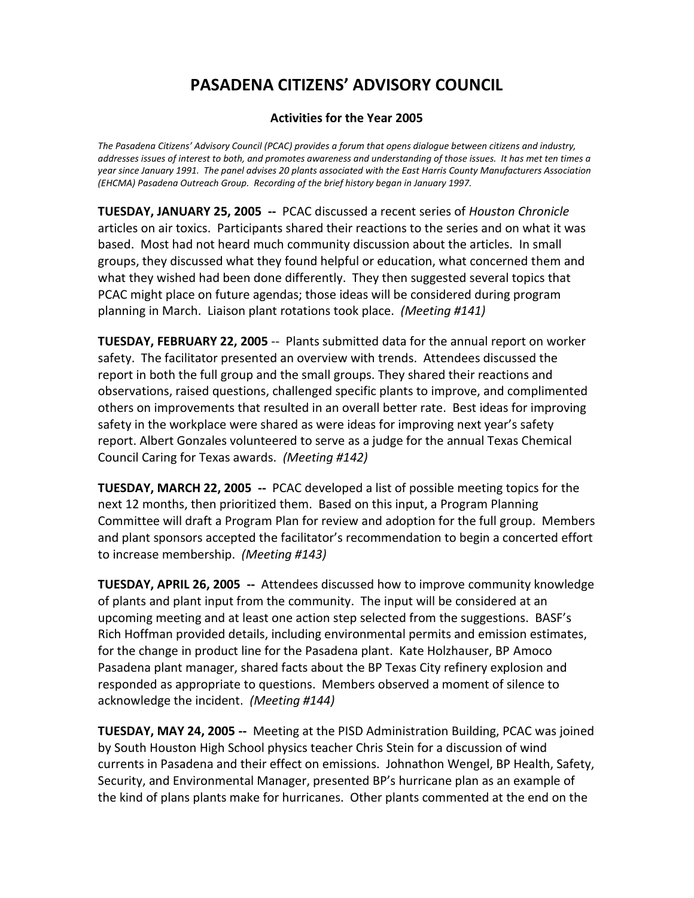# PASADENA CITIZENS' ADVISORY COUNCIL

### Activities for the Year 2005

*The Pasadena Citizens' Advisory Council (PCAC) provides a forum that opens dialogue between citizens and industry, addresses issues of interest to both, and promotes awareness and understanding of those issues. It has met ten times a year since January 1991. The panel advises 20 plants associated with the East Harris County Manufacturers Association (EHCMA) Pasadena Outreach Group. Recording of the brief history began in January 1997.*

**TUESDAY, JANUARY 25, 2005 --** PCAC discussed a recent series of *Houston Chronicle* articles on air toxics. Participants shared their reactions to the series and on what it was based. Most had not heard much community discussion about the articles. In small groups, they discussed what they found helpful or education, what concerned them and what they wished had been done differently. They then suggested several topics that PCAC might place on future agendas; those ideas will be considered during program planning in March. Liaison plant rotations took place. *(Meeting #141)*

**TUESDAY, FEBRUARY 22, 2005** -- Plants submitted data for the annual report on worker safety. The facilitator presented an overview with trends. Attendees discussed the report in both the full group and the small groups. They shared their reactions and observations, raised questions, challenged specific plants to improve, and complimented others on improvements that resulted in an overall better rate. Best ideas for improving safety in the workplace were shared as were ideas for improving next year's safety report. Albert Gonzales volunteered to serve as a judge for the annual Texas Chemical Council Caring for Texas awards. *(Meeting #142)*

**TUESDAY, MARCH 22, 2005 --** PCAC developed a list of possible meeting topics for the next 12 months, then prioritized them. Based on this input, a Program Planning Committee will draft a Program Plan for review and adoption for the full group. Members and plant sponsors accepted the facilitator's recommendation to begin a concerted effort to increase membership. *(Meeting #143)*

**TUESDAY, APRIL 26, 2005 --** Attendees discussed how to improve community knowledge of plants and plant input from the community. The input will be considered at an upcoming meeting and at least one action step selected from the suggestions. BASF's Rich Hoffman provided details, including environmental permits and emission estimates, for the change in product line for the Pasadena plant. Kate Holzhauser, BP Amoco Pasadena plant manager, shared facts about the BP Texas City refinery explosion and responded as appropriate to questions. Members observed a moment of silence to acknowledge the incident. *(Meeting #144)*

**TUESDAY, MAY 24, 2005 --** Meeting at the PISD Administration Building, PCAC was joined by South Houston High School physics teacher Chris Stein for a discussion of wind currents in Pasadena and their effect on emissions. Johnathon Wengel, BP Health, Safety, Security, and Environmental Manager, presented BP's hurricane plan as an example of the kind of plans plants make for hurricanes. Other plants commented at the end on the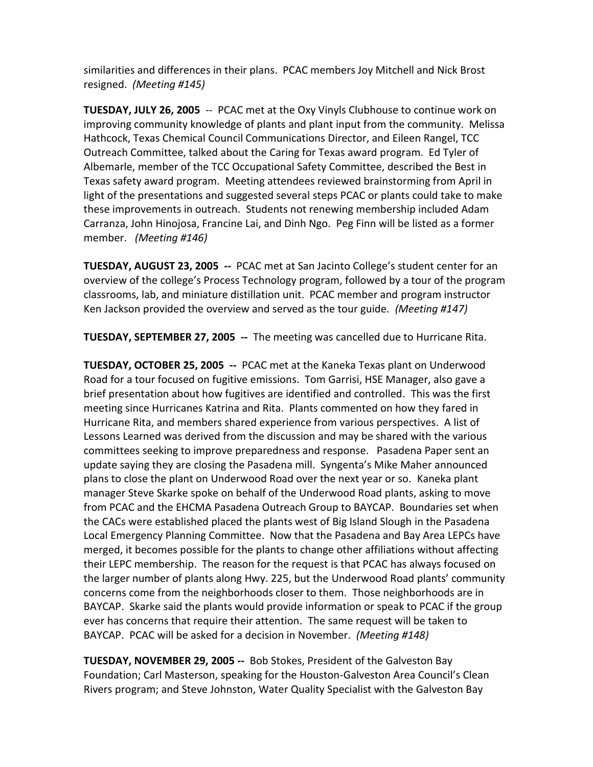similarities and differences in their plans. PCAC members Joy Mitchell and Nick Brost resigned. *(Meeting #145)*

**TUESDAY, JULY 26, 2005** -- PCAC met at the Oxy Vinyls Clubhouse to continue work on improving community knowledge of plants and plant input from the community. Melissa Hathcock, Texas Chemical Council Communications Director, and Eileen Rangel, TCC Outreach Committee, talked about the Caring for Texas award program. Ed Tyler of Albemarle, member of the TCC Occupational Safety Committee, described the Best in Texas safety award program. Meeting attendees reviewed brainstorming from April in light of the presentations and suggested several steps PCAC or plants could take to make these improvements in outreach. Students not renewing membership included Adam Carranza, John Hinojosa, Francine Lai, and Dinh Ngo. Peg Finn will be listed as a former member. *(Meeting #146)*

**TUESDAY, AUGUST 23, 2005 --** PCAC met at San Jacinto College's student center for an overview of the college's Process Technology program, followed by a tour of the program classrooms, lab, and miniature distillation unit. PCAC member and program instructor Ken Jackson provided the overview and served as the tour guide. *(Meeting #147)*

**TUESDAY, SEPTEMBER 27, 2005 --** The meeting was cancelled due to Hurricane Rita.

**TUESDAY, OCTOBER 25, 2005 --** PCAC met at the Kaneka Texas plant on Underwood Road for a tour focused on fugitive emissions. Tom Garrisi, HSE Manager, also gave a brief presentation about how fugitives are identified and controlled. This was the first meeting since Hurricanes Katrina and Rita. Plants commented on how they fared in Hurricane Rita, and members shared experience from various perspectives. A list of Lessons Learned was derived from the discussion and may be shared with the various committees seeking to improve preparedness and response. Pasadena Paper sent an update saying they are closing the Pasadena mill. Syngenta's Mike Maher announced plans to close the plant on Underwood Road over the next year or so. Kaneka plant manager Steve Skarke spoke on behalf of the Underwood Road plants, asking to move from PCAC and the EHCMA Pasadena Outreach Group to BAYCAP. Boundaries set when the CACs were established placed the plants west of Big Island Slough in the Pasadena Local Emergency Planning Committee. Now that the Pasadena and Bay Area LEPCs have merged, it becomes possible for the plants to change other affiliations without affecting their LEPC membership. The reason for the request is that PCAC has always focused on the larger number of plants along Hwy. 225, but the Underwood Road plants' community concerns come from the neighborhoods closer to them. Those neighborhoods are in BAYCAP. Skarke said the plants would provide information or speak to PCAC if the group ever has concerns that require their attention. The same request will be taken to BAYCAP. PCAC will be asked for a decision in November. *(Meeting #148)*

**TUESDAY, NOVEMBER 29, 2005 --** Bob Stokes, President of the Galveston Bay Foundation; Carl Masterson, speaking for the Houston-Galveston Area Council's Clean Rivers program; and Steve Johnston, Water Quality Specialist with the Galveston Bay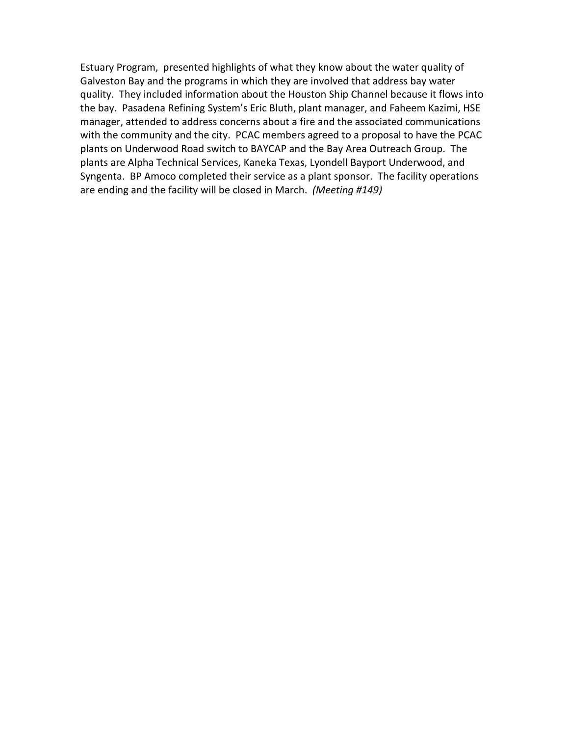Estuary Program, presented highlights of what they know about the water quality of Galveston Bay and the programs in which they are involved that address bay water quality. They included information about the Houston Ship Channel because it flows into the bay. Pasadena Refining System's Eric Bluth, plant manager, and Faheem Kazimi, HSE manager, attended to address concerns about a fire and the associated communications with the community and the city. PCAC members agreed to a proposal to have the PCAC plants on Underwood Road switch to BAYCAP and the Bay Area Outreach Group. The plants are Alpha Technical Services, Kaneka Texas, Lyondell Bayport Underwood, and Syngenta. BP Amoco completed their service as a plant sponsor. The facility operations are ending and the facility will be closed in March. *(Meeting #149)*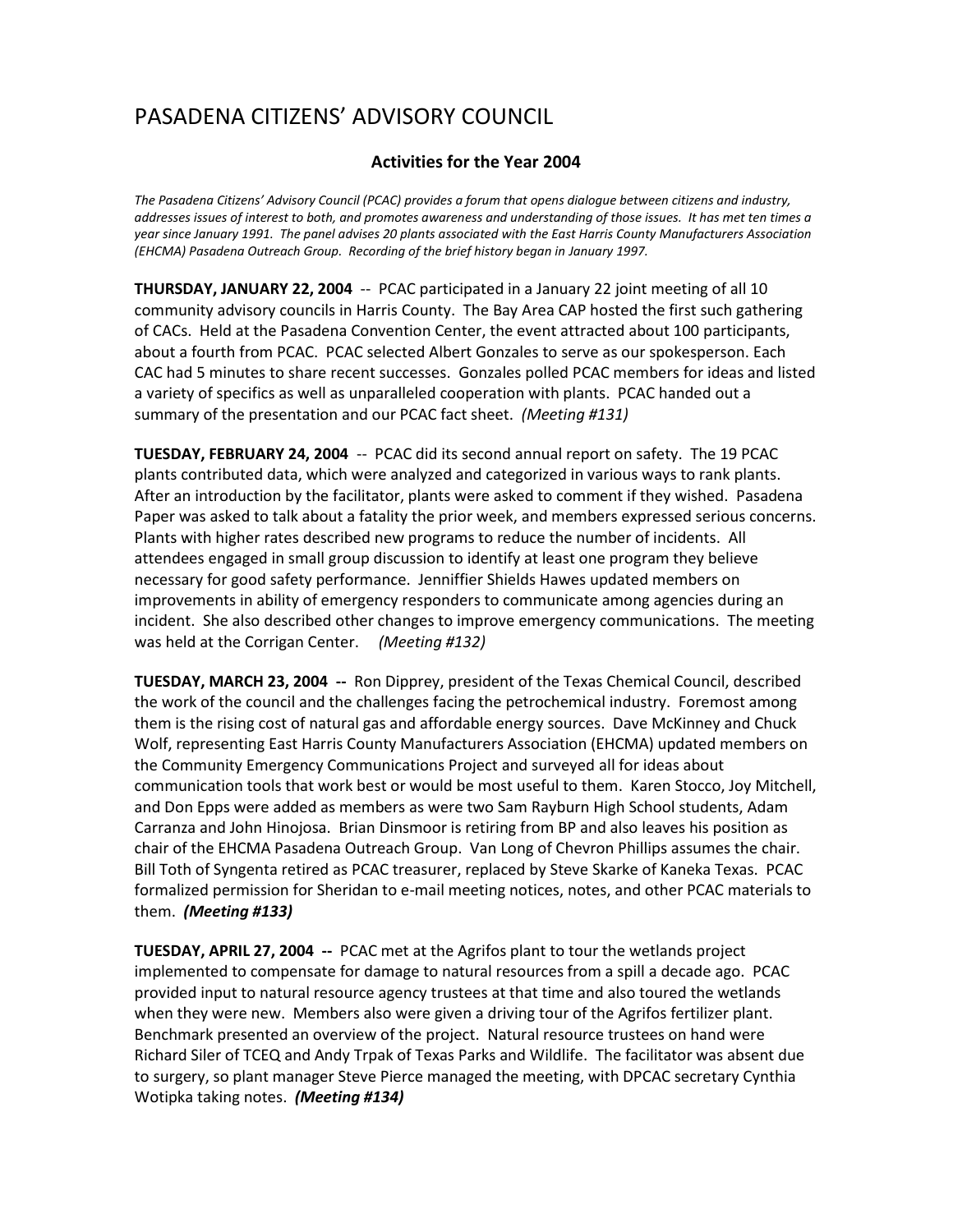# PASADENA CITIZENS' ADVISORY COUNCIL

## Activities for the Year 2004

*The Pasadena Citizens' Advisory Council (PCAC) provides a forum that opens dialogue between citizens and industry, addresses issues of interest to both, and promotes awareness and understanding of those issues. It has met ten times a year since January 1991. The panel advises 20 plants associated with the East Harris County Manufacturers Association (EHCMA) Pasadena Outreach Group. Recording of the brief history began in January 1997.*

**THURSDAY, JANUARY 22, 2004** -- PCAC participated in a January 22 joint meeting of all 10 community advisory councils in Harris County. The Bay Area CAP hosted the first such gathering of CACs. Held at the Pasadena Convention Center, the event attracted about 100 participants, about a fourth from PCAC. PCAC selected Albert Gonzales to serve as our spokesperson. Each CAC had 5 minutes to share recent successes. Gonzales polled PCAC members for ideas and listed a variety of specifics as well as unparalleled cooperation with plants. PCAC handed out a summary of the presentation and our PCAC fact sheet. *(Meeting #131)*

**TUESDAY, FEBRUARY 24, 2004** -- PCAC did its second annual report on safety. The 19 PCAC plants contributed data, which were analyzed and categorized in various ways to rank plants. After an introduction by the facilitator, plants were asked to comment if they wished. Pasadena Paper was asked to talk about a fatality the prior week, and members expressed serious concerns. Plants with higher rates described new programs to reduce the number of incidents. All attendees engaged in small group discussion to identify at least one program they believe necessary for good safety performance. Jenniffier Shields Hawes updated members on improvements in ability of emergency responders to communicate among agencies during an incident. She also described other changes to improve emergency communications. The meeting was held at the Corrigan Center. *(Meeting #132)*

**TUESDAY, MARCH 23, 2004 --** Ron Dipprey, president of the Texas Chemical Council, described the work of the council and the challenges facing the petrochemical industry. Foremost among them is the rising cost of natural gas and affordable energy sources. Dave McKinney and Chuck Wolf, representing East Harris County Manufacturers Association (EHCMA) updated members on the Community Emergency Communications Project and surveyed all for ideas about communication tools that work best or would be most useful to them. Karen Stocco, Joy Mitchell, and Don Epps were added as members as were two Sam Rayburn High School students, Adam Carranza and John Hinojosa. Brian Dinsmoor is retiring from BP and also leaves his position as chair of the EHCMA Pasadena Outreach Group. Van Long of Chevron Phillips assumes the chair. Bill Toth of Syngenta retired as PCAC treasurer, replaced by Steve Skarke of Kaneka Texas. PCAC formalized permission for Sheridan to e-mail meeting notices, notes, and other PCAC materials to them. ***(Meeting #133)***

**TUESDAY, APRIL 27, 2004 --** PCAC met at the Agrifos plant to tour the wetlands project implemented to compensate for damage to natural resources from a spill a decade ago. PCAC provided input to natural resource agency trustees at that time and also toured the wetlands when they were new. Members also were given a driving tour of the Agrifos fertilizer plant. Benchmark presented an overview of the project. Natural resource trustees on hand were Richard Siler of TCEQ and Andy Trpak of Texas Parks and Wildlife. The facilitator was absent due to surgery, so plant manager Steve Pierce managed the meeting, with DPCAC secretary Cynthia Wotipka taking notes. ***(Meeting #134)***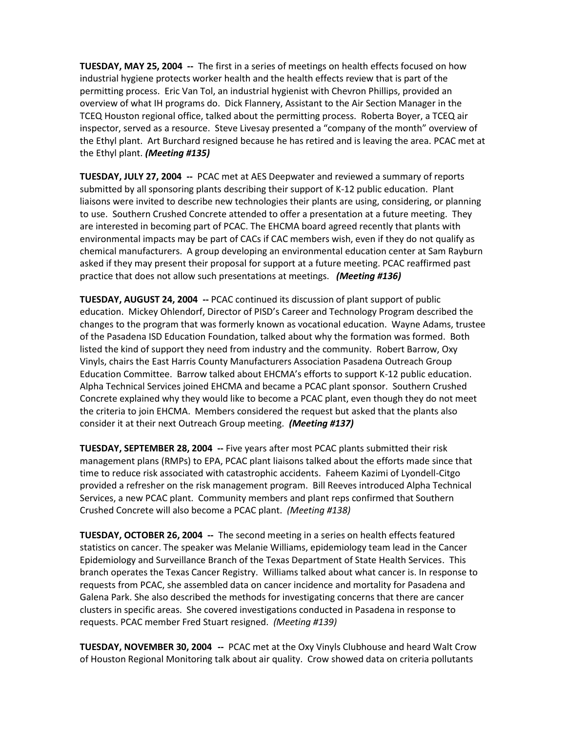**TUESDAY, MAY 25, 2004 --** The first in a series of meetings on health effects focused on how industrial hygiene protects worker health and the health effects review that is part of the permitting process. Eric Van Tol, an industrial hygienist with Chevron Phillips, provided an overview of what IH programs do. Dick Flannery, Assistant to the Air Section Manager in the TCEQ Houston regional office, talked about the permitting process. Roberta Boyer, a TCEQ air inspector, served as a resource. Steve Livesay presented a "company of the month" overview of the Ethyl plant. Art Burchard resigned because he has retired and is leaving the area. PCAC met at the Ethyl plant. ***(Meeting #135)***

**TUESDAY, JULY 27, 2004 --** PCAC met at AES Deepwater and reviewed a summary of reports submitted by all sponsoring plants describing their support of K-12 public education. Plant liaisons were invited to describe new technologies their plants are using, considering, or planning to use. Southern Crushed Concrete attended to offer a presentation at a future meeting. They are interested in becoming part of PCAC. The EHCMA board agreed recently that plants with environmental impacts may be part of CACs if CAC members wish, even if they do not qualify as chemical manufacturers. A group developing an environmental education center at Sam Rayburn asked if they may present their proposal for support at a future meeting. PCAC reaffirmed past practice that does not allow such presentations at meetings. ***(Meeting #136)***

**TUESDAY, AUGUST 24, 2004 --** PCAC continued its discussion of plant support of public education. Mickey Ohlendorf, Director of PISD's Career and Technology Program described the changes to the program that was formerly known as vocational education. Wayne Adams, trustee of the Pasadena ISD Education Foundation, talked about why the formation was formed. Both listed the kind of support they need from industry and the community. Robert Barrow, Oxy Vinyls, chairs the East Harris County Manufacturers Association Pasadena Outreach Group Education Committee. Barrow talked about EHCMA's efforts to support K-12 public education. Alpha Technical Services joined EHCMA and became a PCAC plant sponsor. Southern Crushed Concrete explained why they would like to become a PCAC plant, even though they do not meet the criteria to join EHCMA. Members considered the request but asked that the plants also consider it at their next Outreach Group meeting. ***(Meeting #137)***

**TUESDAY, SEPTEMBER 28, 2004 --** Five years after most PCAC plants submitted their risk management plans (RMPs) to EPA, PCAC plant liaisons talked about the efforts made since that time to reduce risk associated with catastrophic accidents. Faheem Kazimi of Lyondell-Citgo provided a refresher on the risk management program. Bill Reeves introduced Alpha Technical Services, a new PCAC plant. Community members and plant reps confirmed that Southern Crushed Concrete will also become a PCAC plant. *(Meeting #138)*

**TUESDAY, OCTOBER 26, 2004 --** The second meeting in a series on health effects featured statistics on cancer. The speaker was Melanie Williams, epidemiology team lead in the Cancer Epidemiology and Surveillance Branch of the Texas Department of State Health Services. This branch operates the Texas Cancer Registry. Williams talked about what cancer is. In response to requests from PCAC, she assembled data on cancer incidence and mortality for Pasadena and Galena Park. She also described the methods for investigating concerns that there are cancer clusters in specific areas. She covered investigations conducted in Pasadena in response to requests. PCAC member Fred Stuart resigned. *(Meeting #139)*

**TUESDAY, NOVEMBER 30, 2004 --** PCAC met at the Oxy Vinyls Clubhouse and heard Walt Crow of Houston Regional Monitoring talk about air quality. Crow showed data on criteria pollutants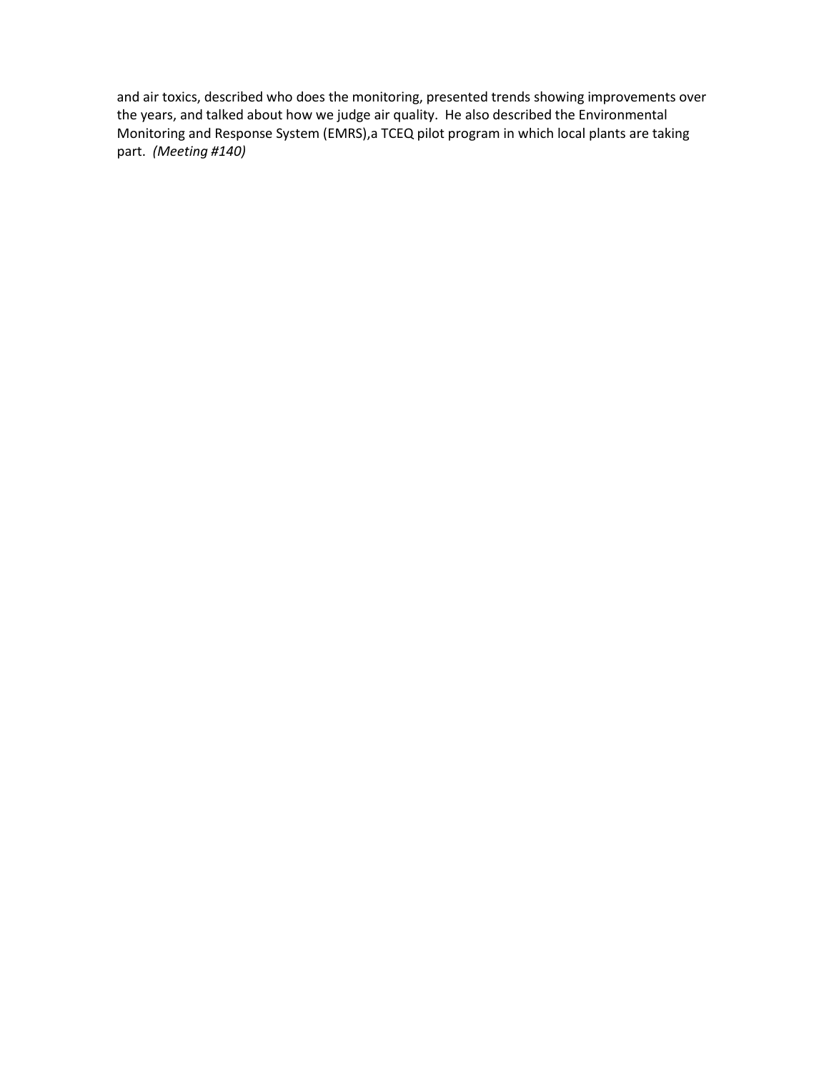and air toxics, described who does the monitoring, presented trends showing improvements over the years, and talked about how we judge air quality. He also described the Environmental Monitoring and Response System (EMRS),a TCEQ pilot program in which local plants are taking part. *(Meeting #140)*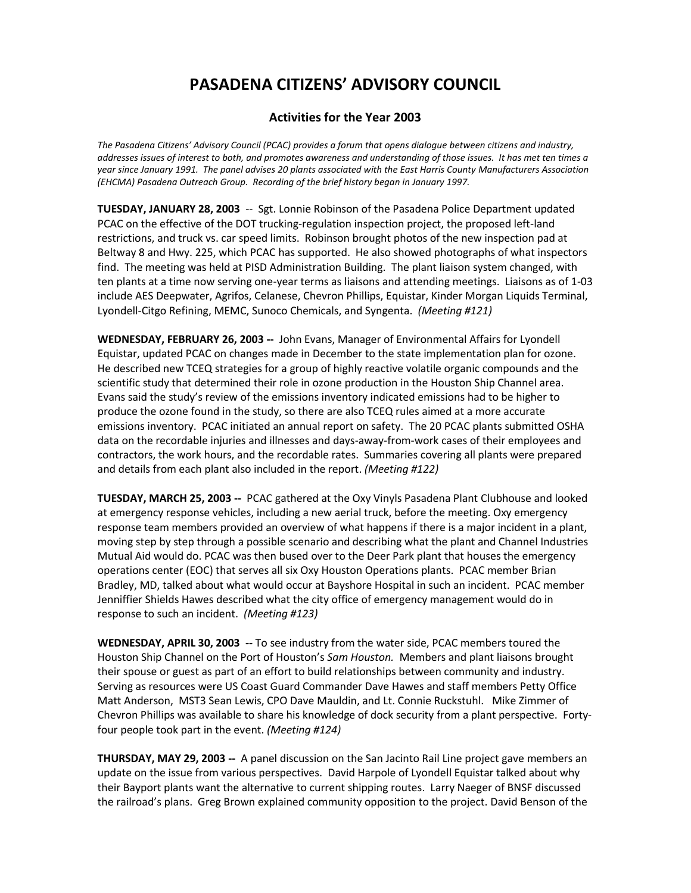# PASADENA CITIZENS' ADVISORY COUNCIL

## Activities for the Year 2003

*The Pasadena Citizens' Advisory Council (PCAC) provides a forum that opens dialogue between citizens and industry, addresses issues of interest to both, and promotes awareness and understanding of those issues. It has met ten times a year since January 1991. The panel advises 20 plants associated with the East Harris County Manufacturers Association (EHCMA) Pasadena Outreach Group. Recording of the brief history began in January 1997.*

**TUESDAY, JANUARY 28, 2003** -- Sgt. Lonnie Robinson of the Pasadena Police Department updated PCAC on the effective of the DOT trucking-regulation inspection project, the proposed left-land restrictions, and truck vs. car speed limits. Robinson brought photos of the new inspection pad at Beltway 8 and Hwy. 225, which PCAC has supported. He also showed photographs of what inspectors find. The meeting was held at PISD Administration Building. The plant liaison system changed, with ten plants at a time now serving one-year terms as liaisons and attending meetings. Liaisons as of 1-03 include AES Deepwater, Agrifos, Celanese, Chevron Phillips, Equistar, Kinder Morgan Liquids Terminal, Lyondell-Citgo Refining, MEMC, Sunoco Chemicals, and Syngenta. *(Meeting #121)*

**WEDNESDAY, FEBRUARY 26, 2003 --** John Evans, Manager of Environmental Affairs for Lyondell Equistar, updated PCAC on changes made in December to the state implementation plan for ozone. He described new TCEQ strategies for a group of highly reactive volatile organic compounds and the scientific study that determined their role in ozone production in the Houston Ship Channel area. Evans said the study's review of the emissions inventory indicated emissions had to be higher to produce the ozone found in the study, so there are also TCEQ rules aimed at a more accurate emissions inventory. PCAC initiated an annual report on safety. The 20 PCAC plants submitted OSHA data on the recordable injuries and illnesses and days-away-from-work cases of their employees and contractors, the work hours, and the recordable rates. Summaries covering all plants were prepared and details from each plant also included in the report. *(Meeting #122)*

**TUESDAY, MARCH 25, 2003 --** PCAC gathered at the Oxy Vinyls Pasadena Plant Clubhouse and looked at emergency response vehicles, including a new aerial truck, before the meeting. Oxy emergency response team members provided an overview of what happens if there is a major incident in a plant, moving step by step through a possible scenario and describing what the plant and Channel Industries Mutual Aid would do. PCAC was then bused over to the Deer Park plant that houses the emergency operations center (EOC) that serves all six Oxy Houston Operations plants. PCAC member Brian Bradley, MD, talked about what would occur at Bayshore Hospital in such an incident. PCAC member Jenniffier Shields Hawes described what the city office of emergency management would do in response to such an incident. *(Meeting #123)*

**WEDNESDAY, APRIL 30, 2003 --** To see industry from the water side, PCAC members toured the Houston Ship Channel on the Port of Houston's *Sam Houston.* Members and plant liaisons brought their spouse or guest as part of an effort to build relationships between community and industry. Serving as resources were US Coast Guard Commander Dave Hawes and staff members Petty Office Matt Anderson, MST3 Sean Lewis, CPO Dave Mauldin, and Lt. Connie Ruckstuhl. Mike Zimmer of Chevron Phillips was available to share his knowledge of dock security from a plant perspective. Forty-four people took part in the event. *(Meeting #124)*

**THURSDAY, MAY 29, 2003 --** A panel discussion on the San Jacinto Rail Line project gave members an update on the issue from various perspectives. David Harpole of Lyondell Equistar talked about why their Bayport plants want the alternative to current shipping routes. Larry Naeger of BNSF discussed the railroad's plans. Greg Brown explained community opposition to the project. David Benson of the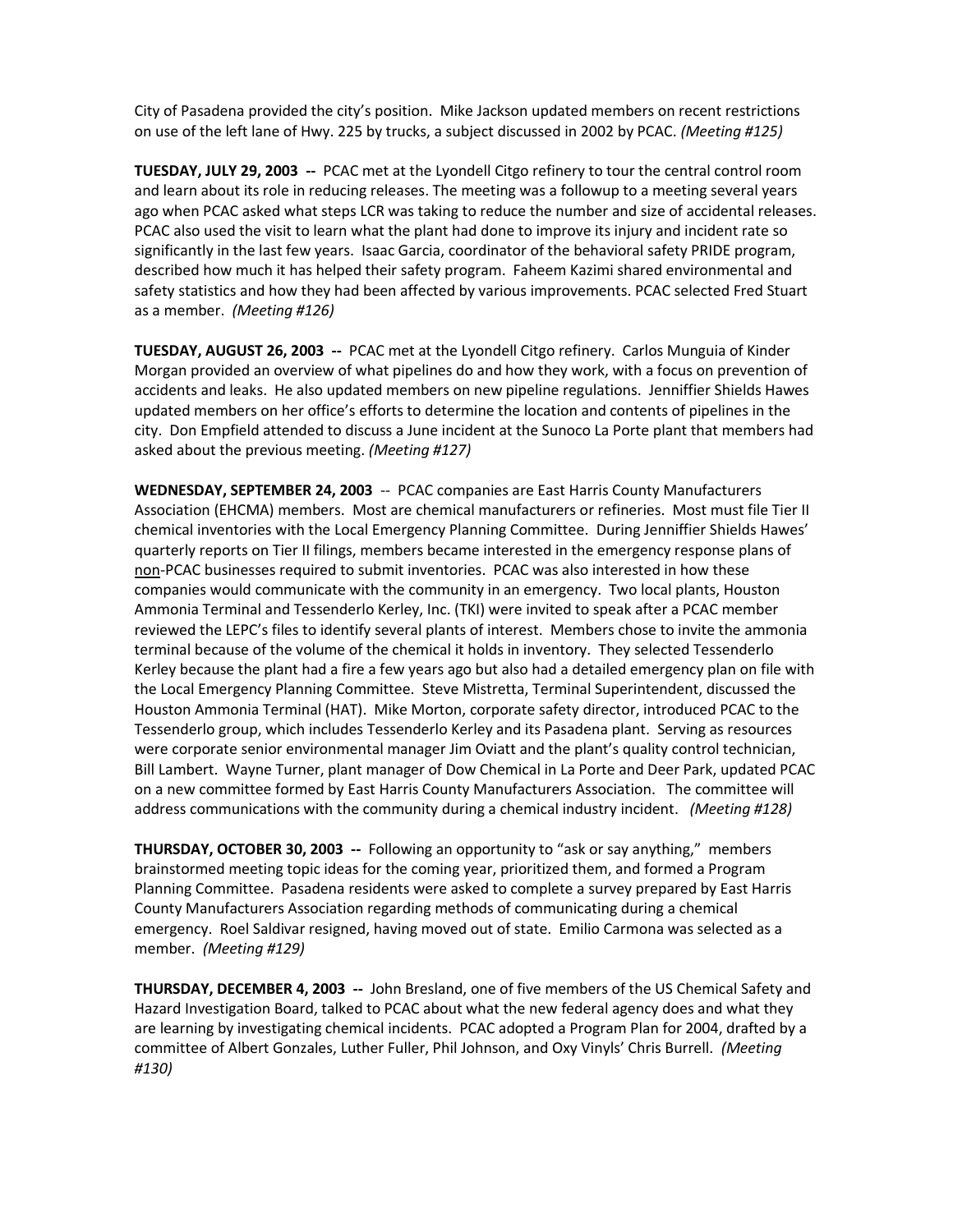City of Pasadena provided the city's position. Mike Jackson updated members on recent restrictions on use of the left lane of Hwy. 225 by trucks, a subject discussed in 2002 by PCAC. *(Meeting #125)*

**TUESDAY, JULY 29, 2003 --** PCAC met at the Lyondell Citgo refinery to tour the central control room and learn about its role in reducing releases. The meeting was a followup to a meeting several years ago when PCAC asked what steps LCR was taking to reduce the number and size of accidental releases. PCAC also used the visit to learn what the plant had done to improve its injury and incident rate so significantly in the last few years. Isaac Garcia, coordinator of the behavioral safety PRIDE program, described how much it has helped their safety program. Faheem Kazimi shared environmental and safety statistics and how they had been affected by various improvements. PCAC selected Fred Stuart as a member. *(Meeting #126)*

**TUESDAY, AUGUST 26, 2003 --** PCAC met at the Lyondell Citgo refinery. Carlos Munguia of Kinder Morgan provided an overview of what pipelines do and how they work, with a focus on prevention of accidents and leaks. He also updated members on new pipeline regulations. Jenniffier Shields Hawes updated members on her office's efforts to determine the location and contents of pipelines in the city. Don Empfield attended to discuss a June incident at the Sunoco La Porte plant that members had asked about the previous meeting. *(Meeting #127)*

**WEDNESDAY, SEPTEMBER 24, 2003** -- PCAC companies are East Harris County Manufacturers Association (EHCMA) members. Most are chemical manufacturers or refineries. Most must file Tier II chemical inventories with the Local Emergency Planning Committee. During Jenniffier Shields Hawes' quarterly reports on Tier II filings, members became interested in the emergency response plans of <u>non</u>-PCAC businesses required to submit inventories. PCAC was also interested in how these companies would communicate with the community in an emergency. Two local plants, Houston Ammonia Terminal and Tessenderlo Kerley, Inc. (TKI) were invited to speak after a PCAC member reviewed the LEPC's files to identify several plants of interest. Members chose to invite the ammonia terminal because of the volume of the chemical it holds in inventory. They selected Tessenderlo Kerley because the plant had a fire a few years ago but also had a detailed emergency plan on file with the Local Emergency Planning Committee. Steve Mistretta, Terminal Superintendent, discussed the Houston Ammonia Terminal (HAT). Mike Morton, corporate safety director, introduced PCAC to the Tessenderlo group, which includes Tessenderlo Kerley and its Pasadena plant. Serving as resources were corporate senior environmental manager Jim Oviatt and the plant's quality control technician, Bill Lambert. Wayne Turner, plant manager of Dow Chemical in La Porte and Deer Park, updated PCAC on a new committee formed by East Harris County Manufacturers Association. The committee will address communications with the community during a chemical industry incident. *(Meeting #128)*

**THURSDAY, OCTOBER 30, 2003 --** Following an opportunity to "ask or say anything," members brainstormed meeting topic ideas for the coming year, prioritized them, and formed a Program Planning Committee. Pasadena residents were asked to complete a survey prepared by East Harris County Manufacturers Association regarding methods of communicating during a chemical emergency. Roel Saldivar resigned, having moved out of state. Emilio Carmona was selected as a member. *(Meeting #129)*

**THURSDAY, DECEMBER 4, 2003 --** John Bresland, one of five members of the US Chemical Safety and Hazard Investigation Board, talked to PCAC about what the new federal agency does and what they are learning by investigating chemical incidents. PCAC adopted a Program Plan for 2004, drafted by a committee of Albert Gonzales, Luther Fuller, Phil Johnson, and Oxy Vinyls' Chris Burrell. *(Meeting #130)*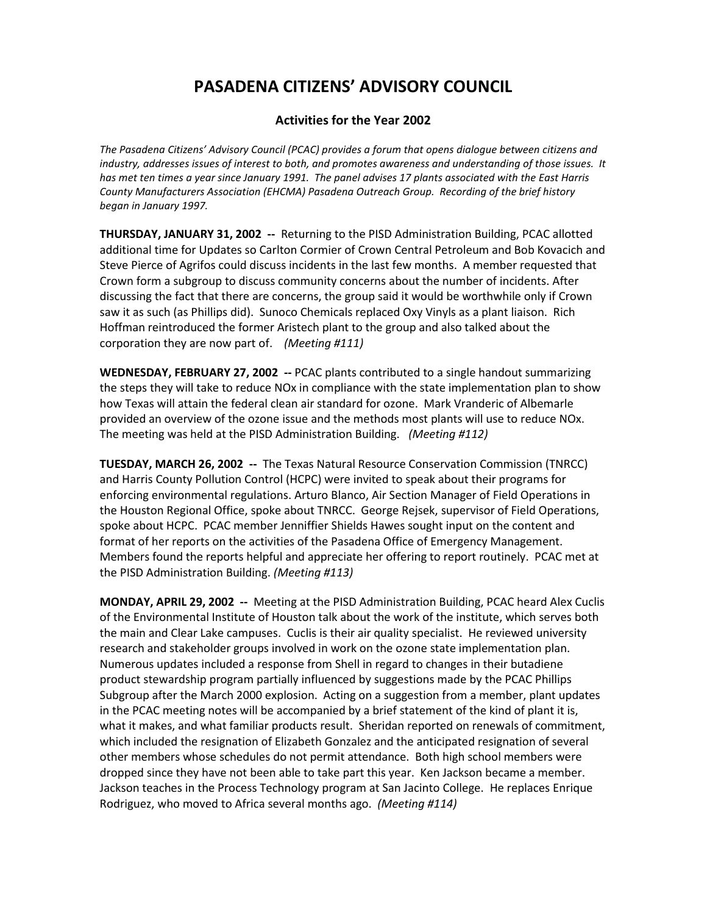# PASADENA CITIZENS' ADVISORY COUNCIL

### Activities for the Year 2002

*The Pasadena Citizens' Advisory Council (PCAC) provides a forum that opens dialogue between citizens and industry, addresses issues of interest to both, and promotes awareness and understanding of those issues. It has met ten times a year since January 1991. The panel advises 17 plants associated with the East Harris County Manufacturers Association (EHCMA) Pasadena Outreach Group. Recording of the brief history began in January 1997.*

**THURSDAY, JANUARY 31, 2002 --** Returning to the PISD Administration Building, PCAC allotted additional time for Updates so Carlton Cormier of Crown Central Petroleum and Bob Kovacich and Steve Pierce of Agrifos could discuss incidents in the last few months. A member requested that Crown form a subgroup to discuss community concerns about the number of incidents. After discussing the fact that there are concerns, the group said it would be worthwhile only if Crown saw it as such (as Phillips did). Sunoco Chemicals replaced Oxy Vinyls as a plant liaison. Rich Hoffman reintroduced the former Aristech plant to the group and also talked about the corporation they are now part of. *(Meeting #111)*

**WEDNESDAY, FEBRUARY 27, 2002 --** PCAC plants contributed to a single handout summarizing the steps they will take to reduce NOx in compliance with the state implementation plan to show how Texas will attain the federal clean air standard for ozone. Mark Vranderic of Albemarle provided an overview of the ozone issue and the methods most plants will use to reduce NOx. The meeting was held at the PISD Administration Building. *(Meeting #112)*

**TUESDAY, MARCH 26, 2002 --** The Texas Natural Resource Conservation Commission (TNRCC) and Harris County Pollution Control (HCPC) were invited to speak about their programs for enforcing environmental regulations. Arturo Blanco, Air Section Manager of Field Operations in the Houston Regional Office, spoke about TNRCC. George Rejsek, supervisor of Field Operations, spoke about HCPC. PCAC member Jenniffier Shields Hawes sought input on the content and format of her reports on the activities of the Pasadena Office of Emergency Management. Members found the reports helpful and appreciate her offering to report routinely. PCAC met at the PISD Administration Building. *(Meeting #113)*

**MONDAY, APRIL 29, 2002 --** Meeting at the PISD Administration Building, PCAC heard Alex Cuclis of the Environmental Institute of Houston talk about the work of the institute, which serves both the main and Clear Lake campuses. Cuclis is their air quality specialist. He reviewed university research and stakeholder groups involved in work on the ozone state implementation plan. Numerous updates included a response from Shell in regard to changes in their butadiene product stewardship program partially influenced by suggestions made by the PCAC Phillips Subgroup after the March 2000 explosion. Acting on a suggestion from a member, plant updates in the PCAC meeting notes will be accompanied by a brief statement of the kind of plant it is, what it makes, and what familiar products result. Sheridan reported on renewals of commitment, which included the resignation of Elizabeth Gonzalez and the anticipated resignation of several other members whose schedules do not permit attendance. Both high school members were dropped since they have not been able to take part this year. Ken Jackson became a member. Jackson teaches in the Process Technology program at San Jacinto College. He replaces Enrique Rodriguez, who moved to Africa several months ago. *(Meeting #114)*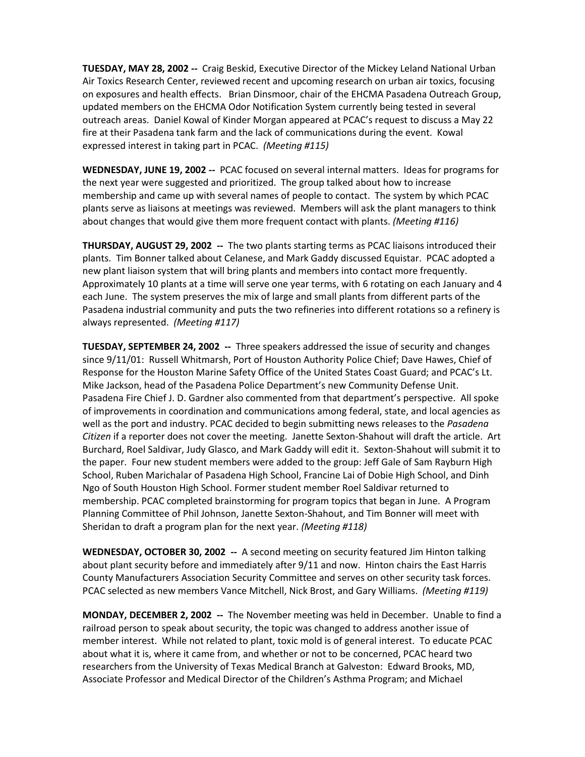**TUESDAY, MAY 28, 2002 --** Craig Beskid, Executive Director of the Mickey Leland National Urban Air Toxics Research Center, reviewed recent and upcoming research on urban air toxics, focusing on exposures and health effects. Brian Dinsmoor, chair of the EHCMA Pasadena Outreach Group, updated members on the EHCMA Odor Notification System currently being tested in several outreach areas. Daniel Kowal of Kinder Morgan appeared at PCAC's request to discuss a May 22 fire at their Pasadena tank farm and the lack of communications during the event. Kowal expressed interest in taking part in PCAC. *(Meeting #115)*

**WEDNESDAY, JUNE 19, 2002 --** PCAC focused on several internal matters. Ideas for programs for the next year were suggested and prioritized. The group talked about how to increase membership and came up with several names of people to contact. The system by which PCAC plants serve as liaisons at meetings was reviewed. Members will ask the plant managers to think about changes that would give them more frequent contact with plants. *(Meeting #116)*

**THURSDAY, AUGUST 29, 2002 --** The two plants starting terms as PCAC liaisons introduced their plants. Tim Bonner talked about Celanese, and Mark Gaddy discussed Equistar. PCAC adopted a new plant liaison system that will bring plants and members into contact more frequently. Approximately 10 plants at a time will serve one year terms, with 6 rotating on each January and 4 each June. The system preserves the mix of large and small plants from different parts of the Pasadena industrial community and puts the two refineries into different rotations so a refinery is always represented. *(Meeting #117)*

**TUESDAY, SEPTEMBER 24, 2002 --** Three speakers addressed the issue of security and changes since 9/11/01: Russell Whitmarsh, Port of Houston Authority Police Chief; Dave Hawes, Chief of Response for the Houston Marine Safety Office of the United States Coast Guard; and PCAC's Lt. Mike Jackson, head of the Pasadena Police Department's new Community Defense Unit. Pasadena Fire Chief J. D. Gardner also commented from that department's perspective. All spoke of improvements in coordination and communications among federal, state, and local agencies as well as the port and industry. PCAC decided to begin submitting news releases to the *Pasadena Citizen* if a reporter does not cover the meeting. Janette Sexton-Shahout will draft the article. Art Burchard, Roel Saldivar, Judy Glasco, and Mark Gaddy will edit it. Sexton-Shahout will submit it to the paper. Four new student members were added to the group: Jeff Gale of Sam Rayburn High School, Ruben Marichalar of Pasadena High School, Francine Lai of Dobie High School, and Dinh Ngo of South Houston High School. Former student member Roel Saldivar returned to membership. PCAC completed brainstorming for program topics that began in June. A Program Planning Committee of Phil Johnson, Janette Sexton-Shahout, and Tim Bonner will meet with Sheridan to draft a program plan for the next year. *(Meeting #118)*

**WEDNESDAY, OCTOBER 30, 2002 --** A second meeting on security featured Jim Hinton talking about plant security before and immediately after 9/11 and now. Hinton chairs the East Harris County Manufacturers Association Security Committee and serves on other security task forces. PCAC selected as new members Vance Mitchell, Nick Brost, and Gary Williams. *(Meeting #119)*

**MONDAY, DECEMBER 2, 2002 --** The November meeting was held in December. Unable to find a railroad person to speak about security, the topic was changed to address another issue of member interest. While not related to plant, toxic mold is of general interest. To educate PCAC about what it is, where it came from, and whether or not to be concerned, PCAC heard two researchers from the University of Texas Medical Branch at Galveston: Edward Brooks, MD, Associate Professor and Medical Director of the Children's Asthma Program; and Michael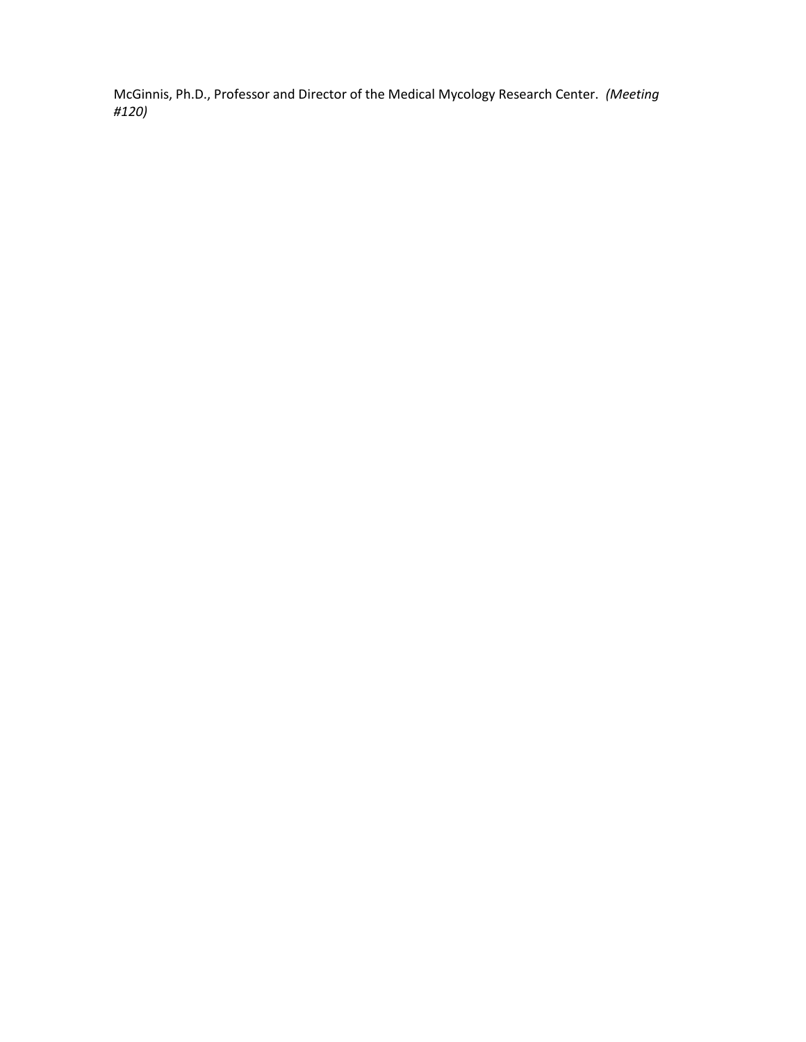McGinnis, Ph.D., Professor and Director of the Medical Mycology Research Center. *(Meeting #120)*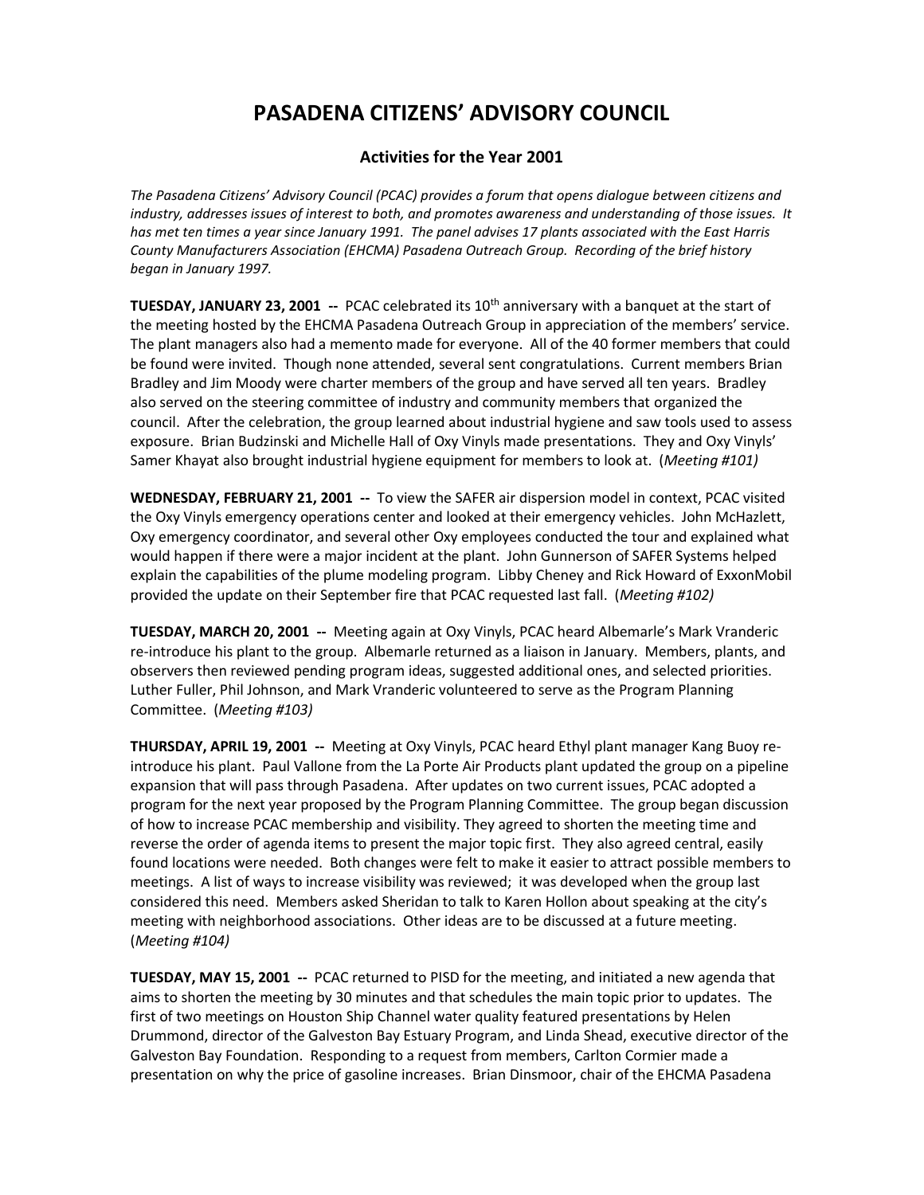# PASADENA CITIZENS' ADVISORY COUNCIL

## Activities for the Year 2001

*The Pasadena Citizens' Advisory Council (PCAC) provides a forum that opens dialogue between citizens and industry, addresses issues of interest to both, and promotes awareness and understanding of those issues. It has met ten times a year since January 1991. The panel advises 17 plants associated with the East Harris County Manufacturers Association (EHCMA) Pasadena Outreach Group. Recording of the brief history began in January 1997.*

**TUESDAY, JANUARY 23, 2001 --** PCAC celebrated its 10th anniversary with a banquet at the start of the meeting hosted by the EHCMA Pasadena Outreach Group in appreciation of the members' service. The plant managers also had a memento made for everyone. All of the 40 former members that could be found were invited. Though none attended, several sent congratulations. Current members Brian Bradley and Jim Moody were charter members of the group and have served all ten years. Bradley also served on the steering committee of industry and community members that organized the council. After the celebration, the group learned about industrial hygiene and saw tools used to assess exposure. Brian Budzinski and Michelle Hall of Oxy Vinyls made presentations. They and Oxy Vinyls' Samer Khayat also brought industrial hygiene equipment for members to look at. (*Meeting #101)*

**WEDNESDAY, FEBRUARY 21, 2001 --** To view the SAFER air dispersion model in context, PCAC visited the Oxy Vinyls emergency operations center and looked at their emergency vehicles. John McHazlett, Oxy emergency coordinator, and several other Oxy employees conducted the tour and explained what would happen if there were a major incident at the plant. John Gunnerson of SAFER Systems helped explain the capabilities of the plume modeling program. Libby Cheney and Rick Howard of ExxonMobil provided the update on their September fire that PCAC requested last fall. (*Meeting #102)*

**TUESDAY, MARCH 20, 2001 --** Meeting again at Oxy Vinyls, PCAC heard Albemarle's Mark Vranderic re-introduce his plant to the group. Albemarle returned as a liaison in January. Members, plants, and observers then reviewed pending program ideas, suggested additional ones, and selected priorities. Luther Fuller, Phil Johnson, and Mark Vranderic volunteered to serve as the Program Planning Committee. (*Meeting #103)*

**THURSDAY, APRIL 19, 2001 --** Meeting at Oxy Vinyls, PCAC heard Ethyl plant manager Kang Buoy re-introduce his plant. Paul Vallone from the La Porte Air Products plant updated the group on a pipeline expansion that will pass through Pasadena. After updates on two current issues, PCAC adopted a program for the next year proposed by the Program Planning Committee. The group began discussion of how to increase PCAC membership and visibility. They agreed to shorten the meeting time and reverse the order of agenda items to present the major topic first. They also agreed central, easily found locations were needed. Both changes were felt to make it easier to attract possible members to meetings. A list of ways to increase visibility was reviewed; it was developed when the group last considered this need. Members asked Sheridan to talk to Karen Hollon about speaking at the city's meeting with neighborhood associations. Other ideas are to be discussed at a future meeting. (*Meeting #104)*

**TUESDAY, MAY 15, 2001 --** PCAC returned to PISD for the meeting, and initiated a new agenda that aims to shorten the meeting by 30 minutes and that schedules the main topic prior to updates. The first of two meetings on Houston Ship Channel water quality featured presentations by Helen Drummond, director of the Galveston Bay Estuary Program, and Linda Shead, executive director of the Galveston Bay Foundation. Responding to a request from members, Carlton Cormier made a presentation on why the price of gasoline increases. Brian Dinsmoor, chair of the EHCMA Pasadena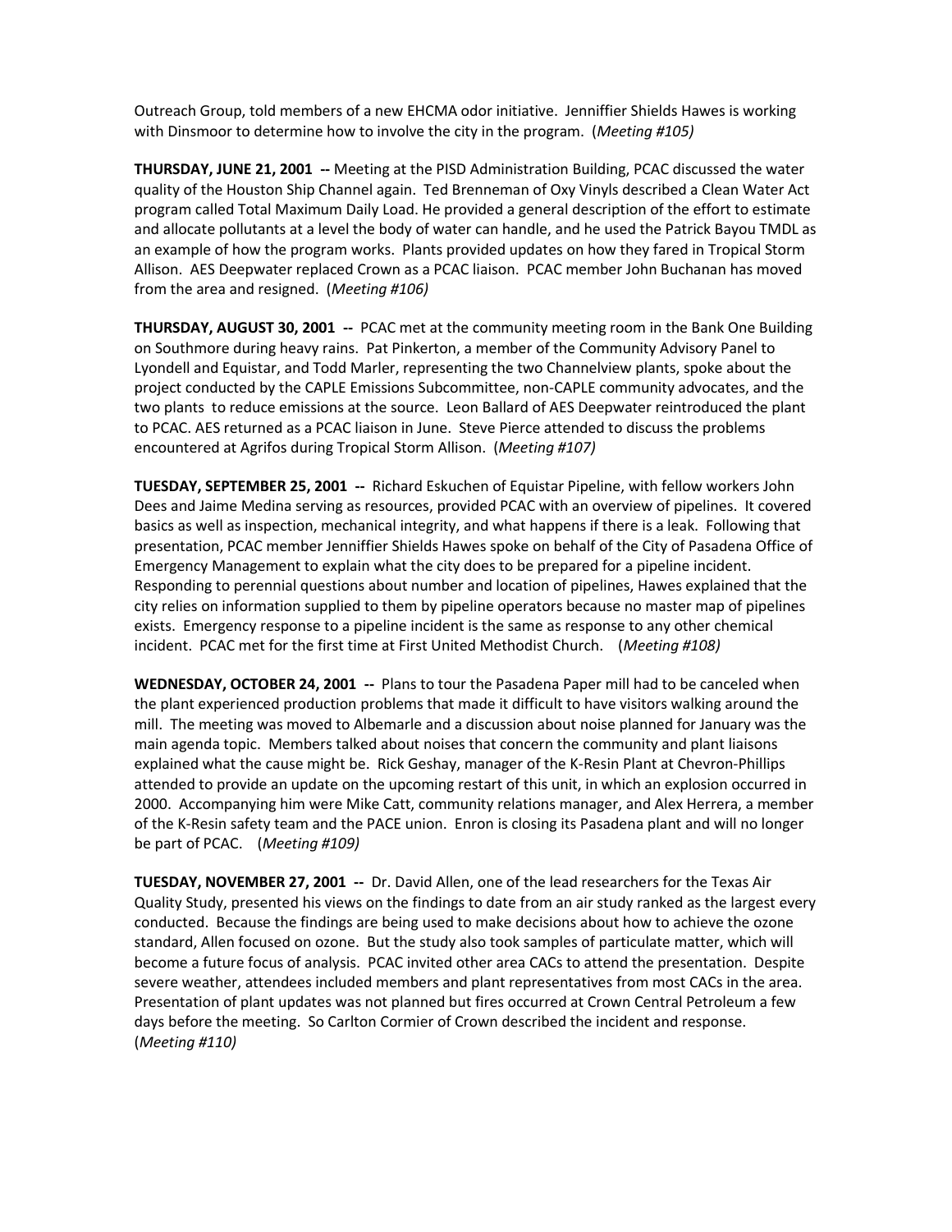Outreach Group, told members of a new EHCMA odor initiative. Jenniffier Shields Hawes is working with Dinsmoor to determine how to involve the city in the program. (*Meeting #105)*

**THURSDAY, JUNE 21, 2001 --** Meeting at the PISD Administration Building, PCAC discussed the water quality of the Houston Ship Channel again. Ted Brenneman of Oxy Vinyls described a Clean Water Act program called Total Maximum Daily Load. He provided a general description of the effort to estimate and allocate pollutants at a level the body of water can handle, and he used the Patrick Bayou TMDL as an example of how the program works. Plants provided updates on how they fared in Tropical Storm Allison. AES Deepwater replaced Crown as a PCAC liaison. PCAC member John Buchanan has moved from the area and resigned. (*Meeting #106)*

**THURSDAY, AUGUST 30, 2001 --** PCAC met at the community meeting room in the Bank One Building on Southmore during heavy rains. Pat Pinkerton, a member of the Community Advisory Panel to Lyondell and Equistar, and Todd Marler, representing the two Channelview plants, spoke about the project conducted by the CAPLE Emissions Subcommittee, non-CAPLE community advocates, and the two plants to reduce emissions at the source. Leon Ballard of AES Deepwater reintroduced the plant to PCAC. AES returned as a PCAC liaison in June. Steve Pierce attended to discuss the problems encountered at Agrifos during Tropical Storm Allison. (*Meeting #107)*

**TUESDAY, SEPTEMBER 25, 2001 --** Richard Eskuchen of Equistar Pipeline, with fellow workers John Dees and Jaime Medina serving as resources, provided PCAC with an overview of pipelines. It covered basics as well as inspection, mechanical integrity, and what happens if there is a leak. Following that presentation, PCAC member Jenniffier Shields Hawes spoke on behalf of the City of Pasadena Office of Emergency Management to explain what the city does to be prepared for a pipeline incident. Responding to perennial questions about number and location of pipelines, Hawes explained that the city relies on information supplied to them by pipeline operators because no master map of pipelines exists. Emergency response to a pipeline incident is the same as response to any other chemical incident. PCAC met for the first time at First United Methodist Church. (*Meeting #108)*

**WEDNESDAY, OCTOBER 24, 2001 --** Plans to tour the Pasadena Paper mill had to be canceled when the plant experienced production problems that made it difficult to have visitors walking around the mill. The meeting was moved to Albemarle and a discussion about noise planned for January was the main agenda topic. Members talked about noises that concern the community and plant liaisons explained what the cause might be. Rick Geshay, manager of the K-Resin Plant at Chevron-Phillips attended to provide an update on the upcoming restart of this unit, in which an explosion occurred in 2000. Accompanying him were Mike Catt, community relations manager, and Alex Herrera, a member of the K-Resin safety team and the PACE union. Enron is closing its Pasadena plant and will no longer be part of PCAC. (*Meeting #109)*

**TUESDAY, NOVEMBER 27, 2001 --** Dr. David Allen, one of the lead researchers for the Texas Air Quality Study, presented his views on the findings to date from an air study ranked as the largest every conducted. Because the findings are being used to make decisions about how to achieve the ozone standard, Allen focused on ozone. But the study also took samples of particulate matter, which will become a future focus of analysis. PCAC invited other area CACs to attend the presentation. Despite severe weather, attendees included members and plant representatives from most CACs in the area. Presentation of plant updates was not planned but fires occurred at Crown Central Petroleum a few days before the meeting. So Carlton Cormier of Crown described the incident and response. (*Meeting #110)*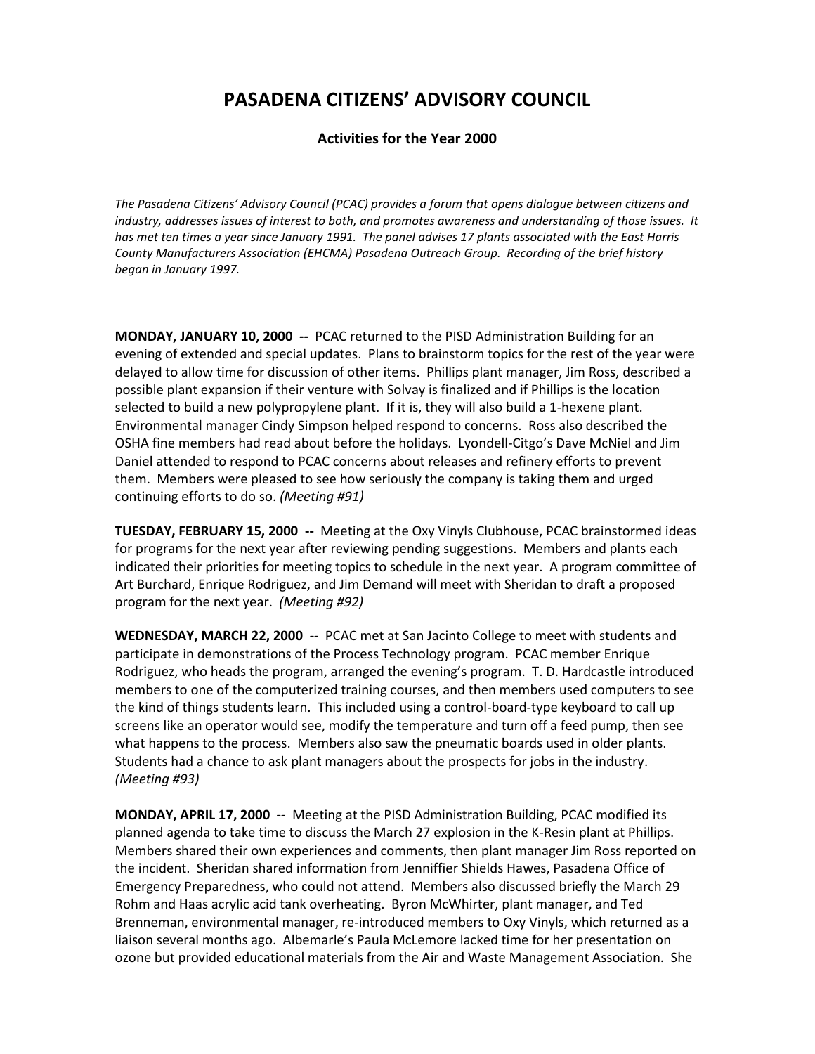# PASADENA CITIZENS' ADVISORY COUNCIL

### Activities for the Year 2000

*The Pasadena Citizens' Advisory Council (PCAC) provides a forum that opens dialogue between citizens and industry, addresses issues of interest to both, and promotes awareness and understanding of those issues. It has met ten times a year since January 1991. The panel advises 17 plants associated with the East Harris County Manufacturers Association (EHCMA) Pasadena Outreach Group. Recording of the brief history began in January 1997.*

**MONDAY, JANUARY 10, 2000 --** PCAC returned to the PISD Administration Building for an evening of extended and special updates. Plans to brainstorm topics for the rest of the year were delayed to allow time for discussion of other items. Phillips plant manager, Jim Ross, described a possible plant expansion if their venture with Solvay is finalized and if Phillips is the location selected to build a new polypropylene plant. If it is, they will also build a 1-hexene plant. Environmental manager Cindy Simpson helped respond to concerns. Ross also described the OSHA fine members had read about before the holidays. Lyondell-Citgo's Dave McNiel and Jim Daniel attended to respond to PCAC concerns about releases and refinery efforts to prevent them. Members were pleased to see how seriously the company is taking them and urged continuing efforts to do so. *(Meeting #91)*

**TUESDAY, FEBRUARY 15, 2000 --** Meeting at the Oxy Vinyls Clubhouse, PCAC brainstormed ideas for programs for the next year after reviewing pending suggestions. Members and plants each indicated their priorities for meeting topics to schedule in the next year. A program committee of Art Burchard, Enrique Rodriguez, and Jim Demand will meet with Sheridan to draft a proposed program for the next year. *(Meeting #92)*

**WEDNESDAY, MARCH 22, 2000 --** PCAC met at San Jacinto College to meet with students and participate in demonstrations of the Process Technology program. PCAC member Enrique Rodriguez, who heads the program, arranged the evening's program. T. D. Hardcastle introduced members to one of the computerized training courses, and then members used computers to see the kind of things students learn. This included using a control-board-type keyboard to call up screens like an operator would see, modify the temperature and turn off a feed pump, then see what happens to the process. Members also saw the pneumatic boards used in older plants. Students had a chance to ask plant managers about the prospects for jobs in the industry. *(Meeting #93)*

**MONDAY, APRIL 17, 2000 --** Meeting at the PISD Administration Building, PCAC modified its planned agenda to take time to discuss the March 27 explosion in the K-Resin plant at Phillips. Members shared their own experiences and comments, then plant manager Jim Ross reported on the incident. Sheridan shared information from Jenniffier Shields Hawes, Pasadena Office of Emergency Preparedness, who could not attend. Members also discussed briefly the March 29 Rohm and Haas acrylic acid tank overheating. Byron McWhirter, plant manager, and Ted Brenneman, environmental manager, re-introduced members to Oxy Vinyls, which returned as a liaison several months ago. Albemarle's Paula McLemore lacked time for her presentation on ozone but provided educational materials from the Air and Waste Management Association. She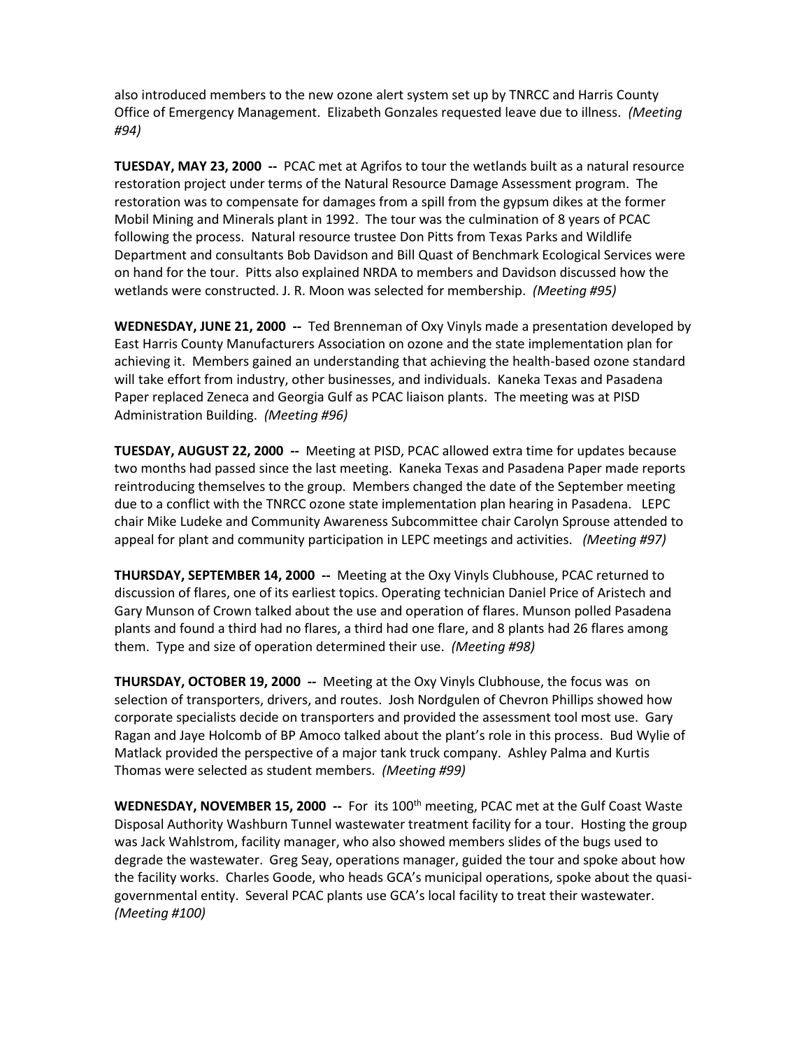also introduced members to the new ozone alert system set up by TNRCC and Harris County Office of Emergency Management. Elizabeth Gonzales requested leave due to illness. *(Meeting #94)*

**TUESDAY, MAY 23, 2000 --** PCAC met at Agrifos to tour the wetlands built as a natural resource restoration project under terms of the Natural Resource Damage Assessment program. The restoration was to compensate for damages from a spill from the gypsum dikes at the former Mobil Mining and Minerals plant in 1992. The tour was the culmination of 8 years of PCAC following the process. Natural resource trustee Don Pitts from Texas Parks and Wildlife Department and consultants Bob Davidson and Bill Quast of Benchmark Ecological Services were on hand for the tour. Pitts also explained NRDA to members and Davidson discussed how the wetlands were constructed. J. R. Moon was selected for membership. *(Meeting #95)*

**WEDNESDAY, JUNE 21, 2000 --** Ted Brenneman of Oxy Vinyls made a presentation developed by East Harris County Manufacturers Association on ozone and the state implementation plan for achieving it. Members gained an understanding that achieving the health-based ozone standard will take effort from industry, other businesses, and individuals. Kaneka Texas and Pasadena Paper replaced Zeneca and Georgia Gulf as PCAC liaison plants. The meeting was at PISD Administration Building. *(Meeting #96)*

**TUESDAY, AUGUST 22, 2000 --** Meeting at PISD, PCAC allowed extra time for updates because two months had passed since the last meeting. Kaneka Texas and Pasadena Paper made reports reintroducing themselves to the group. Members changed the date of the September meeting due to a conflict with the TNRCC ozone state implementation plan hearing in Pasadena. LEPC chair Mike Ludeke and Community Awareness Subcommittee chair Carolyn Sprouse attended to appeal for plant and community participation in LEPC meetings and activities. *(Meeting #97)*

**THURSDAY, SEPTEMBER 14, 2000 --** Meeting at the Oxy Vinyls Clubhouse, PCAC returned to discussion of flares, one of its earliest topics. Operating technician Daniel Price of Aristech and Gary Munson of Crown talked about the use and operation of flares. Munson polled Pasadena plants and found a third had no flares, a third had one flare, and 8 plants had 26 flares among them. Type and size of operation determined their use. *(Meeting #98)*

**THURSDAY, OCTOBER 19, 2000 --** Meeting at the Oxy Vinyls Clubhouse, the focus was on selection of transporters, drivers, and routes. Josh Nordgulen of Chevron Phillips showed how corporate specialists decide on transporters and provided the assessment tool most use. Gary Ragan and Jaye Holcomb of BP Amoco talked about the plant's role in this process. Bud Wylie of Matlack provided the perspective of a major tank truck company. Ashley Palma and Kurtis Thomas were selected as student members. *(Meeting #99)*

**WEDNESDAY, NOVEMBER 15, 2000 --** For its 100th meeting, PCAC met at the Gulf Coast Waste Disposal Authority Washburn Tunnel wastewater treatment facility for a tour. Hosting the group was Jack Wahlstrom, facility manager, who also showed members slides of the bugs used to degrade the wastewater. Greg Seay, operations manager, guided the tour and spoke about how the facility works. Charles Goode, who heads GCA's municipal operations, spoke about the quasi-governmental entity. Several PCAC plants use GCA's local facility to treat their wastewater. *(Meeting #100)*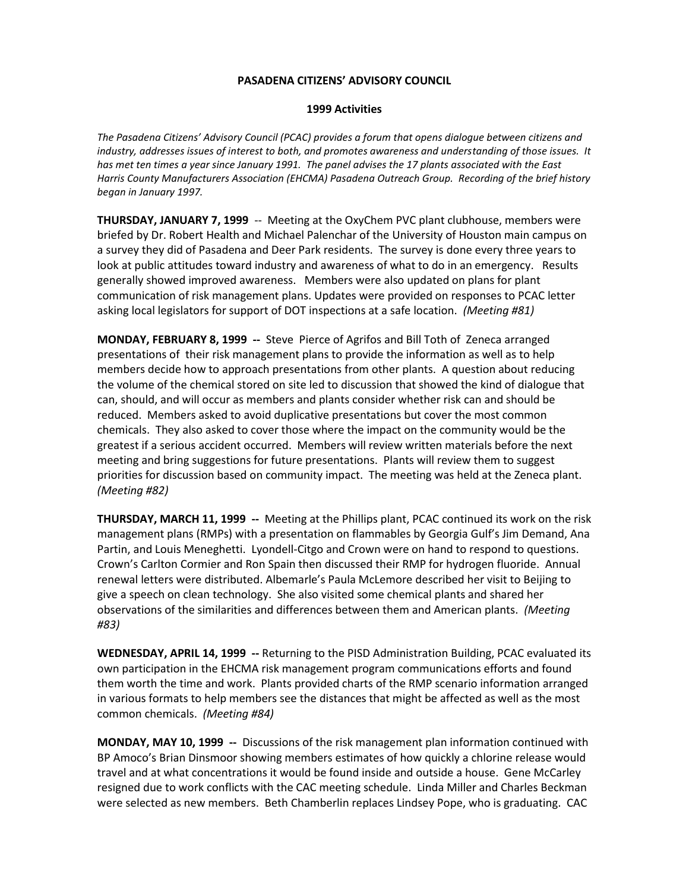**PASADENA CITIZENS' ADVISORY COUNCIL**

**1999 Activities**

*The Pasadena Citizens' Advisory Council (PCAC) provides a forum that opens dialogue between citizens and industry, addresses issues of interest to both, and promotes awareness and understanding of those issues. It has met ten times a year since January 1991. The panel advises the 17 plants associated with the East Harris County Manufacturers Association (EHCMA) Pasadena Outreach Group. Recording of the brief history began in January 1997.*

**THURSDAY, JANUARY 7, 1999** -- Meeting at the OxyChem PVC plant clubhouse, members were briefed by Dr. Robert Health and Michael Palenchar of the University of Houston main campus on a survey they did of Pasadena and Deer Park residents. The survey is done every three years to look at public attitudes toward industry and awareness of what to do in an emergency. Results generally showed improved awareness. Members were also updated on plans for plant communication of risk management plans. Updates were provided on responses to PCAC letter asking local legislators for support of DOT inspections at a safe location. *(Meeting #81)*

**MONDAY, FEBRUARY 8, 1999 --** Steve Pierce of Agrifos and Bill Toth of Zeneca arranged presentations of their risk management plans to provide the information as well as to help members decide how to approach presentations from other plants. A question about reducing the volume of the chemical stored on site led to discussion that showed the kind of dialogue that can, should, and will occur as members and plants consider whether risk can and should be reduced. Members asked to avoid duplicative presentations but cover the most common chemicals. They also asked to cover those where the impact on the community would be the greatest if a serious accident occurred. Members will review written materials before the next meeting and bring suggestions for future presentations. Plants will review them to suggest priorities for discussion based on community impact. The meeting was held at the Zeneca plant. *(Meeting #82)*

**THURSDAY, MARCH 11, 1999 --** Meeting at the Phillips plant, PCAC continued its work on the risk management plans (RMPs) with a presentation on flammables by Georgia Gulf's Jim Demand, Ana Partin, and Louis Meneghetti. Lyondell-Citgo and Crown were on hand to respond to questions. Crown's Carlton Cormier and Ron Spain then discussed their RMP for hydrogen fluoride. Annual renewal letters were distributed. Albemarle's Paula McLemore described her visit to Beijing to give a speech on clean technology. She also visited some chemical plants and shared her observations of the similarities and differences between them and American plants. *(Meeting #83)*

**WEDNESDAY, APRIL 14, 1999 --** Returning to the PISD Administration Building, PCAC evaluated its own participation in the EHCMA risk management program communications efforts and found them worth the time and work. Plants provided charts of the RMP scenario information arranged in various formats to help members see the distances that might be affected as well as the most common chemicals. *(Meeting #84)*

**MONDAY, MAY 10, 1999 --** Discussions of the risk management plan information continued with BP Amoco's Brian Dinsmoor showing members estimates of how quickly a chlorine release would travel and at what concentrations it would be found inside and outside a house. Gene McCarley resigned due to work conflicts with the CAC meeting schedule. Linda Miller and Charles Beckman were selected as new members. Beth Chamberlin replaces Lindsey Pope, who is graduating. CAC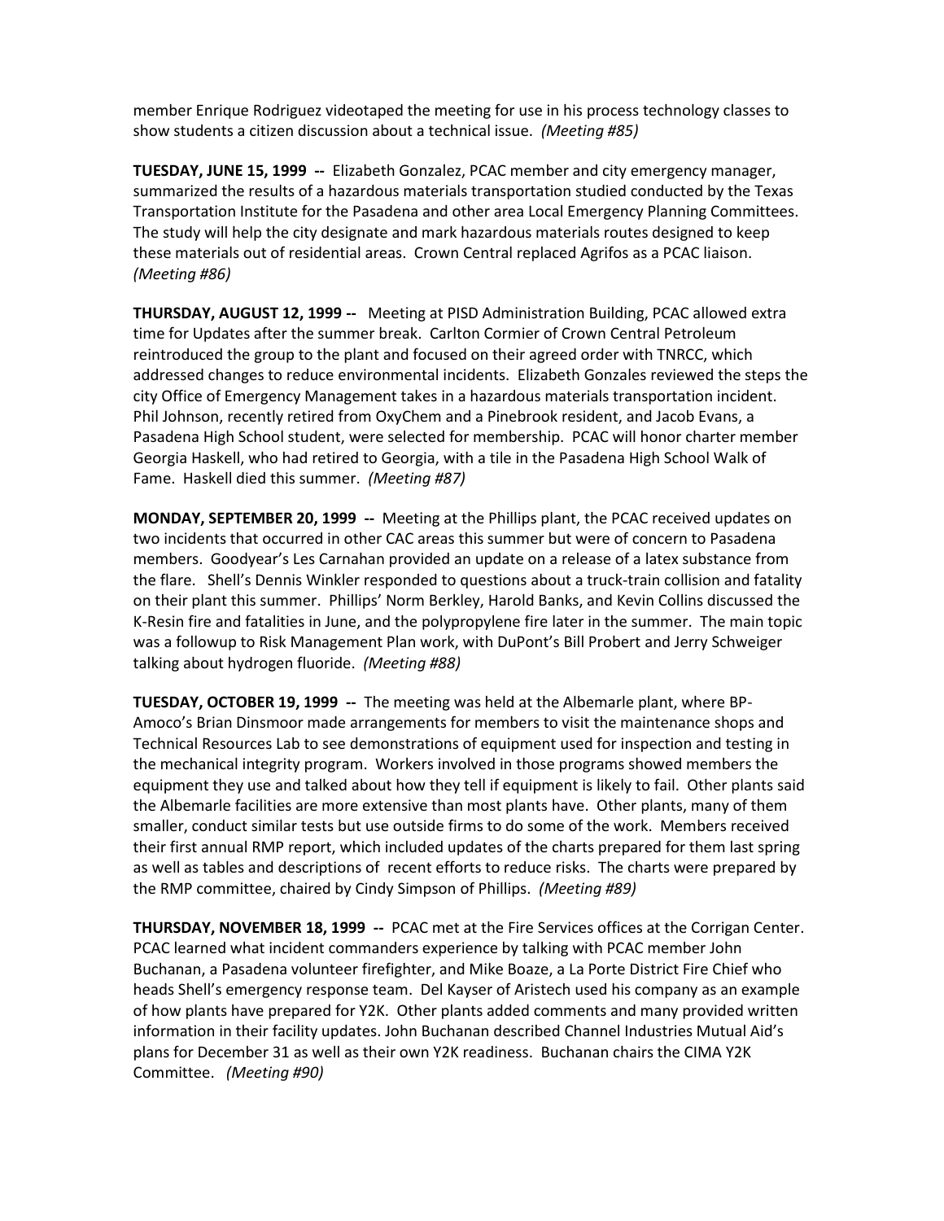member Enrique Rodriguez videotaped the meeting for use in his process technology classes to show students a citizen discussion about a technical issue. *(Meeting #85)*

**TUESDAY, JUNE 15, 1999 --** Elizabeth Gonzalez, PCAC member and city emergency manager, summarized the results of a hazardous materials transportation studied conducted by the Texas Transportation Institute for the Pasadena and other area Local Emergency Planning Committees. The study will help the city designate and mark hazardous materials routes designed to keep these materials out of residential areas. Crown Central replaced Agrifos as a PCAC liaison. *(Meeting #86)*

**THURSDAY, AUGUST 12, 1999 --** Meeting at PISD Administration Building, PCAC allowed extra time for Updates after the summer break. Carlton Cormier of Crown Central Petroleum reintroduced the group to the plant and focused on their agreed order with TNRCC, which addressed changes to reduce environmental incidents. Elizabeth Gonzales reviewed the steps the city Office of Emergency Management takes in a hazardous materials transportation incident. Phil Johnson, recently retired from OxyChem and a Pinebrook resident, and Jacob Evans, a Pasadena High School student, were selected for membership. PCAC will honor charter member Georgia Haskell, who had retired to Georgia, with a tile in the Pasadena High School Walk of Fame. Haskell died this summer. *(Meeting #87)*

**MONDAY, SEPTEMBER 20, 1999 --** Meeting at the Phillips plant, the PCAC received updates on two incidents that occurred in other CAC areas this summer but were of concern to Pasadena members. Goodyear's Les Carnahan provided an update on a release of a latex substance from the flare. Shell's Dennis Winkler responded to questions about a truck-train collision and fatality on their plant this summer. Phillips' Norm Berkley, Harold Banks, and Kevin Collins discussed the K-Resin fire and fatalities in June, and the polypropylene fire later in the summer. The main topic was a followup to Risk Management Plan work, with DuPont's Bill Probert and Jerry Schweiger talking about hydrogen fluoride. *(Meeting #88)*

**TUESDAY, OCTOBER 19, 1999 --** The meeting was held at the Albemarle plant, where BP-Amoco's Brian Dinsmoor made arrangements for members to visit the maintenance shops and Technical Resources Lab to see demonstrations of equipment used for inspection and testing in the mechanical integrity program. Workers involved in those programs showed members the equipment they use and talked about how they tell if equipment is likely to fail. Other plants said the Albemarle facilities are more extensive than most plants have. Other plants, many of them smaller, conduct similar tests but use outside firms to do some of the work. Members received their first annual RMP report, which included updates of the charts prepared for them last spring as well as tables and descriptions of recent efforts to reduce risks. The charts were prepared by the RMP committee, chaired by Cindy Simpson of Phillips. *(Meeting #89)*

**THURSDAY, NOVEMBER 18, 1999 --** PCAC met at the Fire Services offices at the Corrigan Center. PCAC learned what incident commanders experience by talking with PCAC member John Buchanan, a Pasadena volunteer firefighter, and Mike Boaze, a La Porte District Fire Chief who heads Shell's emergency response team. Del Kayser of Aristech used his company as an example of how plants have prepared for Y2K. Other plants added comments and many provided written information in their facility updates. John Buchanan described Channel Industries Mutual Aid's plans for December 31 as well as their own Y2K readiness. Buchanan chairs the CIMA Y2K Committee. *(Meeting #90)*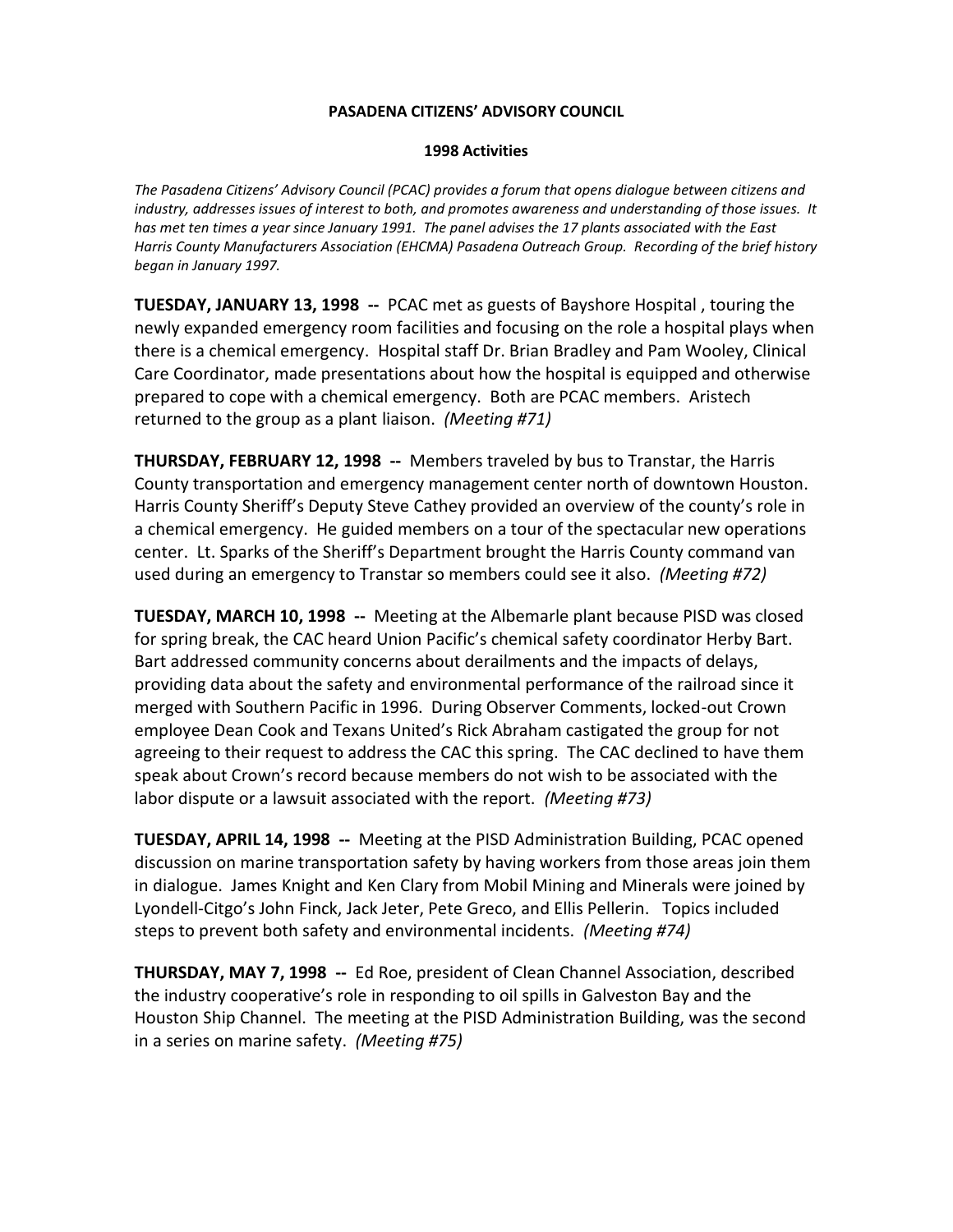# PASADENA CITIZENS' ADVISORY COUNCIL

## 1998 Activities

*The Pasadena Citizens' Advisory Council (PCAC) provides a forum that opens dialogue between citizens and industry, addresses issues of interest to both, and promotes awareness and understanding of those issues. It has met ten times a year since January 1991. The panel advises the 17 plants associated with the East Harris County Manufacturers Association (EHCMA) Pasadena Outreach Group. Recording of the brief history began in January 1997.*

**TUESDAY, JANUARY 13, 1998 --** PCAC met as guests of Bayshore Hospital , touring the newly expanded emergency room facilities and focusing on the role a hospital plays when there is a chemical emergency. Hospital staff Dr. Brian Bradley and Pam Wooley, Clinical Care Coordinator, made presentations about how the hospital is equipped and otherwise prepared to cope with a chemical emergency. Both are PCAC members. Aristech returned to the group as a plant liaison. *(Meeting #71)*

**THURSDAY, FEBRUARY 12, 1998 --** Members traveled by bus to Transtar, the Harris County transportation and emergency management center north of downtown Houston. Harris County Sheriff's Deputy Steve Cathey provided an overview of the county's role in a chemical emergency. He guided members on a tour of the spectacular new operations center. Lt. Sparks of the Sheriff's Department brought the Harris County command van used during an emergency to Transtar so members could see it also. *(Meeting #72)*

**TUESDAY, MARCH 10, 1998 --** Meeting at the Albemarle plant because PISD was closed for spring break, the CAC heard Union Pacific's chemical safety coordinator Herby Bart. Bart addressed community concerns about derailments and the impacts of delays, providing data about the safety and environmental performance of the railroad since it merged with Southern Pacific in 1996. During Observer Comments, locked-out Crown employee Dean Cook and Texans United's Rick Abraham castigated the group for not agreeing to their request to address the CAC this spring. The CAC declined to have them speak about Crown's record because members do not wish to be associated with the labor dispute or a lawsuit associated with the report. *(Meeting #73)*

**TUESDAY, APRIL 14, 1998 --** Meeting at the PISD Administration Building, PCAC opened discussion on marine transportation safety by having workers from those areas join them in dialogue. James Knight and Ken Clary from Mobil Mining and Minerals were joined by Lyondell-Citgo's John Finck, Jack Jeter, Pete Greco, and Ellis Pellerin. Topics included steps to prevent both safety and environmental incidents. *(Meeting #74)*

**THURSDAY, MAY 7, 1998 --** Ed Roe, president of Clean Channel Association, described the industry cooperative's role in responding to oil spills in Galveston Bay and the Houston Ship Channel. The meeting at the PISD Administration Building, was the second in a series on marine safety. *(Meeting #75)*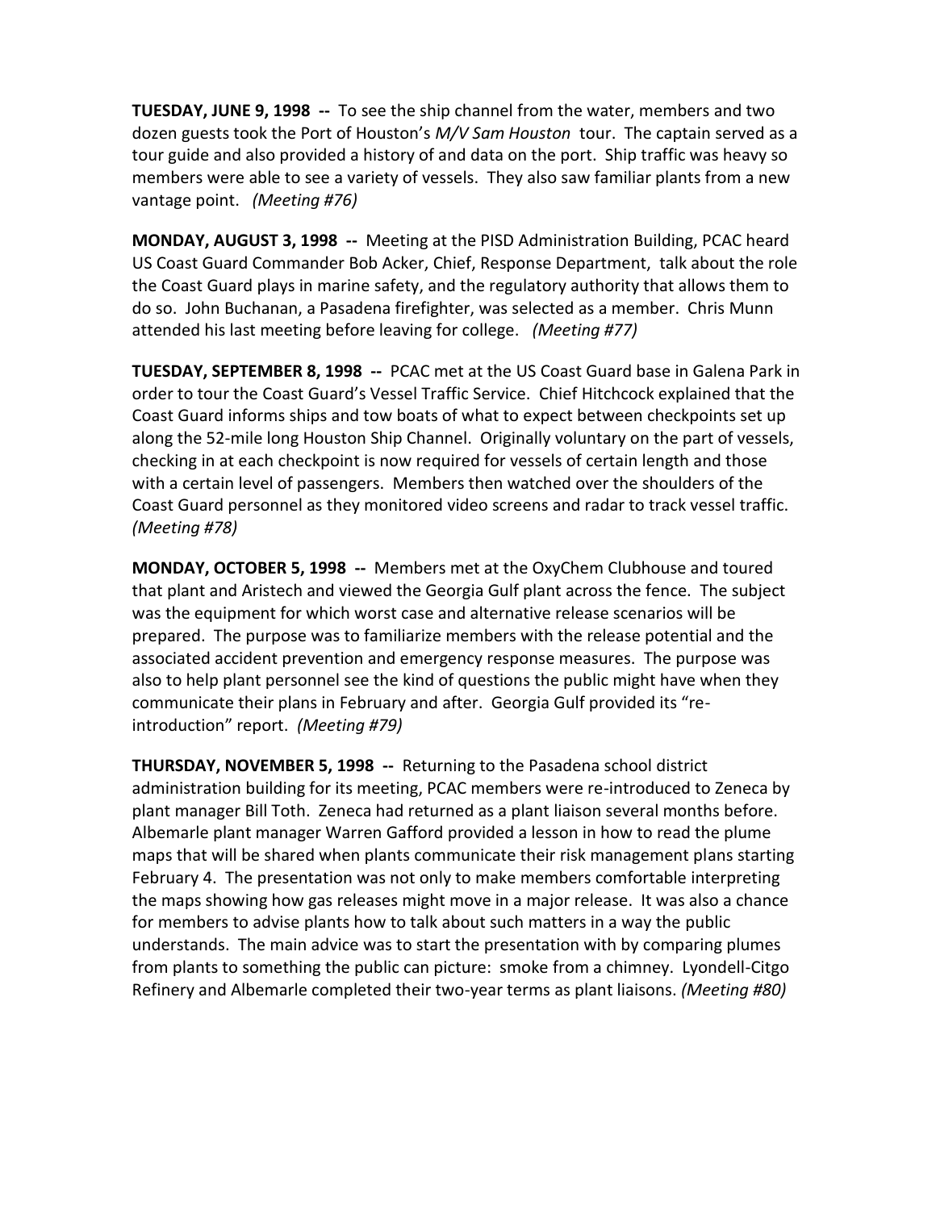**TUESDAY, JUNE 9, 1998 --** To see the ship channel from the water, members and two dozen guests took the Port of Houston's *M/V Sam Houston* tour. The captain served as a tour guide and also provided a history of and data on the port. Ship traffic was heavy so members were able to see a variety of vessels. They also saw familiar plants from a new vantage point. *(Meeting #76)*

**MONDAY, AUGUST 3, 1998 --** Meeting at the PISD Administration Building, PCAC heard US Coast Guard Commander Bob Acker, Chief, Response Department, talk about the role the Coast Guard plays in marine safety, and the regulatory authority that allows them to do so. John Buchanan, a Pasadena firefighter, was selected as a member. Chris Munn attended his last meeting before leaving for college. *(Meeting #77)*

**TUESDAY, SEPTEMBER 8, 1998 --** PCAC met at the US Coast Guard base in Galena Park in order to tour the Coast Guard's Vessel Traffic Service. Chief Hitchcock explained that the Coast Guard informs ships and tow boats of what to expect between checkpoints set up along the 52-mile long Houston Ship Channel. Originally voluntary on the part of vessels, checking in at each checkpoint is now required for vessels of certain length and those with a certain level of passengers. Members then watched over the shoulders of the Coast Guard personnel as they monitored video screens and radar to track vessel traffic. *(Meeting #78)*

**MONDAY, OCTOBER 5, 1998 --** Members met at the OxyChem Clubhouse and toured that plant and Aristech and viewed the Georgia Gulf plant across the fence. The subject was the equipment for which worst case and alternative release scenarios will be prepared. The purpose was to familiarize members with the release potential and the associated accident prevention and emergency response measures. The purpose was also to help plant personnel see the kind of questions the public might have when they communicate their plans in February and after. Georgia Gulf provided its "re-introduction" report. *(Meeting #79)*

**THURSDAY, NOVEMBER 5, 1998 --** Returning to the Pasadena school district administration building for its meeting, PCAC members were re-introduced to Zeneca by plant manager Bill Toth. Zeneca had returned as a plant liaison several months before. Albemarle plant manager Warren Gafford provided a lesson in how to read the plume maps that will be shared when plants communicate their risk management plans starting February 4. The presentation was not only to make members comfortable interpreting the maps showing how gas releases might move in a major release. It was also a chance for members to advise plants how to talk about such matters in a way the public understands. The main advice was to start the presentation with by comparing plumes from plants to something the public can picture: smoke from a chimney. Lyondell-Citgo Refinery and Albemarle completed their two-year terms as plant liaisons. *(Meeting #80)*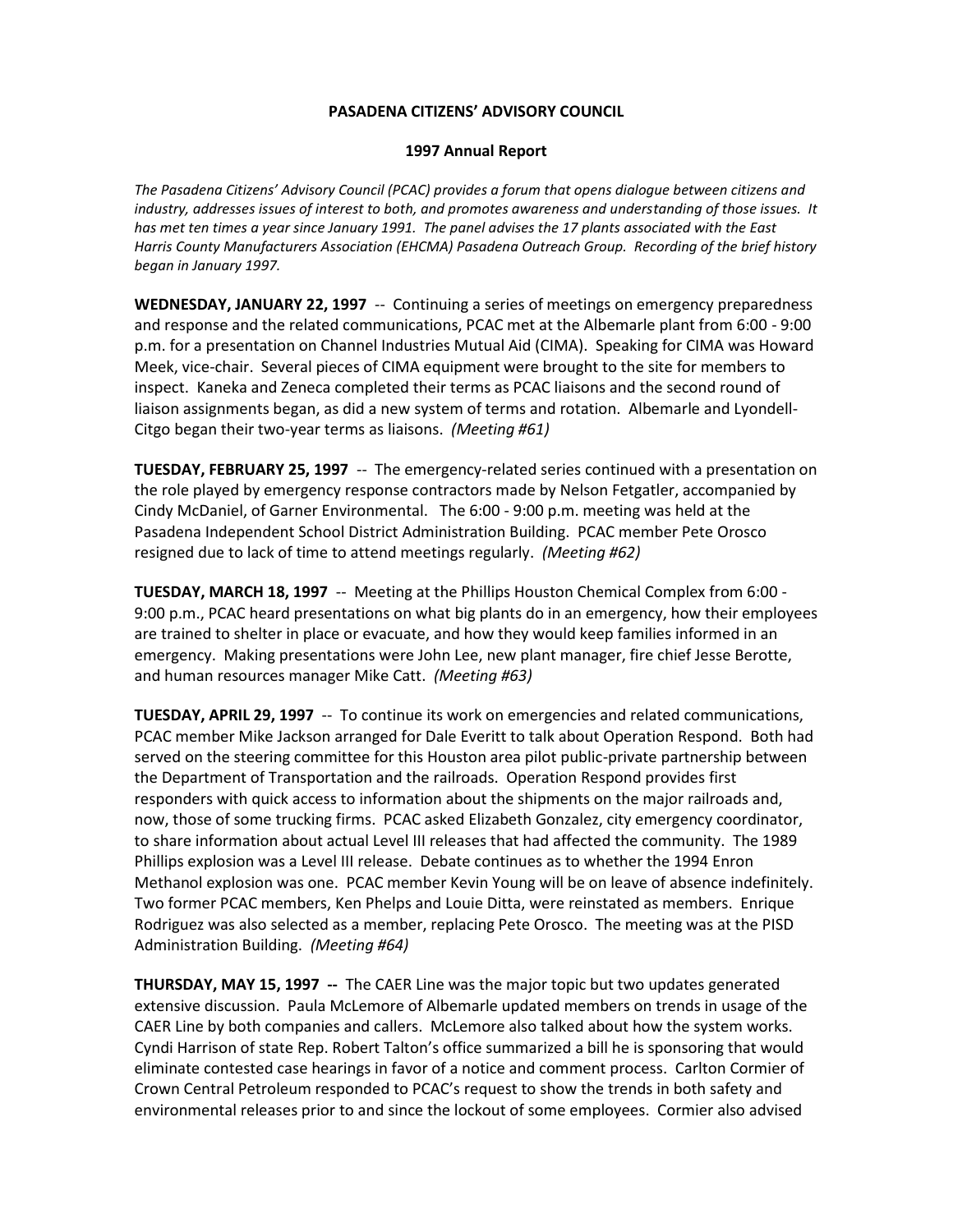**PASADENA CITIZENS' ADVISORY COUNCIL**

**1997 Annual Report**

*The Pasadena Citizens' Advisory Council (PCAC) provides a forum that opens dialogue between citizens and industry, addresses issues of interest to both, and promotes awareness and understanding of those issues. It has met ten times a year since January 1991. The panel advises the 17 plants associated with the East Harris County Manufacturers Association (EHCMA) Pasadena Outreach Group. Recording of the brief history began in January 1997.*

**WEDNESDAY, JANUARY 22, 1997** -- Continuing a series of meetings on emergency preparedness and response and the related communications, PCAC met at the Albemarle plant from 6:00 - 9:00 p.m. for a presentation on Channel Industries Mutual Aid (CIMA). Speaking for CIMA was Howard Meek, vice-chair. Several pieces of CIMA equipment were brought to the site for members to inspect. Kaneka and Zeneca completed their terms as PCAC liaisons and the second round of liaison assignments began, as did a new system of terms and rotation. Albemarle and Lyondell-Citgo began their two-year terms as liaisons. *(Meeting #61)*

**TUESDAY, FEBRUARY 25, 1997** -- The emergency-related series continued with a presentation on the role played by emergency response contractors made by Nelson Fetgatler, accompanied by Cindy McDaniel, of Garner Environmental. The 6:00 - 9:00 p.m. meeting was held at the Pasadena Independent School District Administration Building. PCAC member Pete Orosco resigned due to lack of time to attend meetings regularly. *(Meeting #62)*

**TUESDAY, MARCH 18, 1997** -- Meeting at the Phillips Houston Chemical Complex from 6:00 - 9:00 p.m., PCAC heard presentations on what big plants do in an emergency, how their employees are trained to shelter in place or evacuate, and how they would keep families informed in an emergency. Making presentations were John Lee, new plant manager, fire chief Jesse Berotte, and human resources manager Mike Catt. *(Meeting #63)*

**TUESDAY, APRIL 29, 1997** -- To continue its work on emergencies and related communications, PCAC member Mike Jackson arranged for Dale Everitt to talk about Operation Respond. Both had served on the steering committee for this Houston area pilot public-private partnership between the Department of Transportation and the railroads. Operation Respond provides first responders with quick access to information about the shipments on the major railroads and, now, those of some trucking firms. PCAC asked Elizabeth Gonzalez, city emergency coordinator, to share information about actual Level III releases that had affected the community. The 1989 Phillips explosion was a Level III release. Debate continues as to whether the 1994 Enron Methanol explosion was one. PCAC member Kevin Young will be on leave of absence indefinitely. Two former PCAC members, Ken Phelps and Louie Ditta, were reinstated as members. Enrique Rodriguez was also selected as a member, replacing Pete Orosco. The meeting was at the PISD Administration Building. *(Meeting #64)*

**THURSDAY, MAY 15, 1997 --** The CAER Line was the major topic but two updates generated extensive discussion. Paula McLemore of Albemarle updated members on trends in usage of the CAER Line by both companies and callers. McLemore also talked about how the system works. Cyndi Harrison of state Rep. Robert Talton's office summarized a bill he is sponsoring that would eliminate contested case hearings in favor of a notice and comment process. Carlton Cormier of Crown Central Petroleum responded to PCAC's request to show the trends in both safety and environmental releases prior to and since the lockout of some employees. Cormier also advised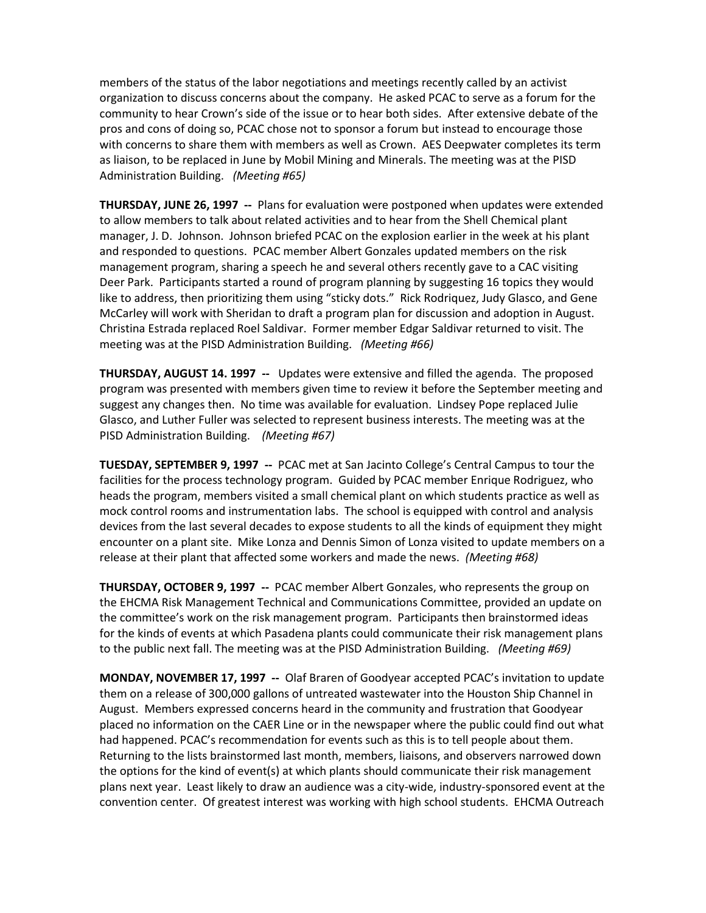members of the status of the labor negotiations and meetings recently called by an activist organization to discuss concerns about the company. He asked PCAC to serve as a forum for the community to hear Crown's side of the issue or to hear both sides. After extensive debate of the pros and cons of doing so, PCAC chose not to sponsor a forum but instead to encourage those with concerns to share them with members as well as Crown. AES Deepwater completes its term as liaison, to be replaced in June by Mobil Mining and Minerals. The meeting was at the PISD Administration Building. *(Meeting #65)*

**THURSDAY, JUNE 26, 1997 --** Plans for evaluation were postponed when updates were extended to allow members to talk about related activities and to hear from the Shell Chemical plant manager, J. D. Johnson. Johnson briefed PCAC on the explosion earlier in the week at his plant and responded to questions. PCAC member Albert Gonzales updated members on the risk management program, sharing a speech he and several others recently gave to a CAC visiting Deer Park. Participants started a round of program planning by suggesting 16 topics they would like to address, then prioritizing them using "sticky dots." Rick Rodriquez, Judy Glasco, and Gene McCarley will work with Sheridan to draft a program plan for discussion and adoption in August. Christina Estrada replaced Roel Saldivar. Former member Edgar Saldivar returned to visit. The meeting was at the PISD Administration Building. *(Meeting #66)*

**THURSDAY, AUGUST 14. 1997 --** Updates were extensive and filled the agenda. The proposed program was presented with members given time to review it before the September meeting and suggest any changes then. No time was available for evaluation. Lindsey Pope replaced Julie Glasco, and Luther Fuller was selected to represent business interests. The meeting was at the PISD Administration Building. *(Meeting #67)*

**TUESDAY, SEPTEMBER 9, 1997 --** PCAC met at San Jacinto College's Central Campus to tour the facilities for the process technology program. Guided by PCAC member Enrique Rodriguez, who heads the program, members visited a small chemical plant on which students practice as well as mock control rooms and instrumentation labs. The school is equipped with control and analysis devices from the last several decades to expose students to all the kinds of equipment they might encounter on a plant site. Mike Lonza and Dennis Simon of Lonza visited to update members on a release at their plant that affected some workers and made the news. *(Meeting #68)*

**THURSDAY, OCTOBER 9, 1997 --** PCAC member Albert Gonzales, who represents the group on the EHCMA Risk Management Technical and Communications Committee, provided an update on the committee's work on the risk management program. Participants then brainstormed ideas for the kinds of events at which Pasadena plants could communicate their risk management plans to the public next fall. The meeting was at the PISD Administration Building. *(Meeting #69)*

**MONDAY, NOVEMBER 17, 1997 --** Olaf Braren of Goodyear accepted PCAC's invitation to update them on a release of 300,000 gallons of untreated wastewater into the Houston Ship Channel in August. Members expressed concerns heard in the community and frustration that Goodyear placed no information on the CAER Line or in the newspaper where the public could find out what had happened. PCAC's recommendation for events such as this is to tell people about them. Returning to the lists brainstormed last month, members, liaisons, and observers narrowed down the options for the kind of event(s) at which plants should communicate their risk management plans next year. Least likely to draw an audience was a city-wide, industry-sponsored event at the convention center. Of greatest interest was working with high school students. EHCMA Outreach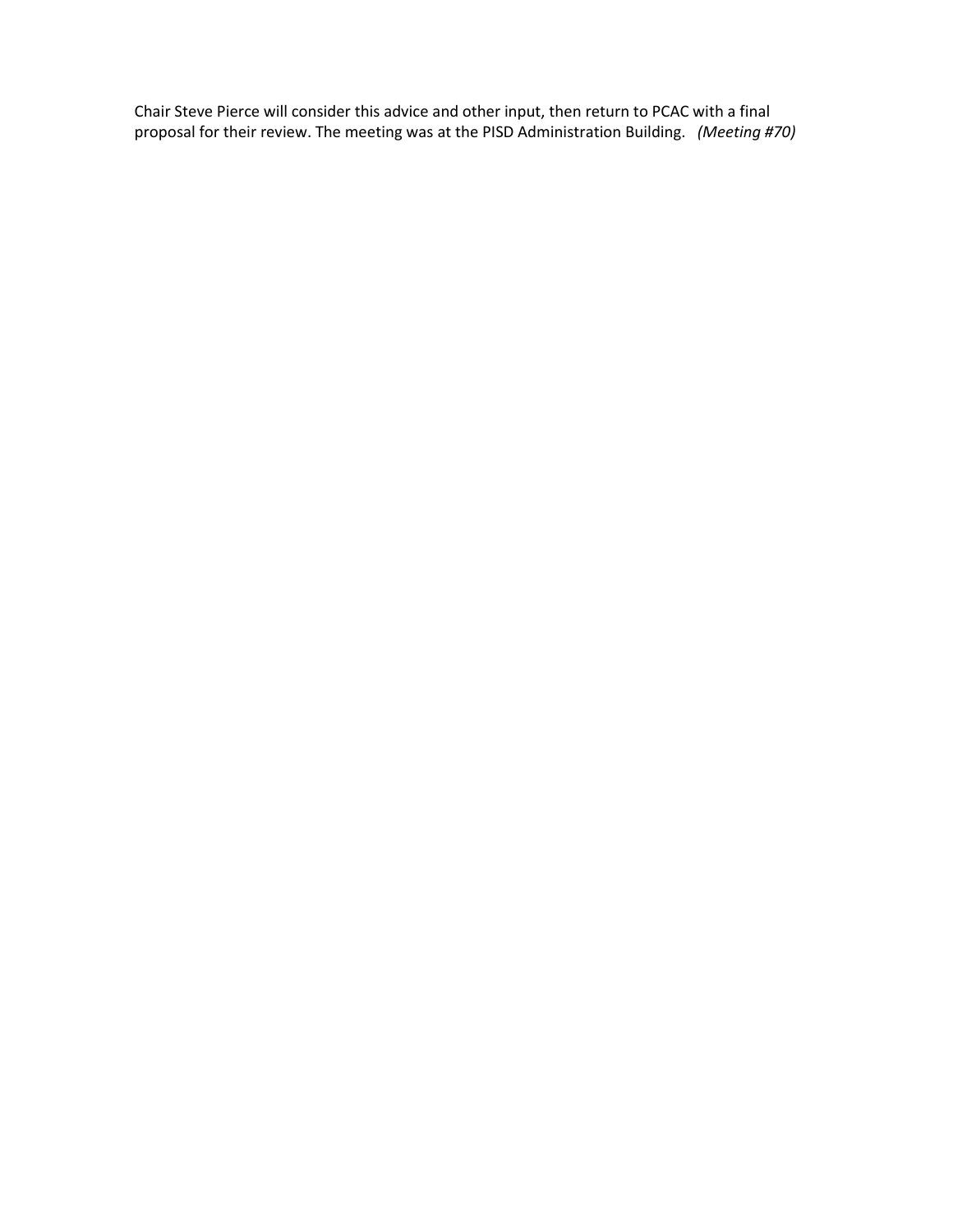Chair Steve Pierce will consider this advice and other input, then return to PCAC with a final proposal for their review. The meeting was at the PISD Administration Building. *(Meeting #70)*